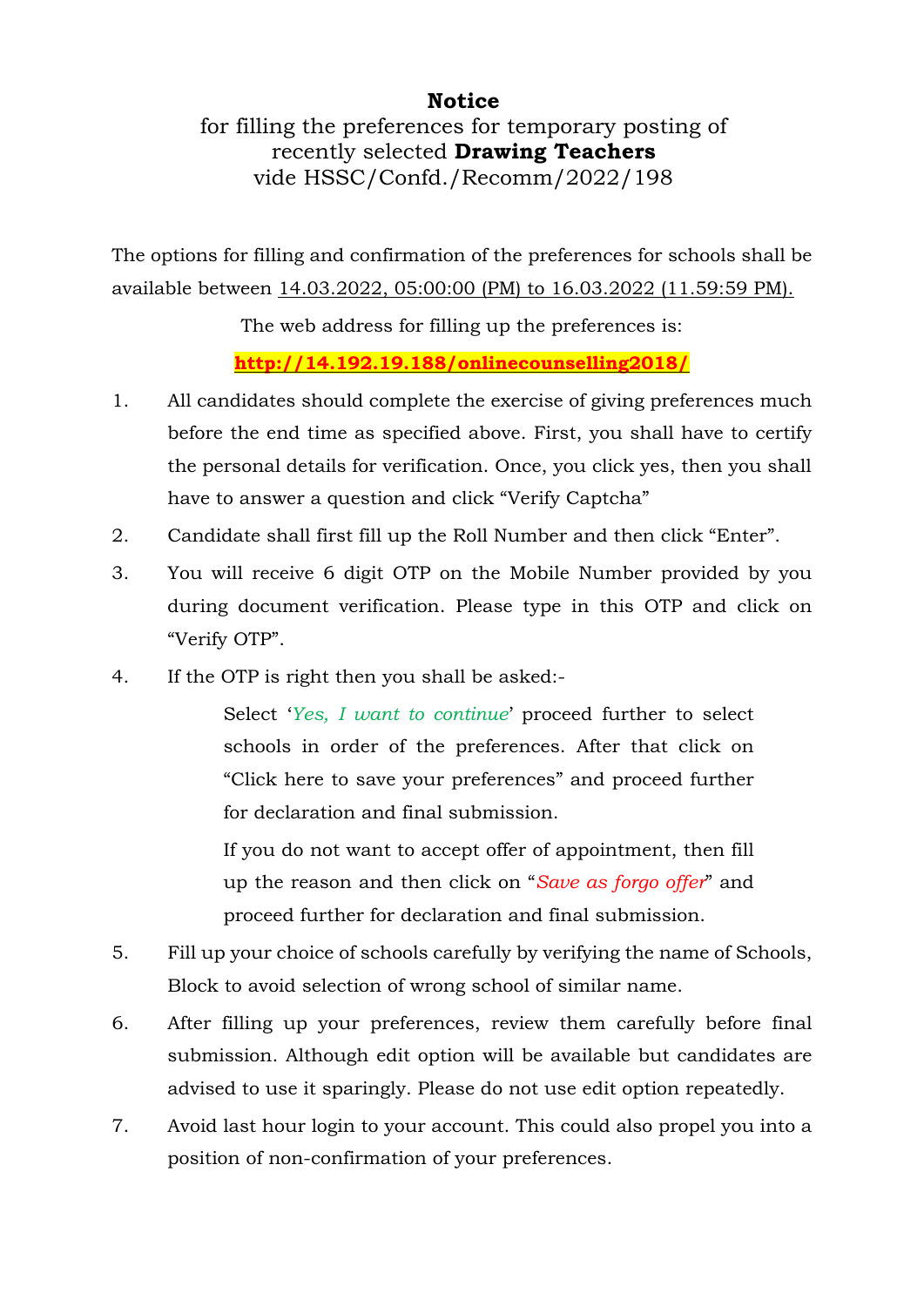# Notice

for filling the preferences for temporary posting of recently selected **Drawing Teachers** vide HSSC/Confd./Recomm/2022/198

The options for filling and confirmation of the preferences for schools shall be available between 14.03.2022, 05:00:00 (PM) to 16.03.2022 (11.59:59 PM).

The web address for filling up the preferences is:

**http://14.192.19.188/onlinecounselling2018/**

1. All candidates should complete the exercise of giving preferences much before the end time as specified above. First, you shall have to certify the personal details for verification. Once, you click yes, then you shall have to answer a question and click "Verify Captcha"
2. Candidate shall first fill up the Roll Number and then click "Enter".
3. You will receive 6 digit OTP on the Mobile Number provided by you during document verification. Please type in this OTP and click on "Verify OTP".
4. If the OTP is right then you shall be asked:-

   Select '*Yes, I want to continue*' proceed further to select schools in order of the preferences. After that click on "Click here to save your preferences" and proceed further for declaration and final submission.

   If you do not want to accept offer of appointment, then fill up the reason and then click on "*Save as forgo offer*" and proceed further for declaration and final submission.

5. Fill up your choice of schools carefully by verifying the name of Schools, Block to avoid selection of wrong school of similar name.
6. After filling up your preferences, review them carefully before final submission. Although edit option will be available but candidates are advised to use it sparingly. Please do not use edit option repeatedly.
7. Avoid last hour login to your account. This could also propel you into a position of non-confirmation of your preferences.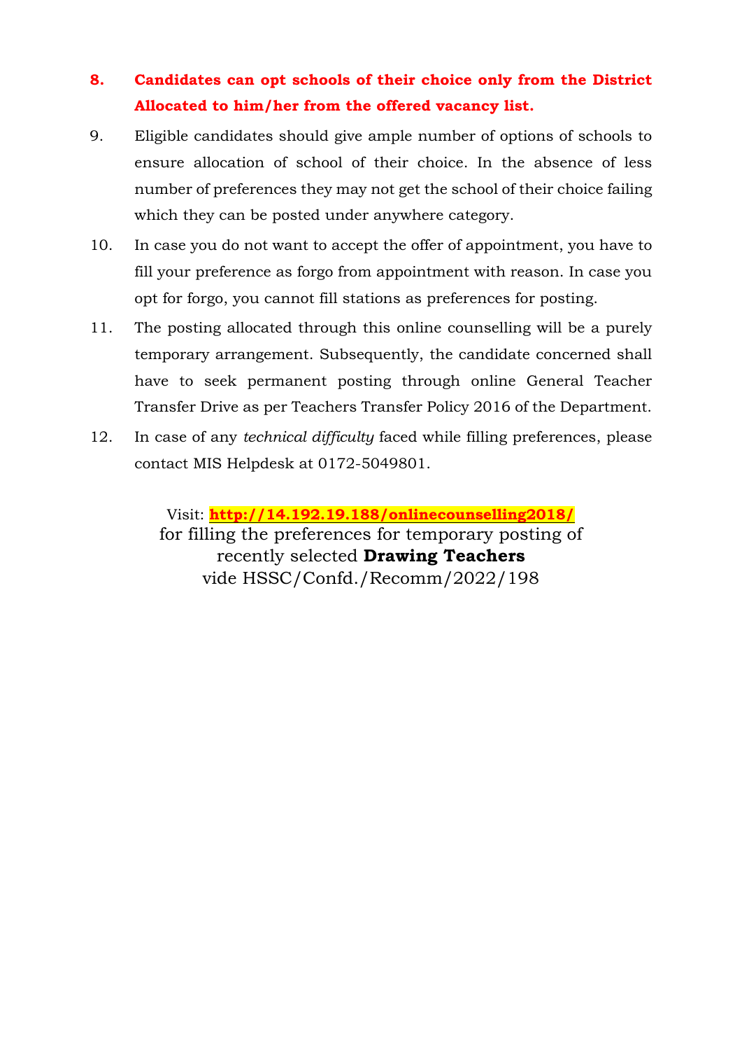8. **Candidates can opt schools of their choice only from the District Allocated to him/her from the offered vacancy list.**
9. Eligible candidates should give ample number of options of schools to ensure allocation of school of their choice. In the absence of less number of preferences they may not get the school of their choice failing which they can be posted under anywhere category.
10. In case you do not want to accept the offer of appointment, you have to fill your preference as forgo from appointment with reason. In case you opt for forgo, you cannot fill stations as preferences for posting.
11. The posting allocated through this online counselling will be a purely temporary arrangement. Subsequently, the candidate concerned shall have to seek permanent posting through online General Teacher Transfer Drive as per Teachers Transfer Policy 2016 of the Department.
12. In case of any *technical difficulty* faced while filling preferences, please contact MIS Helpdesk at 0172-5049801.

Visit: **http://14.192.19.188/onlinecounselling2018/**
for filling the preferences for temporary posting of recently selected **Drawing Teachers**
vide HSSC/Confd./Recomm/2022/198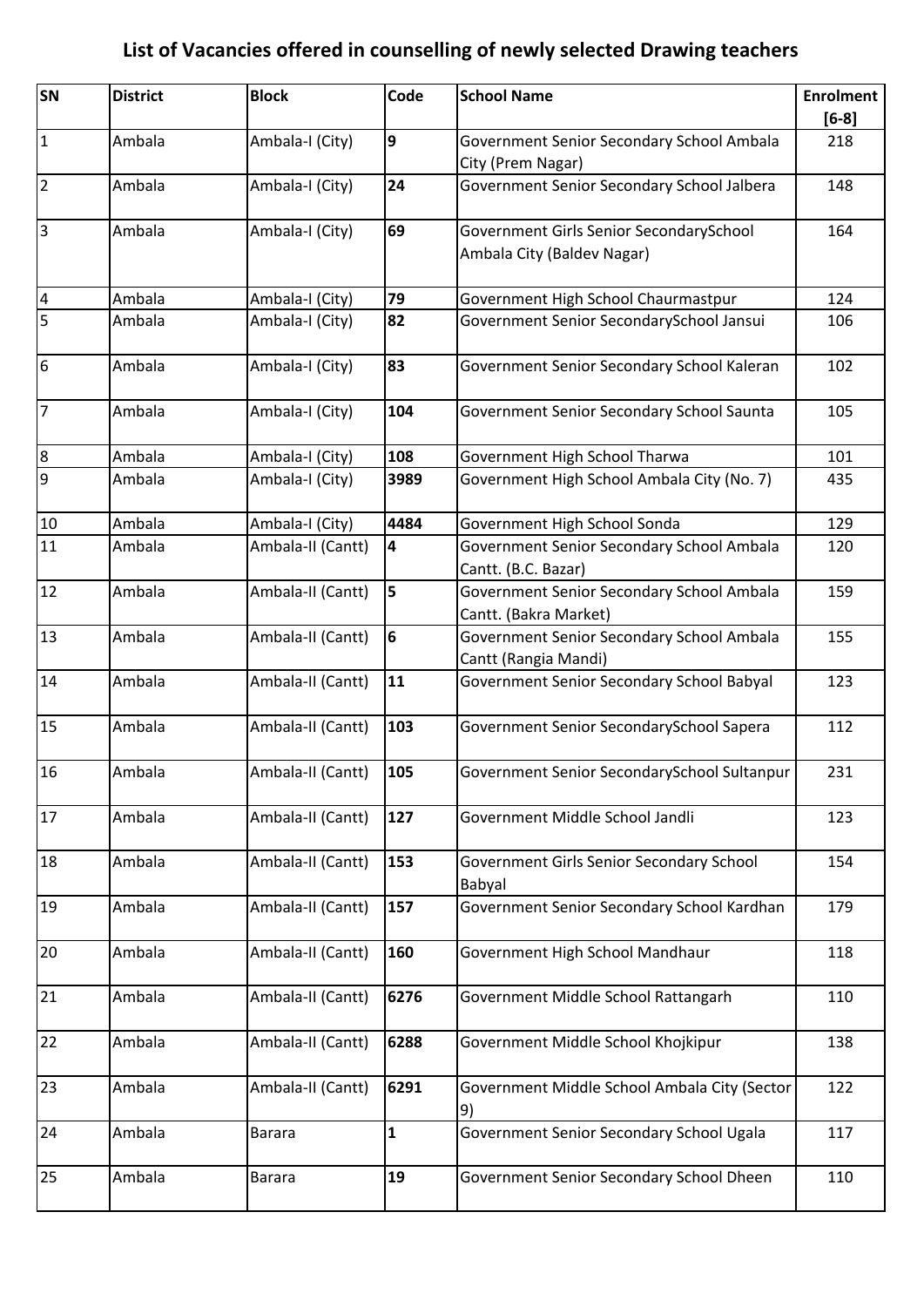# List of Vacancies offered in counselling of newly selected Drawing teachers

| SN | District | Block | Code | School Name | Enrolment [6-8] |
|---|---|---|---|---|---|
| 1 | Ambala | Ambala-I (City) | **9** | Government Senior Secondary School Ambala City (Prem Nagar) | 218 |
| 2 | Ambala | Ambala-I (City) | **24** | Government Senior Secondary School Jalbera | 148 |
| 3 | Ambala | Ambala-I (City) | **69** | Government Girls Senior SecondarySchool Ambala City (Baldev Nagar) | 164 |
| 4 | Ambala | Ambala-I (City) | **79** | Government High School Chaurmastpur | 124 |
| 5 | Ambala | Ambala-I (City) | **82** | Government Senior SecondarySchool Jansui | 106 |
| 6 | Ambala | Ambala-I (City) | **83** | Government Senior Secondary School Kaleran | 102 |
| 7 | Ambala | Ambala-I (City) | **104** | Government Senior Secondary School Saunta | 105 |
| 8 | Ambala | Ambala-I (City) | **108** | Government High School Tharwa | 101 |
| 9 | Ambala | Ambala-I (City) | **3989** | Government High School Ambala City (No. 7) | 435 |
| 10 | Ambala | Ambala-I (City) | **4484** | Government High School Sonda | 129 |
| 11 | Ambala | Ambala-II (Cantt) | **4** | Government Senior Secondary School Ambala Cantt. (B.C. Bazar) | 120 |
| 12 | Ambala | Ambala-II (Cantt) | **5** | Government Senior Secondary School Ambala Cantt. (Bakra Market) | 159 |
| 13 | Ambala | Ambala-II (Cantt) | **6** | Government Senior Secondary School Ambala Cantt (Rangia Mandi) | 155 |
| 14 | Ambala | Ambala-II (Cantt) | **11** | Government Senior Secondary School Babyal | 123 |
| 15 | Ambala | Ambala-II (Cantt) | **103** | Government Senior SecondarySchool Sapera | 112 |
| 16 | Ambala | Ambala-II (Cantt) | **105** | Government Senior SecondarySchool Sultanpur | 231 |
| 17 | Ambala | Ambala-II (Cantt) | **127** | Government Middle School Jandli | 123 |
| 18 | Ambala | Ambala-II (Cantt) | **153** | Government Girls Senior Secondary School Babyal | 154 |
| 19 | Ambala | Ambala-II (Cantt) | **157** | Government Senior Secondary School Kardhan | 179 |
| 20 | Ambala | Ambala-II (Cantt) | **160** | Government High School Mandhaur | 118 |
| 21 | Ambala | Ambala-II (Cantt) | **6276** | Government Middle School Rattangarh | 110 |
| 22 | Ambala | Ambala-II (Cantt) | **6288** | Government Middle School Khojkipur | 138 |
| 23 | Ambala | Ambala-II (Cantt) | **6291** | Government Middle School Ambala City (Sector 9) | 122 |
| 24 | Ambala | Barara | **1** | Government Senior Secondary School Ugala | 117 |
| 25 | Ambala | Barara | **19** | Government Senior Secondary School Dheen | 110 |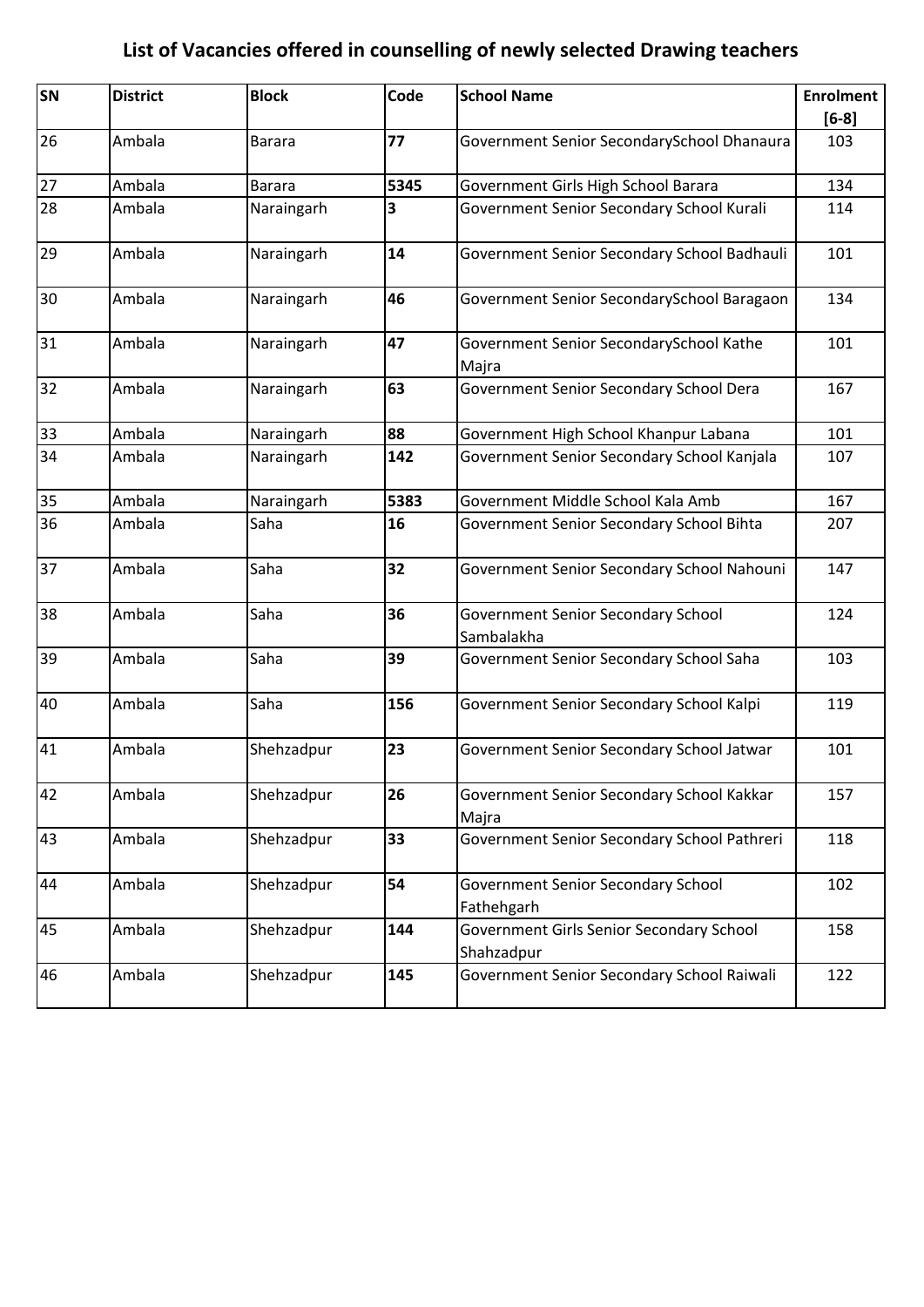# List of Vacancies offered in counselling of newly selected Drawing teachers

| SN | District | Block | Code | School Name | Enrolment [6-8] |
|---|---|---|---|---|---|
| 26 | Ambala | Barara | **77** | Government Senior SecondarySchool Dhanaura | 103 |
| 27 | Ambala | Barara | **5345** | Government Girls High School Barara | 134 |
| 28 | Ambala | Naraingarh | **3** | Government Senior Secondary School Kurali | 114 |
| 29 | Ambala | Naraingarh | **14** | Government Senior Secondary School Badhauli | 101 |
| 30 | Ambala | Naraingarh | **46** | Government Senior SecondarySchool Baragaon | 134 |
| 31 | Ambala | Naraingarh | **47** | Government Senior SecondarySchool Kathe Majra | 101 |
| 32 | Ambala | Naraingarh | **63** | Government Senior Secondary School Dera | 167 |
| 33 | Ambala | Naraingarh | **88** | Government High School Khanpur Labana | 101 |
| 34 | Ambala | Naraingarh | **142** | Government Senior Secondary School Kanjala | 107 |
| 35 | Ambala | Naraingarh | **5383** | Government Middle School Kala Amb | 167 |
| 36 | Ambala | Saha | **16** | Government Senior Secondary School Bihta | 207 |
| 37 | Ambala | Saha | **32** | Government Senior Secondary School Nahouni | 147 |
| 38 | Ambala | Saha | **36** | Government Senior Secondary School Sambalakha | 124 |
| 39 | Ambala | Saha | **39** | Government Senior Secondary School Saha | 103 |
| 40 | Ambala | Saha | **156** | Government Senior Secondary School Kalpi | 119 |
| 41 | Ambala | Shehzadpur | **23** | Government Senior Secondary School Jatwar | 101 |
| 42 | Ambala | Shehzadpur | **26** | Government Senior Secondary School Kakkar Majra | 157 |
| 43 | Ambala | Shehzadpur | **33** | Government Senior Secondary School Pathreri | 118 |
| 44 | Ambala | Shehzadpur | **54** | Government Senior Secondary School Fathehgarh | 102 |
| 45 | Ambala | Shehzadpur | **144** | Government Girls Senior Secondary School Shahzadpur | 158 |
| 46 | Ambala | Shehzadpur | **145** | Government Senior Secondary School Raiwali | 122 |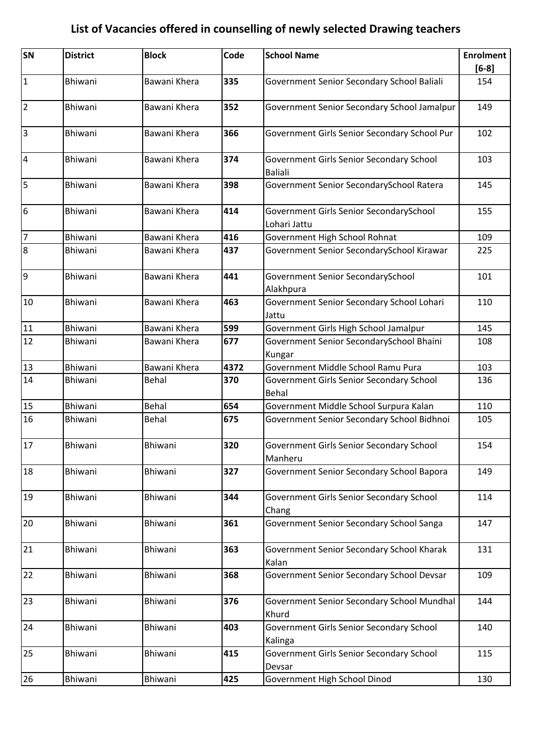# List of Vacancies offered in counselling of newly selected Drawing teachers

| SN | District | Block | Code | School Name | Enrolment [6-8] |
|---|---|---|---|---|---|
| 1 | Bhiwani | Bawani Khera | **335** | Government Senior Secondary School Baliali | 154 |
| 2 | Bhiwani | Bawani Khera | **352** | Government Senior Secondary School Jamalpur | 149 |
| 3 | Bhiwani | Bawani Khera | **366** | Government Girls Senior Secondary School Pur | 102 |
| 4 | Bhiwani | Bawani Khera | **374** | Government Girls Senior Secondary School Baliali | 103 |
| 5 | Bhiwani | Bawani Khera | **398** | Government Senior SecondarySchool Ratera | 145 |
| 6 | Bhiwani | Bawani Khera | **414** | Government Girls Senior SecondarySchool Lohari Jattu | 155 |
| 7 | Bhiwani | Bawani Khera | **416** | Government High School Rohnat | 109 |
| 8 | Bhiwani | Bawani Khera | **437** | Government Senior SecondarySchool Kirawar | 225 |
| 9 | Bhiwani | Bawani Khera | **441** | Government Senior SecondarySchool Alakhpura | 101 |
| 10 | Bhiwani | Bawani Khera | **463** | Government Senior Secondary School Lohari Jattu | 110 |
| 11 | Bhiwani | Bawani Khera | **599** | Government Girls High School Jamalpur | 145 |
| 12 | Bhiwani | Bawani Khera | **677** | Government Senior SecondarySchool Bhaini Kungar | 108 |
| 13 | Bhiwani | Bawani Khera | **4372** | Government Middle School Ramu Pura | 103 |
| 14 | Bhiwani | Behal | **370** | Government Girls Senior Secondary School Behal | 136 |
| 15 | Bhiwani | Behal | **654** | Government Middle School Surpura Kalan | 110 |
| 16 | Bhiwani | Behal | **675** | Government Senior Secondary School Bidhnoi | 105 |
| 17 | Bhiwani | Bhiwani | **320** | Government Girls Senior Secondary School Manheru | 154 |
| 18 | Bhiwani | Bhiwani | **327** | Government Senior Secondary School Bapora | 149 |
| 19 | Bhiwani | Bhiwani | **344** | Government Girls Senior Secondary School Chang | 114 |
| 20 | Bhiwani | Bhiwani | **361** | Government Senior Secondary School Sanga | 147 |
| 21 | Bhiwani | Bhiwani | **363** | Government Senior Secondary School Kharak Kalan | 131 |
| 22 | Bhiwani | Bhiwani | **368** | Government Senior Secondary School Devsar | 109 |
| 23 | Bhiwani | Bhiwani | **376** | Government Senior Secondary School Mundhal Khurd | 144 |
| 24 | Bhiwani | Bhiwani | **403** | Government Girls Senior Secondary School Kalinga | 140 |
| 25 | Bhiwani | Bhiwani | **415** | Government Girls Senior Secondary School Devsar | 115 |
| 26 | Bhiwani | Bhiwani | **425** | Government High School Dinod | 130 |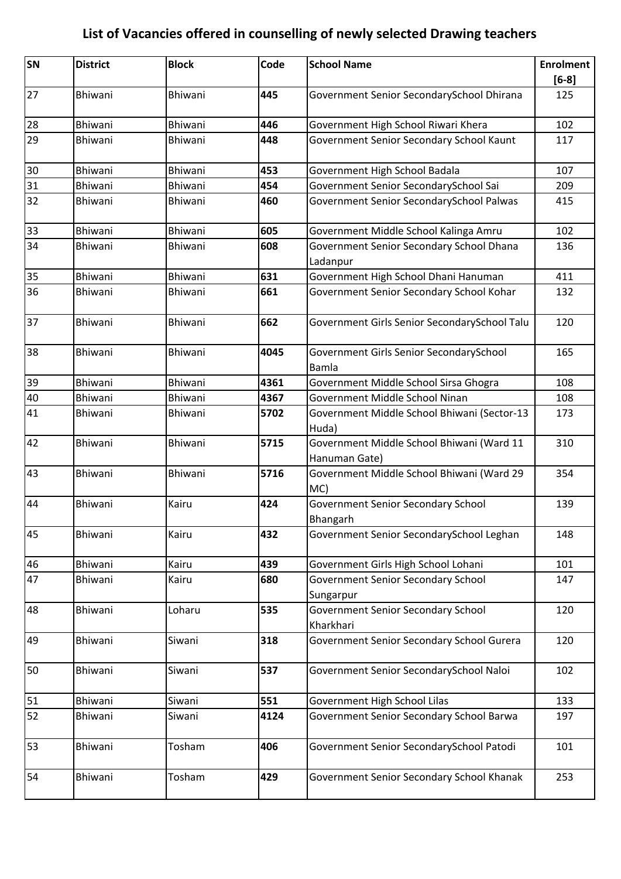# List of Vacancies offered in counselling of newly selected Drawing teachers

| SN | District | Block | Code | School Name | Enrolment [6-8] |
|---|---|---|---|---|---|
| 27 | Bhiwani | Bhiwani | **445** | Government Senior SecondarySchool Dhirana | 125 |
| 28 | Bhiwani | Bhiwani | **446** | Government High School Riwari Khera | 102 |
| 29 | Bhiwani | Bhiwani | **448** | Government Senior Secondary School Kaunt | 117 |
| 30 | Bhiwani | Bhiwani | **453** | Government High School Badala | 107 |
| 31 | Bhiwani | Bhiwani | **454** | Government Senior SecondarySchool Sai | 209 |
| 32 | Bhiwani | Bhiwani | **460** | Government Senior SecondarySchool Palwas | 415 |
| 33 | Bhiwani | Bhiwani | **605** | Government Middle School Kalinga Amru | 102 |
| 34 | Bhiwani | Bhiwani | **608** | Government Senior Secondary School Dhana Ladanpur | 136 |
| 35 | Bhiwani | Bhiwani | **631** | Government High School Dhani Hanuman | 411 |
| 36 | Bhiwani | Bhiwani | **661** | Government Senior Secondary School Kohar | 132 |
| 37 | Bhiwani | Bhiwani | **662** | Government Girls Senior SecondarySchool Talu | 120 |
| 38 | Bhiwani | Bhiwani | **4045** | Government Girls Senior SecondarySchool Bamla | 165 |
| 39 | Bhiwani | Bhiwani | **4361** | Government Middle School Sirsa Ghogra | 108 |
| 40 | Bhiwani | Bhiwani | **4367** | Government Middle School Ninan | 108 |
| 41 | Bhiwani | Bhiwani | **5702** | Government Middle School Bhiwani (Sector-13 Huda) | 173 |
| 42 | Bhiwani | Bhiwani | **5715** | Government Middle School Bhiwani (Ward 11 Hanuman Gate) | 310 |
| 43 | Bhiwani | Bhiwani | **5716** | Government Middle School Bhiwani (Ward 29 MC) | 354 |
| 44 | Bhiwani | Kairu | **424** | Government Senior Secondary School Bhangarh | 139 |
| 45 | Bhiwani | Kairu | **432** | Government Senior SecondarySchool Leghan | 148 |
| 46 | Bhiwani | Kairu | **439** | Government Girls High School Lohani | 101 |
| 47 | Bhiwani | Kairu | **680** | Government Senior Secondary School Sungarpur | 147 |
| 48 | Bhiwani | Loharu | **535** | Government Senior Secondary School Kharkhari | 120 |
| 49 | Bhiwani | Siwani | **318** | Government Senior Secondary School Gurera | 120 |
| 50 | Bhiwani | Siwani | **537** | Government Senior SecondarySchool Naloi | 102 |
| 51 | Bhiwani | Siwani | **551** | Government High School Lilas | 133 |
| 52 | Bhiwani | Siwani | **4124** | Government Senior Secondary School Barwa | 197 |
| 53 | Bhiwani | Tosham | **406** | Government Senior SecondarySchool Patodi | 101 |
| 54 | Bhiwani | Tosham | **429** | Government Senior Secondary School Khanak | 253 |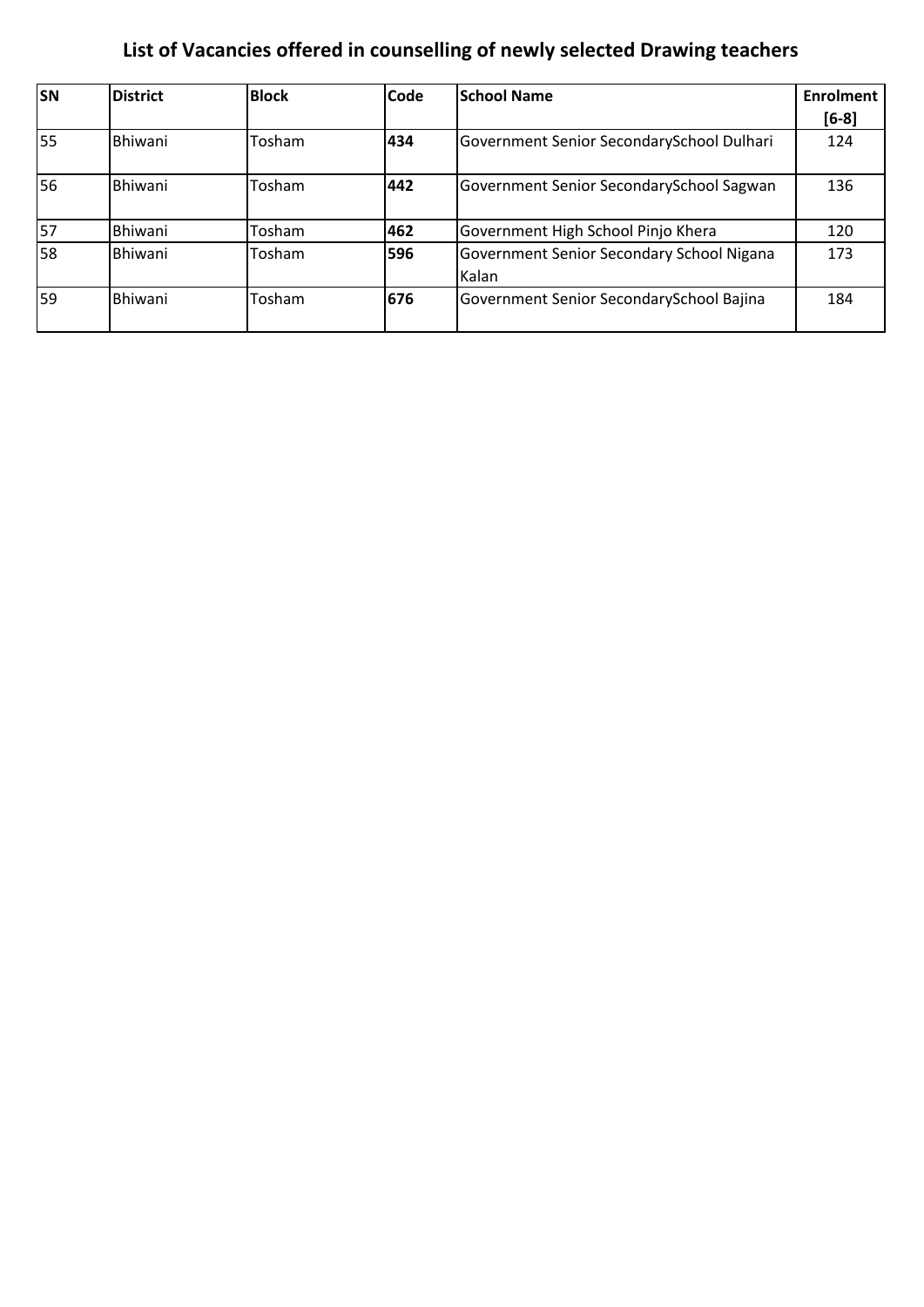# List of Vacancies offered in counselling of newly selected Drawing teachers

| SN | District | Block | Code | School Name | Enrolment [6-8] |
|---|---|---|---|---|---|
| 55 | Bhiwani | Tosham | **434** | Government Senior SecondarySchool Dulhari | 124 |
| 56 | Bhiwani | Tosham | **442** | Government Senior SecondarySchool Sagwan | 136 |
| 57 | Bhiwani | Tosham | **462** | Government High School Pinjo Khera | 120 |
| 58 | Bhiwani | Tosham | **596** | Government Senior Secondary School Nigana Kalan | 173 |
| 59 | Bhiwani | Tosham | **676** | Government Senior SecondarySchool Bajina | 184 |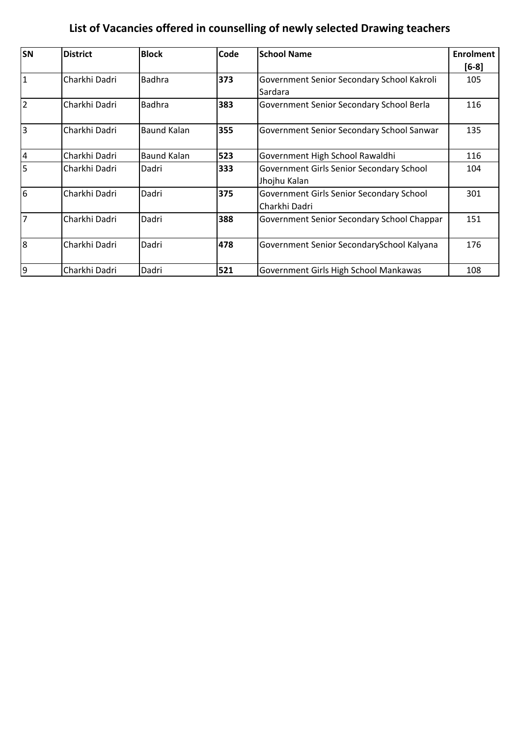# List of Vacancies offered in counselling of newly selected Drawing teachers

| SN | District | Block | Code | School Name | Enrolment [6-8] |
|---|---|---|---|---|---|
| 1 | Charkhi Dadri | Badhra | **373** | Government Senior Secondary School Kakroli Sardara | 105 |
| 2 | Charkhi Dadri | Badhra | **383** | Government Senior Secondary School Berla | 116 |
| 3 | Charkhi Dadri | Baund Kalan | **355** | Government Senior Secondary School Sanwar | 135 |
| 4 | Charkhi Dadri | Baund Kalan | **523** | Government High School Rawaldhi | 116 |
| 5 | Charkhi Dadri | Dadri | **333** | Government Girls Senior Secondary School Jhojhu Kalan | 104 |
| 6 | Charkhi Dadri | Dadri | **375** | Government Girls Senior Secondary School Charkhi Dadri | 301 |
| 7 | Charkhi Dadri | Dadri | **388** | Government Senior Secondary School Chappar | 151 |
| 8 | Charkhi Dadri | Dadri | **478** | Government Senior SecondarySchool Kalyana | 176 |
| 9 | Charkhi Dadri | Dadri | **521** | Government Girls High School Mankawas | 108 |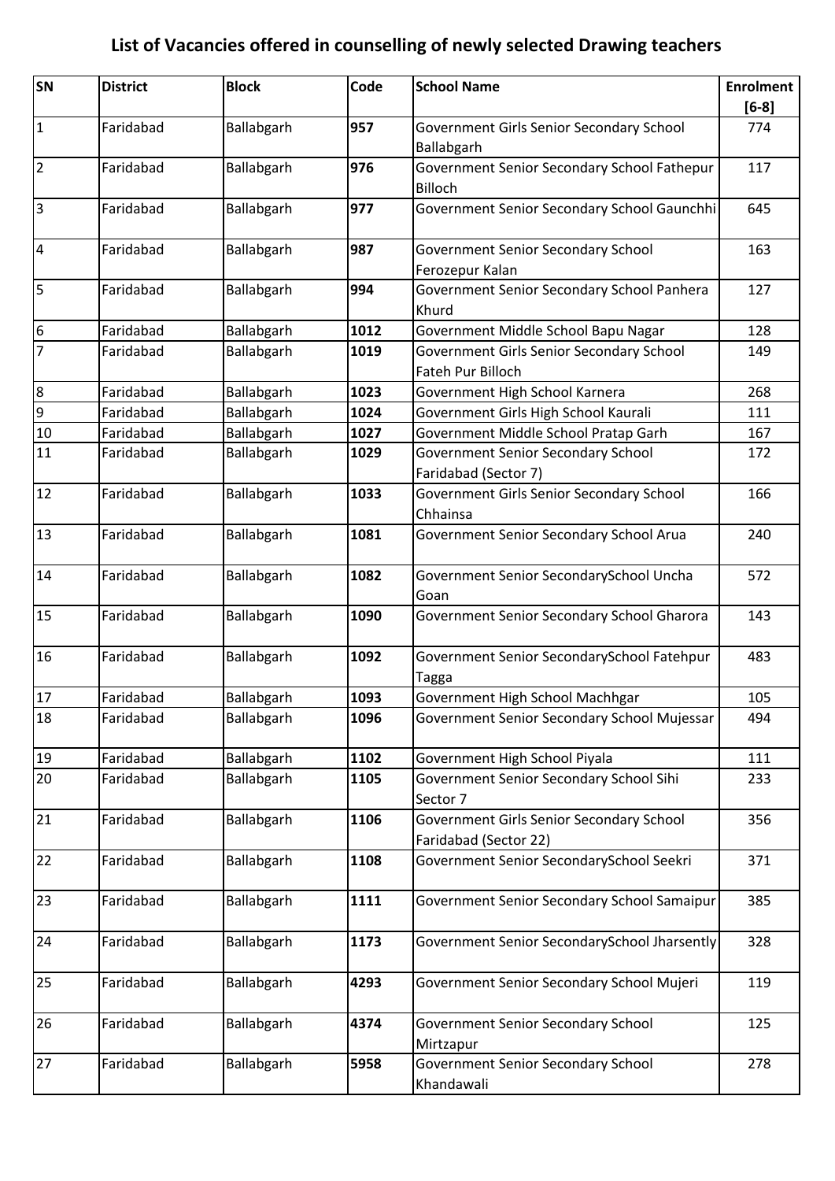# List of Vacancies offered in counselling of newly selected Drawing teachers

| SN | District | Block | Code | School Name | Enrolment [6-8] |
|---|---|---|---|---|---|
| 1 | Faridabad | Ballabgarh | **957** | Government Girls Senior Secondary School Ballabgarh | 774 |
| 2 | Faridabad | Ballabgarh | **976** | Government Senior Secondary School Fathepur Billoch | 117 |
| 3 | Faridabad | Ballabgarh | **977** | Government Senior Secondary School Gaunchhi | 645 |
| 4 | Faridabad | Ballabgarh | **987** | Government Senior Secondary School Ferozepur Kalan | 163 |
| 5 | Faridabad | Ballabgarh | **994** | Government Senior Secondary School Panhera Khurd | 127 |
| 6 | Faridabad | Ballabgarh | **1012** | Government Middle School Bapu Nagar | 128 |
| 7 | Faridabad | Ballabgarh | **1019** | Government Girls Senior Secondary School Fateh Pur Billoch | 149 |
| 8 | Faridabad | Ballabgarh | **1023** | Government High School Karnera | 268 |
| 9 | Faridabad | Ballabgarh | **1024** | Government Girls High School Kaurali | 111 |
| 10 | Faridabad | Ballabgarh | **1027** | Government Middle School Pratap Garh | 167 |
| 11 | Faridabad | Ballabgarh | **1029** | Government Senior Secondary School Faridabad (Sector 7) | 172 |
| 12 | Faridabad | Ballabgarh | **1033** | Government Girls Senior Secondary School Chhainsa | 166 |
| 13 | Faridabad | Ballabgarh | **1081** | Government Senior Secondary School Arua | 240 |
| 14 | Faridabad | Ballabgarh | **1082** | Government Senior SecondarySchool Uncha Goan | 572 |
| 15 | Faridabad | Ballabgarh | **1090** | Government Senior Secondary School Gharora | 143 |
| 16 | Faridabad | Ballabgarh | **1092** | Government Senior SecondarySchool Fatehpur Tagga | 483 |
| 17 | Faridabad | Ballabgarh | **1093** | Government High School Machhgar | 105 |
| 18 | Faridabad | Ballabgarh | **1096** | Government Senior Secondary School Mujessar | 494 |
| 19 | Faridabad | Ballabgarh | **1102** | Government High School Piyala | 111 |
| 20 | Faridabad | Ballabgarh | **1105** | Government Senior Secondary School Sihi Sector 7 | 233 |
| 21 | Faridabad | Ballabgarh | **1106** | Government Girls Senior Secondary School Faridabad (Sector 22) | 356 |
| 22 | Faridabad | Ballabgarh | **1108** | Government Senior SecondarySchool Seekri | 371 |
| 23 | Faridabad | Ballabgarh | **1111** | Government Senior Secondary School Samaipur | 385 |
| 24 | Faridabad | Ballabgarh | **1173** | Government Senior SecondarySchool Jharsently | 328 |
| 25 | Faridabad | Ballabgarh | **4293** | Government Senior Secondary School Mujeri | 119 |
| 26 | Faridabad | Ballabgarh | **4374** | Government Senior Secondary School Mirtzapur | 125 |
| 27 | Faridabad | Ballabgarh | **5958** | Government Senior Secondary School Khandawali | 278 |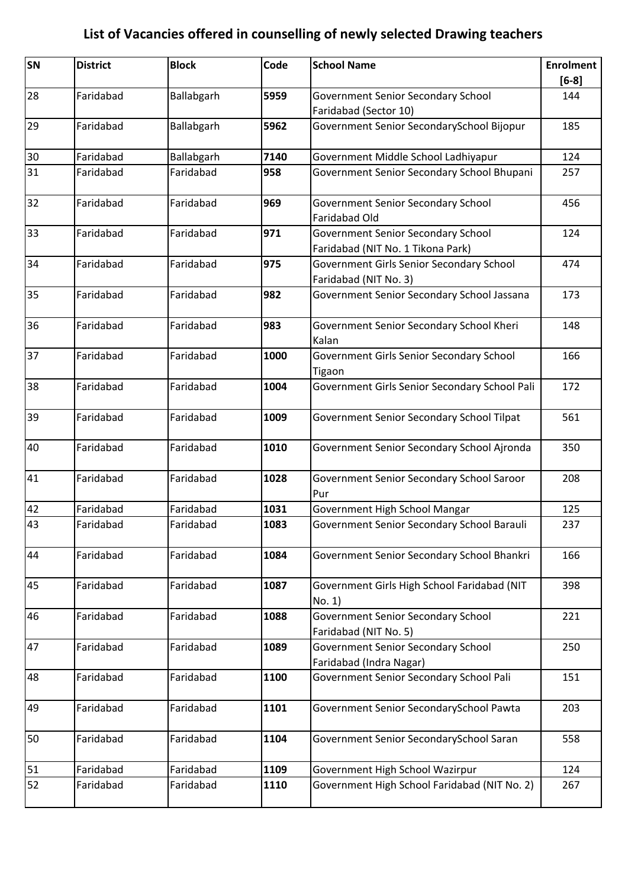# List of Vacancies offered in counselling of newly selected Drawing teachers

| SN | District | Block | Code | School Name | Enrolment [6-8] |
|---|---|---|---|---|---|
| 28 | Faridabad | Ballabgarh | **5959** | Government Senior Secondary School Faridabad (Sector 10) | 144 |
| 29 | Faridabad | Ballabgarh | **5962** | Government Senior SecondarySchool Bijopur | 185 |
| 30 | Faridabad | Ballabgarh | **7140** | Government Middle School Ladhiyapur | 124 |
| 31 | Faridabad | Faridabad | **958** | Government Senior Secondary School Bhupani | 257 |
| 32 | Faridabad | Faridabad | **969** | Government Senior Secondary School Faridabad Old | 456 |
| 33 | Faridabad | Faridabad | **971** | Government Senior Secondary School Faridabad (NIT No. 1 Tikona Park) | 124 |
| 34 | Faridabad | Faridabad | **975** | Government Girls Senior Secondary School Faridabad (NIT No. 3) | 474 |
| 35 | Faridabad | Faridabad | **982** | Government Senior Secondary School Jassana | 173 |
| 36 | Faridabad | Faridabad | **983** | Government Senior Secondary School Kheri Kalan | 148 |
| 37 | Faridabad | Faridabad | **1000** | Government Girls Senior Secondary School Tigaon | 166 |
| 38 | Faridabad | Faridabad | **1004** | Government Girls Senior Secondary School Pali | 172 |
| 39 | Faridabad | Faridabad | **1009** | Government Senior Secondary School Tilpat | 561 |
| 40 | Faridabad | Faridabad | **1010** | Government Senior Secondary School Ajronda | 350 |
| 41 | Faridabad | Faridabad | **1028** | Government Senior Secondary School Saroor Pur | 208 |
| 42 | Faridabad | Faridabad | **1031** | Government High School Mangar | 125 |
| 43 | Faridabad | Faridabad | **1083** | Government Senior Secondary School Barauli | 237 |
| 44 | Faridabad | Faridabad | **1084** | Government Senior Secondary School Bhankri | 166 |
| 45 | Faridabad | Faridabad | **1087** | Government Girls High School Faridabad (NIT No. 1) | 398 |
| 46 | Faridabad | Faridabad | **1088** | Government Senior Secondary School Faridabad (NIT No. 5) | 221 |
| 47 | Faridabad | Faridabad | **1089** | Government Senior Secondary School Faridabad (Indra Nagar) | 250 |
| 48 | Faridabad | Faridabad | **1100** | Government Senior Secondary School Pali | 151 |
| 49 | Faridabad | Faridabad | **1101** | Government Senior SecondarySchool Pawta | 203 |
| 50 | Faridabad | Faridabad | **1104** | Government Senior SecondarySchool Saran | 558 |
| 51 | Faridabad | Faridabad | **1109** | Government High School Wazirpur | 124 |
| 52 | Faridabad | Faridabad | **1110** | Government High School Faridabad (NIT No. 2) | 267 |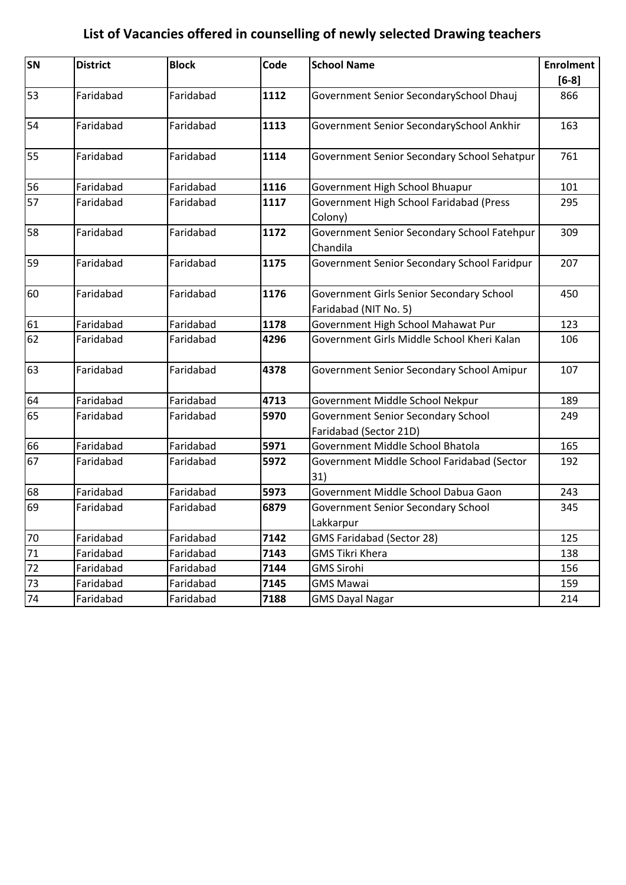# List of Vacancies offered in counselling of newly selected Drawing teachers

| SN | District | Block | Code | School Name | Enrolment [6-8] |
|---|---|---|---|---|---|
| 53 | Faridabad | Faridabad | **1112** | Government Senior SecondarySchool Dhauj | 866 |
| 54 | Faridabad | Faridabad | **1113** | Government Senior SecondarySchool Ankhir | 163 |
| 55 | Faridabad | Faridabad | **1114** | Government Senior Secondary School Sehatpur | 761 |
| 56 | Faridabad | Faridabad | **1116** | Government High School Bhuapur | 101 |
| 57 | Faridabad | Faridabad | **1117** | Government High School Faridabad (Press Colony) | 295 |
| 58 | Faridabad | Faridabad | **1172** | Government Senior Secondary School Fatehpur Chandila | 309 |
| 59 | Faridabad | Faridabad | **1175** | Government Senior Secondary School Faridpur | 207 |
| 60 | Faridabad | Faridabad | **1176** | Government Girls Senior Secondary School Faridabad (NIT No. 5) | 450 |
| 61 | Faridabad | Faridabad | **1178** | Government High School Mahawat Pur | 123 |
| 62 | Faridabad | Faridabad | **4296** | Government Girls Middle School Kheri Kalan | 106 |
| 63 | Faridabad | Faridabad | **4378** | Government Senior Secondary School Amipur | 107 |
| 64 | Faridabad | Faridabad | **4713** | Government Middle School Nekpur | 189 |
| 65 | Faridabad | Faridabad | **5970** | Government Senior Secondary School Faridabad (Sector 21D) | 249 |
| 66 | Faridabad | Faridabad | **5971** | Government Middle School Bhatola | 165 |
| 67 | Faridabad | Faridabad | **5972** | Government Middle School Faridabad (Sector 31) | 192 |
| 68 | Faridabad | Faridabad | **5973** | Government Middle School Dabua Gaon | 243 |
| 69 | Faridabad | Faridabad | **6879** | Government Senior Secondary School Lakkarpur | 345 |
| 70 | Faridabad | Faridabad | **7142** | GMS Faridabad (Sector 28) | 125 |
| 71 | Faridabad | Faridabad | **7143** | GMS Tikri Khera | 138 |
| 72 | Faridabad | Faridabad | **7144** | GMS Sirohi | 156 |
| 73 | Faridabad | Faridabad | **7145** | GMS Mawai | 159 |
| 74 | Faridabad | Faridabad | **7188** | GMS Dayal Nagar | 214 |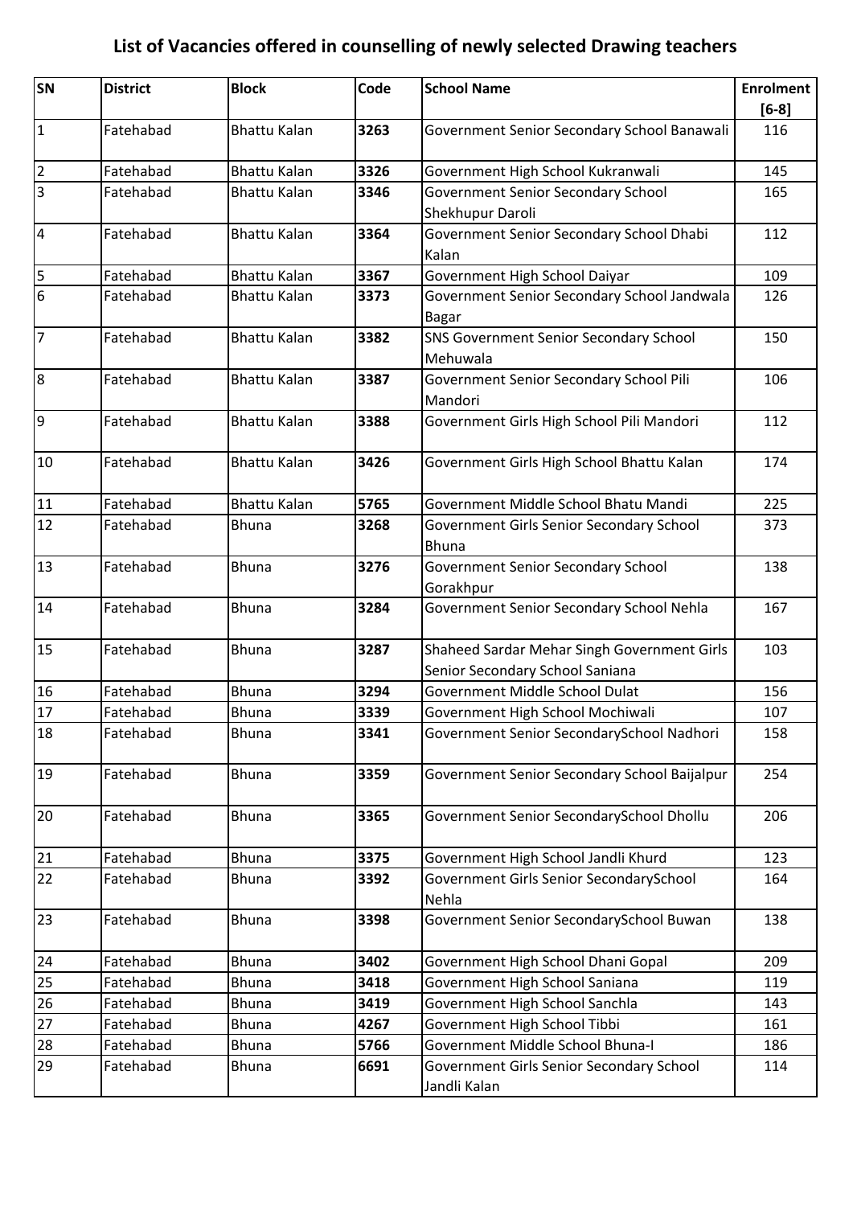# List of Vacancies offered in counselling of newly selected Drawing teachers

| SN | District | Block | Code | School Name | Enrolment [6-8] |
|---|---|---|---|---|---|
| 1 | Fatehabad | Bhattu Kalan | **3263** | Government Senior Secondary School Banawali | 116 |
| 2 | Fatehabad | Bhattu Kalan | **3326** | Government High School Kukranwali | 145 |
| 3 | Fatehabad | Bhattu Kalan | **3346** | Government Senior Secondary School Shekhupur Daroli | 165 |
| 4 | Fatehabad | Bhattu Kalan | **3364** | Government Senior Secondary School Dhabi Kalan | 112 |
| 5 | Fatehabad | Bhattu Kalan | **3367** | Government High School Daiyar | 109 |
| 6 | Fatehabad | Bhattu Kalan | **3373** | Government Senior Secondary School Jandwala Bagar | 126 |
| 7 | Fatehabad | Bhattu Kalan | **3382** | SNS Government Senior Secondary School Mehuwala | 150 |
| 8 | Fatehabad | Bhattu Kalan | **3387** | Government Senior Secondary School Pili Mandori | 106 |
| 9 | Fatehabad | Bhattu Kalan | **3388** | Government Girls High School Pili Mandori | 112 |
| 10 | Fatehabad | Bhattu Kalan | **3426** | Government Girls High School Bhattu Kalan | 174 |
| 11 | Fatehabad | Bhattu Kalan | **5765** | Government Middle School Bhatu Mandi | 225 |
| 12 | Fatehabad | Bhuna | **3268** | Government Girls Senior Secondary School Bhuna | 373 |
| 13 | Fatehabad | Bhuna | **3276** | Government Senior Secondary School Gorakhpur | 138 |
| 14 | Fatehabad | Bhuna | **3284** | Government Senior Secondary School Nehla | 167 |
| 15 | Fatehabad | Bhuna | **3287** | Shaheed Sardar Mehar Singh Government Girls Senior Secondary School Saniana | 103 |
| 16 | Fatehabad | Bhuna | **3294** | Government Middle School Dulat | 156 |
| 17 | Fatehabad | Bhuna | **3339** | Government High School Mochiwali | 107 |
| 18 | Fatehabad | Bhuna | **3341** | Government Senior SecondarySchool Nadhori | 158 |
| 19 | Fatehabad | Bhuna | **3359** | Government Senior Secondary School Baijalpur | 254 |
| 20 | Fatehabad | Bhuna | **3365** | Government Senior SecondarySchool Dhollu | 206 |
| 21 | Fatehabad | Bhuna | **3375** | Government High School Jandli Khurd | 123 |
| 22 | Fatehabad | Bhuna | **3392** | Government Girls Senior SecondarySchool Nehla | 164 |
| 23 | Fatehabad | Bhuna | **3398** | Government Senior SecondarySchool Buwan | 138 |
| 24 | Fatehabad | Bhuna | **3402** | Government High School Dhani Gopal | 209 |
| 25 | Fatehabad | Bhuna | **3418** | Government High School Saniana | 119 |
| 26 | Fatehabad | Bhuna | **3419** | Government High School Sanchla | 143 |
| 27 | Fatehabad | Bhuna | **4267** | Government High School Tibbi | 161 |
| 28 | Fatehabad | Bhuna | **5766** | Government Middle School Bhuna-I | 186 |
| 29 | Fatehabad | Bhuna | **6691** | Government Girls Senior Secondary School Jandli Kalan | 114 |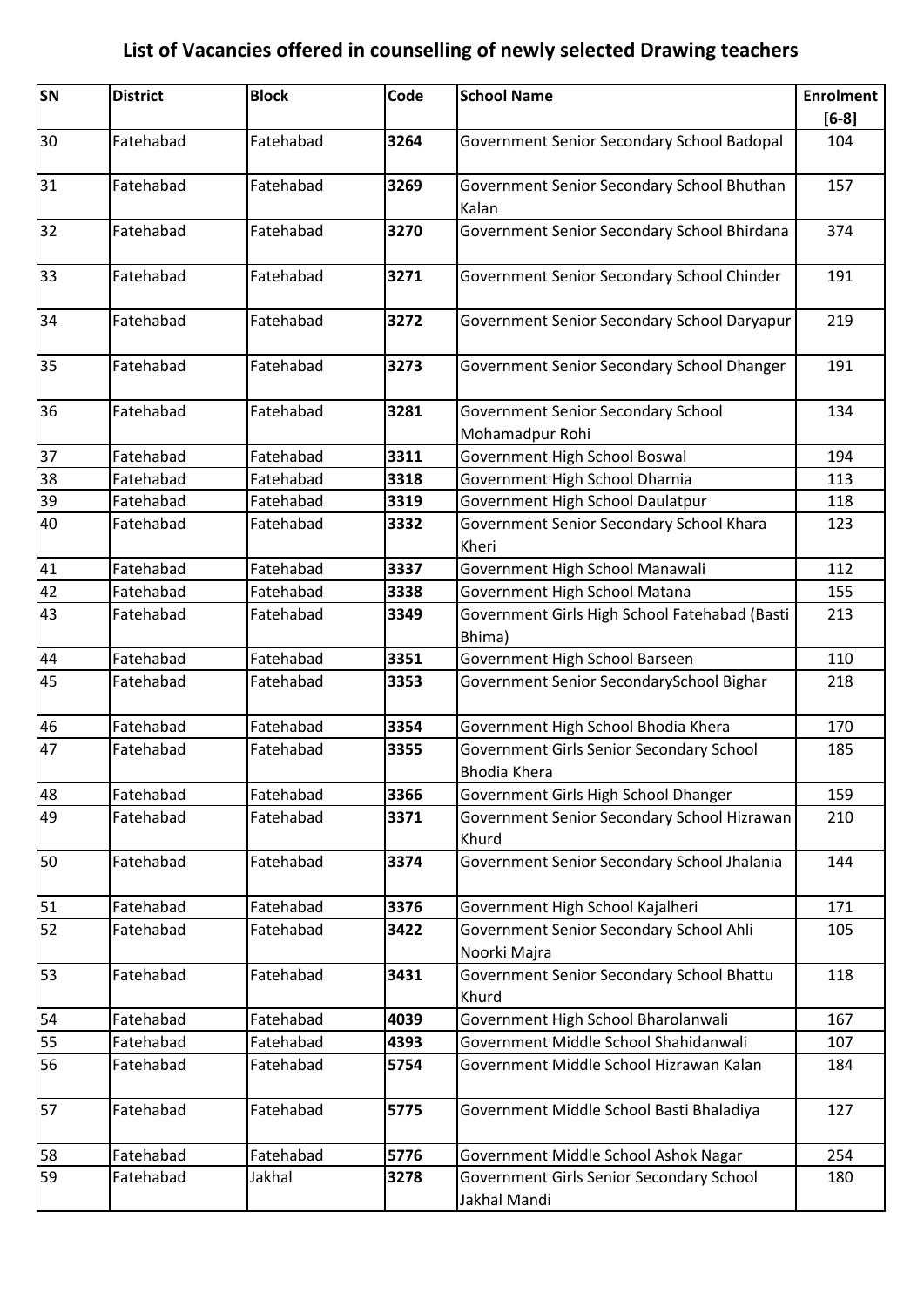# List of Vacancies offered in counselling of newly selected Drawing teachers

| SN | District | Block | Code | School Name | Enrolment [6-8] |
|---|---|---|---|---|---|
| 30 | Fatehabad | Fatehabad | **3264** | Government Senior Secondary School Badopal | 104 |
| 31 | Fatehabad | Fatehabad | **3269** | Government Senior Secondary School Bhuthan Kalan | 157 |
| 32 | Fatehabad | Fatehabad | **3270** | Government Senior Secondary School Bhirdana | 374 |
| 33 | Fatehabad | Fatehabad | **3271** | Government Senior Secondary School Chinder | 191 |
| 34 | Fatehabad | Fatehabad | **3272** | Government Senior Secondary School Daryapur | 219 |
| 35 | Fatehabad | Fatehabad | **3273** | Government Senior Secondary School Dhanger | 191 |
| 36 | Fatehabad | Fatehabad | **3281** | Government Senior Secondary School Mohamadpur Rohi | 134 |
| 37 | Fatehabad | Fatehabad | **3311** | Government High School Boswal | 194 |
| 38 | Fatehabad | Fatehabad | **3318** | Government High School Dharnia | 113 |
| 39 | Fatehabad | Fatehabad | **3319** | Government High School Daulatpur | 118 |
| 40 | Fatehabad | Fatehabad | **3332** | Government Senior Secondary School Khara Kheri | 123 |
| 41 | Fatehabad | Fatehabad | **3337** | Government High School Manawali | 112 |
| 42 | Fatehabad | Fatehabad | **3338** | Government High School Matana | 155 |
| 43 | Fatehabad | Fatehabad | **3349** | Government Girls High School Fatehabad (Basti Bhima) | 213 |
| 44 | Fatehabad | Fatehabad | **3351** | Government High School Barseen | 110 |
| 45 | Fatehabad | Fatehabad | **3353** | Government Senior SecondarySchool Bighar | 218 |
| 46 | Fatehabad | Fatehabad | **3354** | Government High School Bhodia Khera | 170 |
| 47 | Fatehabad | Fatehabad | **3355** | Government Girls Senior Secondary School Bhodia Khera | 185 |
| 48 | Fatehabad | Fatehabad | **3366** | Government Girls High School Dhanger | 159 |
| 49 | Fatehabad | Fatehabad | **3371** | Government Senior Secondary School Hizrawan Khurd | 210 |
| 50 | Fatehabad | Fatehabad | **3374** | Government Senior Secondary School Jhalania | 144 |
| 51 | Fatehabad | Fatehabad | **3376** | Government High School Kajalheri | 171 |
| 52 | Fatehabad | Fatehabad | **3422** | Government Senior Secondary School Ahli Noorki Majra | 105 |
| 53 | Fatehabad | Fatehabad | **3431** | Government Senior Secondary School Bhattu Khurd | 118 |
| 54 | Fatehabad | Fatehabad | **4039** | Government High School Bharolanwali | 167 |
| 55 | Fatehabad | Fatehabad | **4393** | Government Middle School Shahidanwali | 107 |
| 56 | Fatehabad | Fatehabad | **5754** | Government Middle School Hizrawan Kalan | 184 |
| 57 | Fatehabad | Fatehabad | **5775** | Government Middle School Basti Bhaladiya | 127 |
| 58 | Fatehabad | Fatehabad | **5776** | Government Middle School Ashok Nagar | 254 |
| 59 | Fatehabad | Jakhal | **3278** | Government Girls Senior Secondary School Jakhal Mandi | 180 |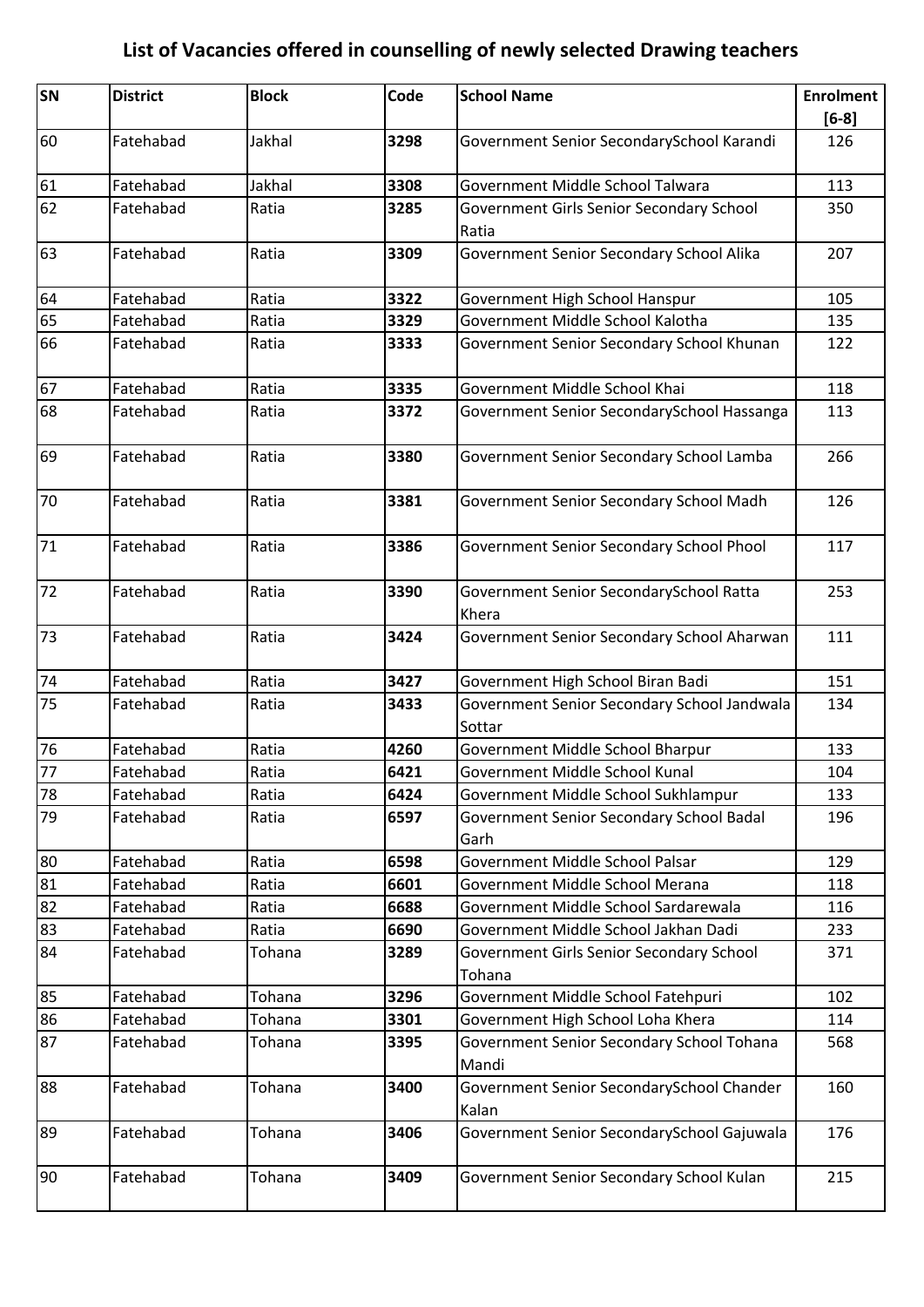# List of Vacancies offered in counselling of newly selected Drawing teachers

| SN | District | Block | Code | School Name | Enrolment [6-8] |
|---|---|---|---|---|---|
| 60 | Fatehabad | Jakhal | **3298** | Government Senior SecondarySchool Karandi | 126 |
| 61 | Fatehabad | Jakhal | **3308** | Government Middle School Talwara | 113 |
| 62 | Fatehabad | Ratia | **3285** | Government Girls Senior Secondary School Ratia | 350 |
| 63 | Fatehabad | Ratia | **3309** | Government Senior Secondary School Alika | 207 |
| 64 | Fatehabad | Ratia | **3322** | Government High School Hanspur | 105 |
| 65 | Fatehabad | Ratia | **3329** | Government Middle School Kalotha | 135 |
| 66 | Fatehabad | Ratia | **3333** | Government Senior Secondary School Khunan | 122 |
| 67 | Fatehabad | Ratia | **3335** | Government Middle School Khai | 118 |
| 68 | Fatehabad | Ratia | **3372** | Government Senior SecondarySchool Hassanga | 113 |
| 69 | Fatehabad | Ratia | **3380** | Government Senior Secondary School Lamba | 266 |
| 70 | Fatehabad | Ratia | **3381** | Government Senior Secondary School Madh | 126 |
| 71 | Fatehabad | Ratia | **3386** | Government Senior Secondary School Phool | 117 |
| 72 | Fatehabad | Ratia | **3390** | Government Senior SecondarySchool Ratta Khera | 253 |
| 73 | Fatehabad | Ratia | **3424** | Government Senior Secondary School Aharwan | 111 |
| 74 | Fatehabad | Ratia | **3427** | Government High School Biran Badi | 151 |
| 75 | Fatehabad | Ratia | **3433** | Government Senior Secondary School Jandwala Sottar | 134 |
| 76 | Fatehabad | Ratia | **4260** | Government Middle School Bharpur | 133 |
| 77 | Fatehabad | Ratia | **6421** | Government Middle School Kunal | 104 |
| 78 | Fatehabad | Ratia | **6424** | Government Middle School Sukhlampur | 133 |
| 79 | Fatehabad | Ratia | **6597** | Government Senior Secondary School Badal Garh | 196 |
| 80 | Fatehabad | Ratia | **6598** | Government Middle School Palsar | 129 |
| 81 | Fatehabad | Ratia | **6601** | Government Middle School Merana | 118 |
| 82 | Fatehabad | Ratia | **6688** | Government Middle School Sardarewala | 116 |
| 83 | Fatehabad | Ratia | **6690** | Government Middle School Jakhan Dadi | 233 |
| 84 | Fatehabad | Tohana | **3289** | Government Girls Senior Secondary School Tohana | 371 |
| 85 | Fatehabad | Tohana | **3296** | Government Middle School Fatehpuri | 102 |
| 86 | Fatehabad | Tohana | **3301** | Government High School Loha Khera | 114 |
| 87 | Fatehabad | Tohana | **3395** | Government Senior Secondary School Tohana Mandi | 568 |
| 88 | Fatehabad | Tohana | **3400** | Government Senior SecondarySchool Chander Kalan | 160 |
| 89 | Fatehabad | Tohana | **3406** | Government Senior SecondarySchool Gajuwala | 176 |
| 90 | Fatehabad | Tohana | **3409** | Government Senior Secondary School Kulan | 215 |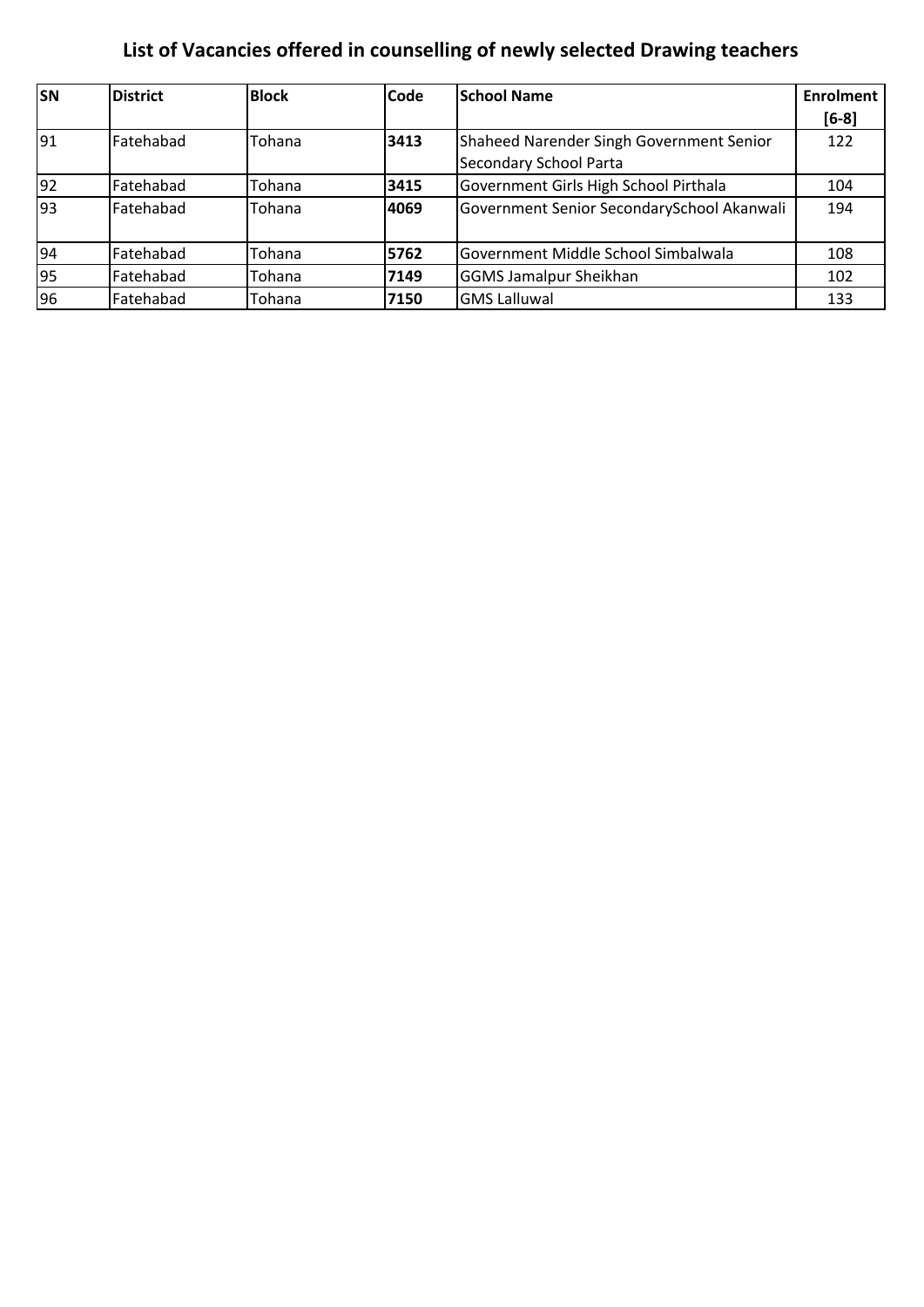# List of Vacancies offered in counselling of newly selected Drawing teachers

| SN | District | Block | Code | School Name | Enrolment [6-8] |
| --- | --- | --- | --- | --- | --- |
| 91 | Fatehabad | Tohana | **3413** | Shaheed Narender Singh Government Senior Secondary School Parta | 122 |
| 92 | Fatehabad | Tohana | **3415** | Government Girls High School Pirthala | 104 |
| 93 | Fatehabad | Tohana | **4069** | Government Senior SecondarySchool Akanwali | 194 |
| 94 | Fatehabad | Tohana | **5762** | Government Middle School Simbalwala | 108 |
| 95 | Fatehabad | Tohana | **7149** | GGMS Jamalpur Sheikhan | 102 |
| 96 | Fatehabad | Tohana | **7150** | GMS Lalluwal | 133 |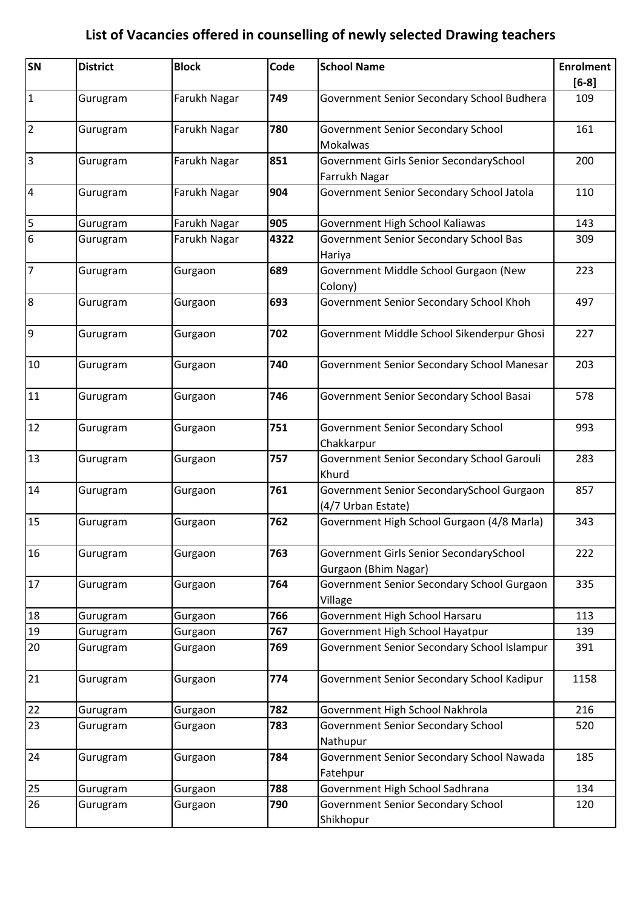# List of Vacancies offered in counselling of newly selected Drawing teachers

| SN | District | Block | Code | School Name | Enrolment [6-8] |
|---|---|---|---|---|---|
| 1 | Gurugram | Farukh Nagar | **749** | Government Senior Secondary School Budhera | 109 |
| 2 | Gurugram | Farukh Nagar | **780** | Government Senior Secondary School Mokalwas | 161 |
| 3 | Gurugram | Farukh Nagar | **851** | Government Girls Senior SecondarySchool Farrukh Nagar | 200 |
| 4 | Gurugram | Farukh Nagar | **904** | Government Senior Secondary School Jatola | 110 |
| 5 | Gurugram | Farukh Nagar | **905** | Government High School Kaliawas | 143 |
| 6 | Gurugram | Farukh Nagar | **4322** | Government Senior Secondary School Bas Hariya | 309 |
| 7 | Gurugram | Gurgaon | **689** | Government Middle School Gurgaon (New Colony) | 223 |
| 8 | Gurugram | Gurgaon | **693** | Government Senior Secondary School Khoh | 497 |
| 9 | Gurugram | Gurgaon | **702** | Government Middle School Sikenderpur Ghosi | 227 |
| 10 | Gurugram | Gurgaon | **740** | Government Senior Secondary School Manesar | 203 |
| 11 | Gurugram | Gurgaon | **746** | Government Senior Secondary School Basai | 578 |
| 12 | Gurugram | Gurgaon | **751** | Government Senior Secondary School Chakkarpur | 993 |
| 13 | Gurugram | Gurgaon | **757** | Government Senior Secondary School Garouli Khurd | 283 |
| 14 | Gurugram | Gurgaon | **761** | Government Senior SecondarySchool Gurgaon (4/7 Urban Estate) | 857 |
| 15 | Gurugram | Gurgaon | **762** | Government High School Gurgaon (4/8 Marla) | 343 |
| 16 | Gurugram | Gurgaon | **763** | Government Girls Senior SecondarySchool Gurgaon (Bhim Nagar) | 222 |
| 17 | Gurugram | Gurgaon | **764** | Government Senior Secondary School Gurgaon Village | 335 |
| 18 | Gurugram | Gurgaon | **766** | Government High School Harsaru | 113 |
| 19 | Gurugram | Gurgaon | **767** | Government High School Hayatpur | 139 |
| 20 | Gurugram | Gurgaon | **769** | Government Senior Secondary School Islampur | 391 |
| 21 | Gurugram | Gurgaon | **774** | Government Senior Secondary School Kadipur | 1158 |
| 22 | Gurugram | Gurgaon | **782** | Government High School Nakhrola | 216 |
| 23 | Gurugram | Gurgaon | **783** | Government Senior Secondary School Nathupur | 520 |
| 24 | Gurugram | Gurgaon | **784** | Government Senior Secondary School Nawada Fatehpur | 185 |
| 25 | Gurugram | Gurgaon | **788** | Government High School Sadhrana | 134 |
| 26 | Gurugram | Gurgaon | **790** | Government Senior Secondary School Shikhopur | 120 |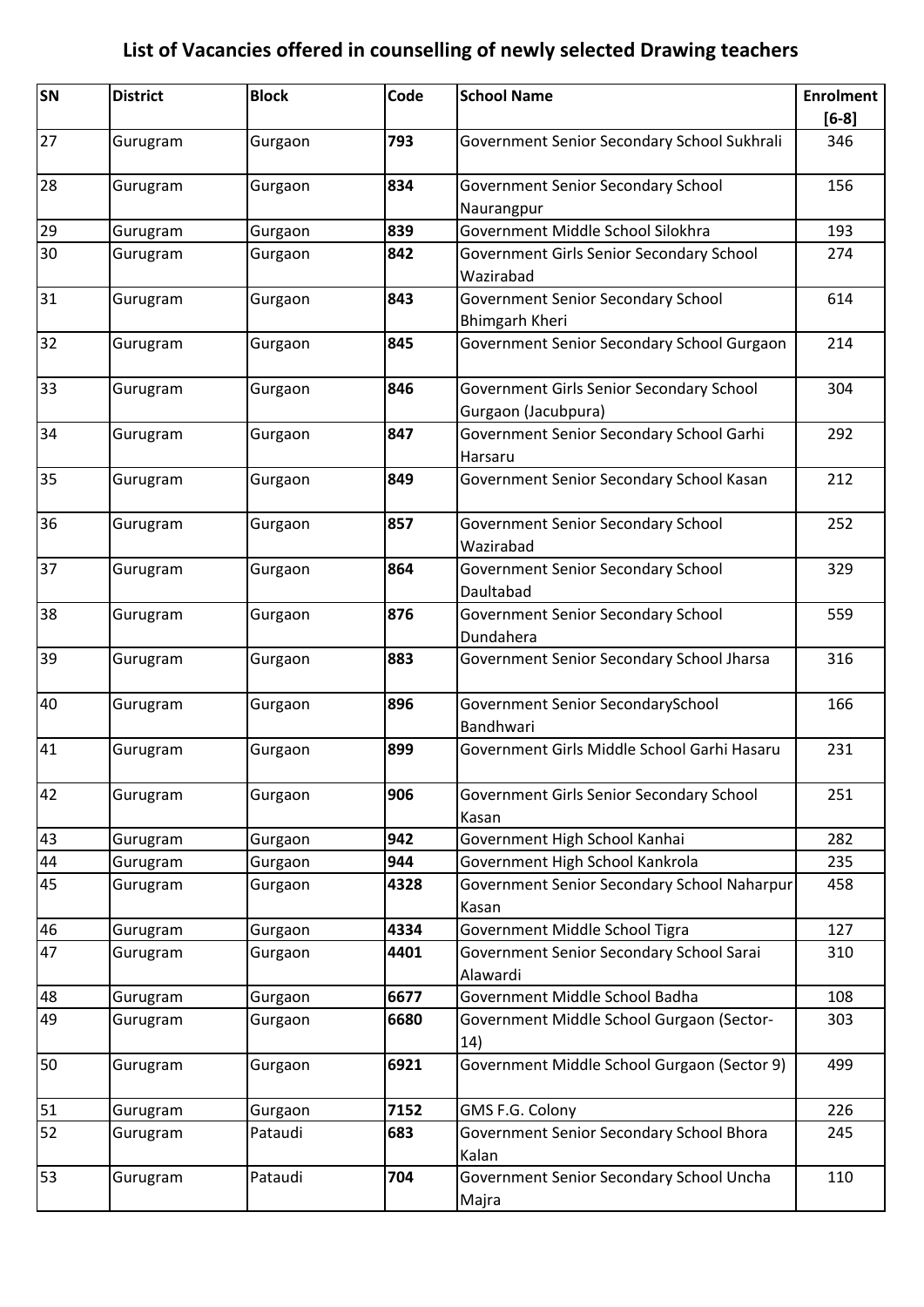# List of Vacancies offered in counselling of newly selected Drawing teachers

| SN | District | Block | Code | School Name | Enrolment [6-8] |
|---|---|---|---|---|---|
| 27 | Gurugram | Gurgaon | **793** | Government Senior Secondary School Sukhrali | 346 |
| 28 | Gurugram | Gurgaon | **834** | Government Senior Secondary School Naurangpur | 156 |
| 29 | Gurugram | Gurgaon | **839** | Government Middle School Silokhra | 193 |
| 30 | Gurugram | Gurgaon | **842** | Government Girls Senior Secondary School Wazirabad | 274 |
| 31 | Gurugram | Gurgaon | **843** | Government Senior Secondary School Bhimgarh Kheri | 614 |
| 32 | Gurugram | Gurgaon | **845** | Government Senior Secondary School Gurgaon | 214 |
| 33 | Gurugram | Gurgaon | **846** | Government Girls Senior Secondary School Gurgaon (Jacubpura) | 304 |
| 34 | Gurugram | Gurgaon | **847** | Government Senior Secondary School Garhi Harsaru | 292 |
| 35 | Gurugram | Gurgaon | **849** | Government Senior Secondary School Kasan | 212 |
| 36 | Gurugram | Gurgaon | **857** | Government Senior Secondary School Wazirabad | 252 |
| 37 | Gurugram | Gurgaon | **864** | Government Senior Secondary School Daultabad | 329 |
| 38 | Gurugram | Gurgaon | **876** | Government Senior Secondary School Dundahera | 559 |
| 39 | Gurugram | Gurgaon | **883** | Government Senior Secondary School Jharsa | 316 |
| 40 | Gurugram | Gurgaon | **896** | Government Senior SecondarySchool Bandhwari | 166 |
| 41 | Gurugram | Gurgaon | **899** | Government Girls Middle School Garhi Hasaru | 231 |
| 42 | Gurugram | Gurgaon | **906** | Government Girls Senior Secondary School Kasan | 251 |
| 43 | Gurugram | Gurgaon | **942** | Government High School Kanhai | 282 |
| 44 | Gurugram | Gurgaon | **944** | Government High School Kankrola | 235 |
| 45 | Gurugram | Gurgaon | **4328** | Government Senior Secondary School Naharpur Kasan | 458 |
| 46 | Gurugram | Gurgaon | **4334** | Government Middle School Tigra | 127 |
| 47 | Gurugram | Gurgaon | **4401** | Government Senior Secondary School Sarai Alawardi | 310 |
| 48 | Gurugram | Gurgaon | **6677** | Government Middle School Badha | 108 |
| 49 | Gurugram | Gurgaon | **6680** | Government Middle School Gurgaon (Sector-14) | 303 |
| 50 | Gurugram | Gurgaon | **6921** | Government Middle School Gurgaon (Sector 9) | 499 |
| 51 | Gurugram | Gurgaon | **7152** | GMS F.G. Colony | 226 |
| 52 | Gurugram | Pataudi | **683** | Government Senior Secondary School Bhora Kalan | 245 |
| 53 | Gurugram | Pataudi | **704** | Government Senior Secondary School Uncha Majra | 110 |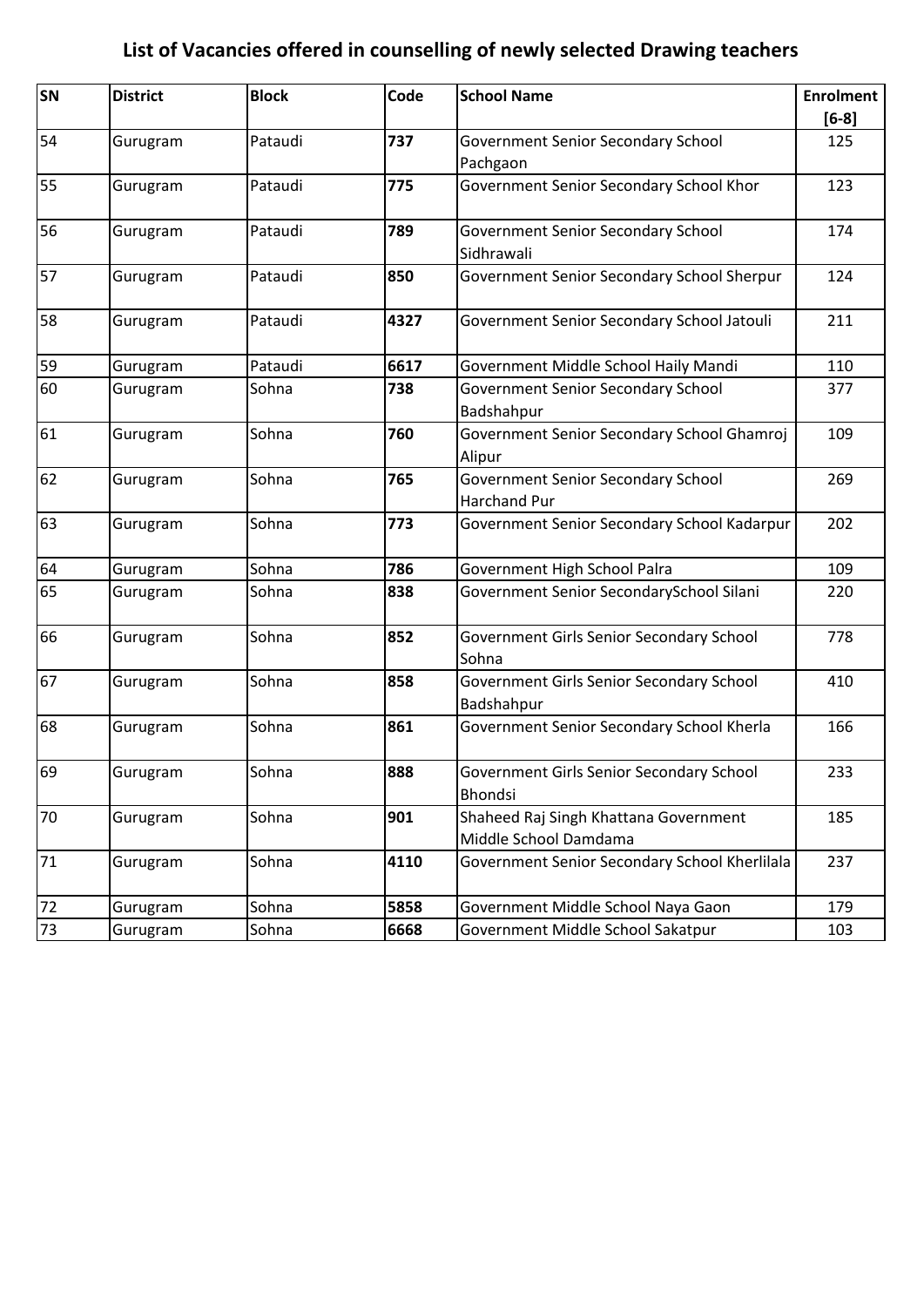# List of Vacancies offered in counselling of newly selected Drawing teachers

| SN | District | Block | Code | School Name | Enrolment [6-8] |
|---|---|---|---|---|---|
| 54 | Gurugram | Pataudi | **737** | Government Senior Secondary School Pachgaon | 125 |
| 55 | Gurugram | Pataudi | **775** | Government Senior Secondary School Khor | 123 |
| 56 | Gurugram | Pataudi | **789** | Government Senior Secondary School Sidhrawali | 174 |
| 57 | Gurugram | Pataudi | **850** | Government Senior Secondary School Sherpur | 124 |
| 58 | Gurugram | Pataudi | **4327** | Government Senior Secondary School Jatouli | 211 |
| 59 | Gurugram | Pataudi | **6617** | Government Middle School Haily Mandi | 110 |
| 60 | Gurugram | Sohna | **738** | Government Senior Secondary School Badshahpur | 377 |
| 61 | Gurugram | Sohna | **760** | Government Senior Secondary School Ghamroj Alipur | 109 |
| 62 | Gurugram | Sohna | **765** | Government Senior Secondary School Harchand Pur | 269 |
| 63 | Gurugram | Sohna | **773** | Government Senior Secondary School Kadarpur | 202 |
| 64 | Gurugram | Sohna | **786** | Government High School Palra | 109 |
| 65 | Gurugram | Sohna | **838** | Government Senior SecondarySchool Silani | 220 |
| 66 | Gurugram | Sohna | **852** | Government Girls Senior Secondary School Sohna | 778 |
| 67 | Gurugram | Sohna | **858** | Government Girls Senior Secondary School Badshahpur | 410 |
| 68 | Gurugram | Sohna | **861** | Government Senior Secondary School Kherla | 166 |
| 69 | Gurugram | Sohna | **888** | Government Girls Senior Secondary School Bhondsi | 233 |
| 70 | Gurugram | Sohna | **901** | Shaheed Raj Singh Khattana Government Middle School Damdama | 185 |
| 71 | Gurugram | Sohna | **4110** | Government Senior Secondary School Kherlilala | 237 |
| 72 | Gurugram | Sohna | **5858** | Government Middle School Naya Gaon | 179 |
| 73 | Gurugram | Sohna | **6668** | Government Middle School Sakatpur | 103 |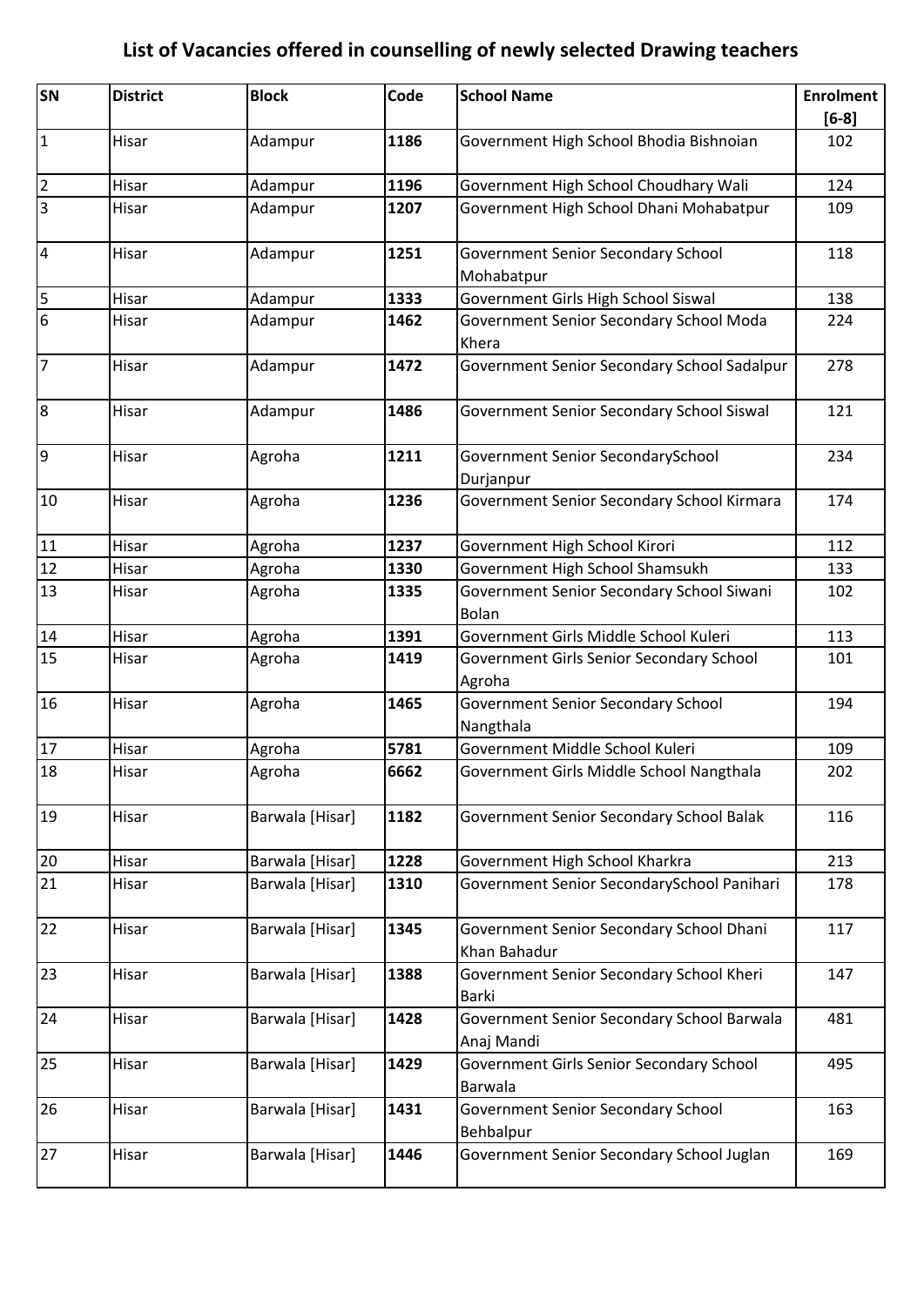# List of Vacancies offered in counselling of newly selected Drawing teachers

| SN | District | Block | Code | School Name | Enrolment [6-8] |
|---|---|---|---|---|---|
| 1 | Hisar | Adampur | **1186** | Government High School Bhodia Bishnoian | 102 |
| 2 | Hisar | Adampur | **1196** | Government High School Choudhary Wali | 124 |
| 3 | Hisar | Adampur | **1207** | Government High School Dhani Mohabatpur | 109 |
| 4 | Hisar | Adampur | **1251** | Government Senior Secondary School Mohabatpur | 118 |
| 5 | Hisar | Adampur | **1333** | Government Girls High School Siswal | 138 |
| 6 | Hisar | Adampur | **1462** | Government Senior Secondary School Moda Khera | 224 |
| 7 | Hisar | Adampur | **1472** | Government Senior Secondary School Sadalpur | 278 |
| 8 | Hisar | Adampur | **1486** | Government Senior Secondary School Siswal | 121 |
| 9 | Hisar | Agroha | **1211** | Government Senior SecondarySchool Durjanpur | 234 |
| 10 | Hisar | Agroha | **1236** | Government Senior Secondary School Kirmara | 174 |
| 11 | Hisar | Agroha | **1237** | Government High School Kirori | 112 |
| 12 | Hisar | Agroha | **1330** | Government High School Shamsukh | 133 |
| 13 | Hisar | Agroha | **1335** | Government Senior Secondary School Siwani Bolan | 102 |
| 14 | Hisar | Agroha | **1391** | Government Girls Middle School Kuleri | 113 |
| 15 | Hisar | Agroha | **1419** | Government Girls Senior Secondary School Agroha | 101 |
| 16 | Hisar | Agroha | **1465** | Government Senior Secondary School Nangthala | 194 |
| 17 | Hisar | Agroha | **5781** | Government Middle School Kuleri | 109 |
| 18 | Hisar | Agroha | **6662** | Government Girls Middle School Nangthala | 202 |
| 19 | Hisar | Barwala [Hisar] | **1182** | Government Senior Secondary School Balak | 116 |
| 20 | Hisar | Barwala [Hisar] | **1228** | Government High School Kharkra | 213 |
| 21 | Hisar | Barwala [Hisar] | **1310** | Government Senior SecondarySchool Panihari | 178 |
| 22 | Hisar | Barwala [Hisar] | **1345** | Government Senior Secondary School Dhani Khan Bahadur | 117 |
| 23 | Hisar | Barwala [Hisar] | **1388** | Government Senior Secondary School Kheri Barki | 147 |
| 24 | Hisar | Barwala [Hisar] | **1428** | Government Senior Secondary School Barwala Anaj Mandi | 481 |
| 25 | Hisar | Barwala [Hisar] | **1429** | Government Girls Senior Secondary School Barwala | 495 |
| 26 | Hisar | Barwala [Hisar] | **1431** | Government Senior Secondary School Behbalpur | 163 |
| 27 | Hisar | Barwala [Hisar] | **1446** | Government Senior Secondary School Juglan | 169 |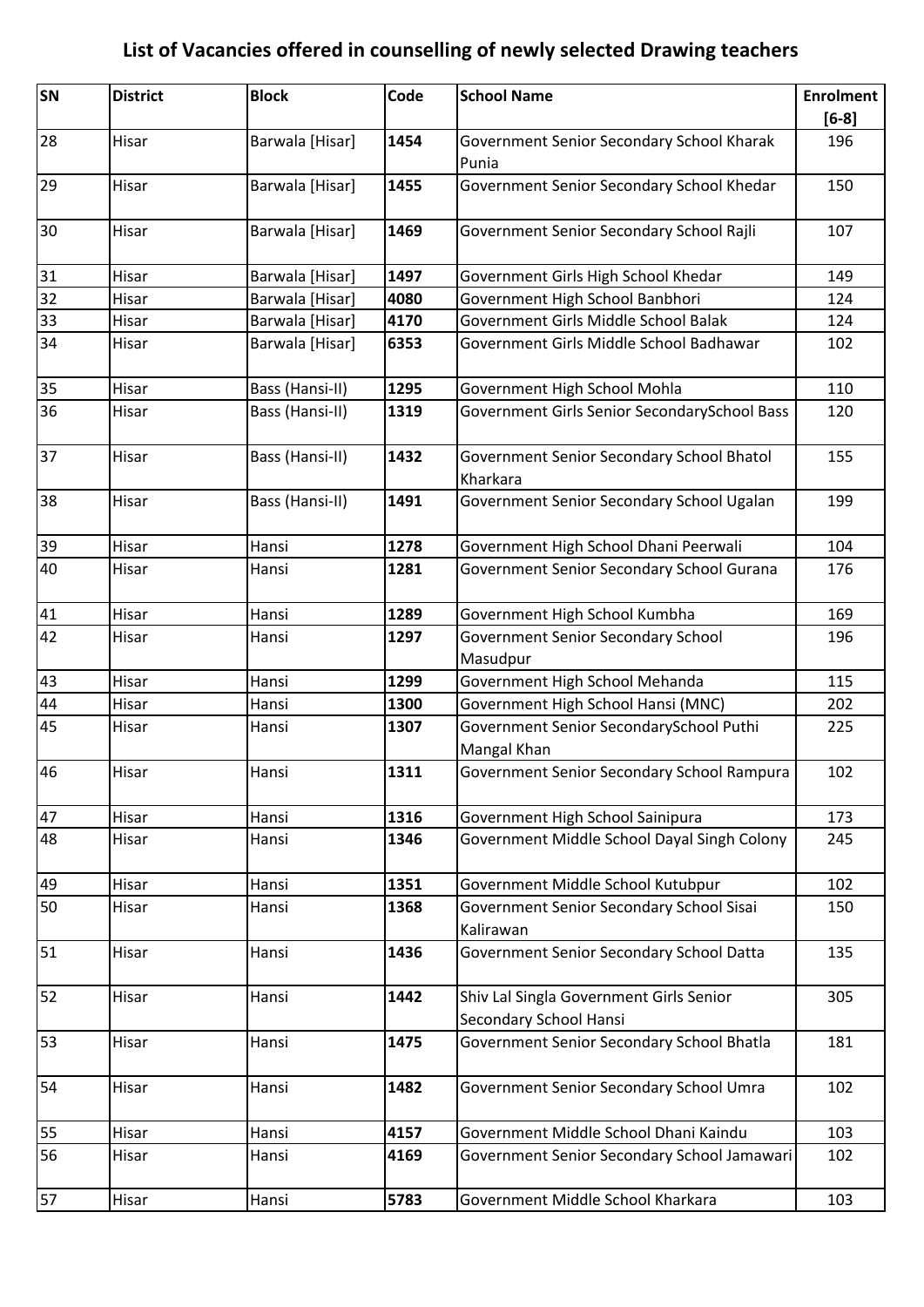# List of Vacancies offered in counselling of newly selected Drawing teachers

| SN | District | Block | Code | School Name | Enrolment [6-8] |
|---|---|---|---|---|---|
| 28 | Hisar | Barwala [Hisar] | **1454** | Government Senior Secondary School Kharak Punia | 196 |
| 29 | Hisar | Barwala [Hisar] | **1455** | Government Senior Secondary School Khedar | 150 |
| 30 | Hisar | Barwala [Hisar] | **1469** | Government Senior Secondary School Rajli | 107 |
| 31 | Hisar | Barwala [Hisar] | **1497** | Government Girls High School Khedar | 149 |
| 32 | Hisar | Barwala [Hisar] | **4080** | Government High School Banbhori | 124 |
| 33 | Hisar | Barwala [Hisar] | **4170** | Government Girls Middle School Balak | 124 |
| 34 | Hisar | Barwala [Hisar] | **6353** | Government Girls Middle School Badhawar | 102 |
| 35 | Hisar | Bass (Hansi-II) | **1295** | Government High School Mohla | 110 |
| 36 | Hisar | Bass (Hansi-II) | **1319** | Government Girls Senior SecondarySchool Bass | 120 |
| 37 | Hisar | Bass (Hansi-II) | **1432** | Government Senior Secondary School Bhatol Kharkara | 155 |
| 38 | Hisar | Bass (Hansi-II) | **1491** | Government Senior Secondary School Ugalan | 199 |
| 39 | Hisar | Hansi | **1278** | Government High School Dhani Peerwali | 104 |
| 40 | Hisar | Hansi | **1281** | Government Senior Secondary School Gurana | 176 |
| 41 | Hisar | Hansi | **1289** | Government High School Kumbha | 169 |
| 42 | Hisar | Hansi | **1297** | Government Senior Secondary School Masudpur | 196 |
| 43 | Hisar | Hansi | **1299** | Government High School Mehanda | 115 |
| 44 | Hisar | Hansi | **1300** | Government High School Hansi (MNC) | 202 |
| 45 | Hisar | Hansi | **1307** | Government Senior SecondarySchool Puthi Mangal Khan | 225 |
| 46 | Hisar | Hansi | **1311** | Government Senior Secondary School Rampura | 102 |
| 47 | Hisar | Hansi | **1316** | Government High School Sainipura | 173 |
| 48 | Hisar | Hansi | **1346** | Government Middle School Dayal Singh Colony | 245 |
| 49 | Hisar | Hansi | **1351** | Government Middle School Kutubpur | 102 |
| 50 | Hisar | Hansi | **1368** | Government Senior Secondary School Sisai Kalirawan | 150 |
| 51 | Hisar | Hansi | **1436** | Government Senior Secondary School Datta | 135 |
| 52 | Hisar | Hansi | **1442** | Shiv Lal Singla Government Girls Senior Secondary School Hansi | 305 |
| 53 | Hisar | Hansi | **1475** | Government Senior Secondary School Bhatla | 181 |
| 54 | Hisar | Hansi | **1482** | Government Senior Secondary School Umra | 102 |
| 55 | Hisar | Hansi | **4157** | Government Middle School Dhani Kaindu | 103 |
| 56 | Hisar | Hansi | **4169** | Government Senior Secondary School Jamawari | 102 |
| 57 | Hisar | Hansi | **5783** | Government Middle School Kharkara | 103 |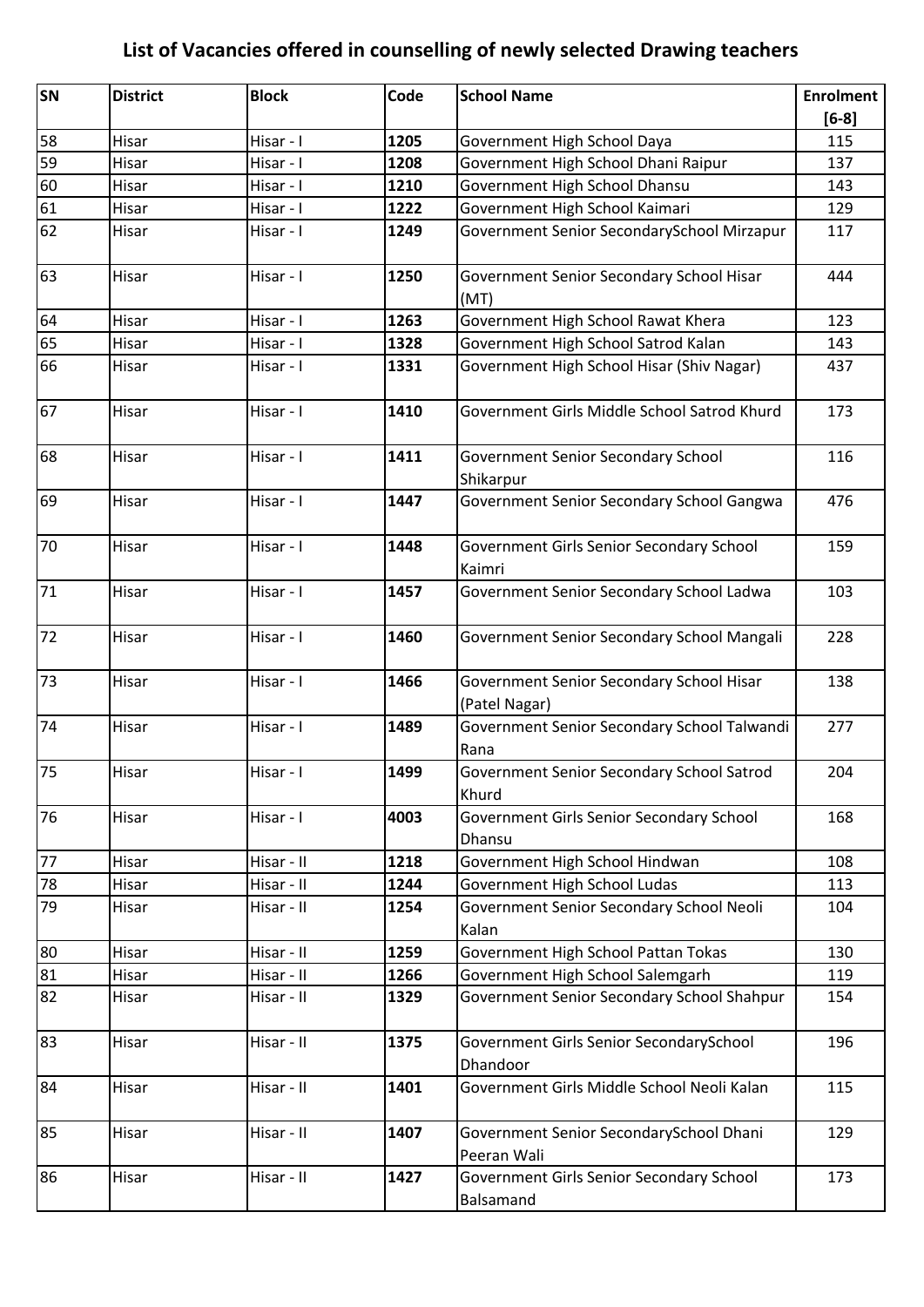# List of Vacancies offered in counselling of newly selected Drawing teachers

| SN | District | Block | Code | School Name | Enrolment [6-8] |
|---|---|---|---|---|---|
| 58 | Hisar | Hisar - I | **1205** | Government High School Daya | 115 |
| 59 | Hisar | Hisar - I | **1208** | Government High School Dhani Raipur | 137 |
| 60 | Hisar | Hisar - I | **1210** | Government High School Dhansu | 143 |
| 61 | Hisar | Hisar - I | **1222** | Government High School Kaimari | 129 |
| 62 | Hisar | Hisar - I | **1249** | Government Senior SecondarySchool Mirzapur | 117 |
| 63 | Hisar | Hisar - I | **1250** | Government Senior Secondary School Hisar (MT) | 444 |
| 64 | Hisar | Hisar - I | **1263** | Government High School Rawat Khera | 123 |
| 65 | Hisar | Hisar - I | **1328** | Government High School Satrod Kalan | 143 |
| 66 | Hisar | Hisar - I | **1331** | Government High School Hisar (Shiv Nagar) | 437 |
| 67 | Hisar | Hisar - I | **1410** | Government Girls Middle School Satrod Khurd | 173 |
| 68 | Hisar | Hisar - I | **1411** | Government Senior Secondary School Shikarpur | 116 |
| 69 | Hisar | Hisar - I | **1447** | Government Senior Secondary School Gangwa | 476 |
| 70 | Hisar | Hisar - I | **1448** | Government Girls Senior Secondary School Kaimri | 159 |
| 71 | Hisar | Hisar - I | **1457** | Government Senior Secondary School Ladwa | 103 |
| 72 | Hisar | Hisar - I | **1460** | Government Senior Secondary School Mangali | 228 |
| 73 | Hisar | Hisar - I | **1466** | Government Senior Secondary School Hisar (Patel Nagar) | 138 |
| 74 | Hisar | Hisar - I | **1489** | Government Senior Secondary School Talwandi Rana | 277 |
| 75 | Hisar | Hisar - I | **1499** | Government Senior Secondary School Satrod Khurd | 204 |
| 76 | Hisar | Hisar - I | **4003** | Government Girls Senior Secondary School Dhansu | 168 |
| 77 | Hisar | Hisar - II | **1218** | Government High School Hindwan | 108 |
| 78 | Hisar | Hisar - II | **1244** | Government High School Ludas | 113 |
| 79 | Hisar | Hisar - II | **1254** | Government Senior Secondary School Neoli Kalan | 104 |
| 80 | Hisar | Hisar - II | **1259** | Government High School Pattan Tokas | 130 |
| 81 | Hisar | Hisar - II | **1266** | Government High School Salemgarh | 119 |
| 82 | Hisar | Hisar - II | **1329** | Government Senior Secondary School Shahpur | 154 |
| 83 | Hisar | Hisar - II | **1375** | Government Girls Senior SecondarySchool Dhandoor | 196 |
| 84 | Hisar | Hisar - II | **1401** | Government Girls Middle School Neoli Kalan | 115 |
| 85 | Hisar | Hisar - II | **1407** | Government Senior SecondarySchool Dhani Peeran Wali | 129 |
| 86 | Hisar | Hisar - II | **1427** | Government Girls Senior Secondary School Balsamand | 173 |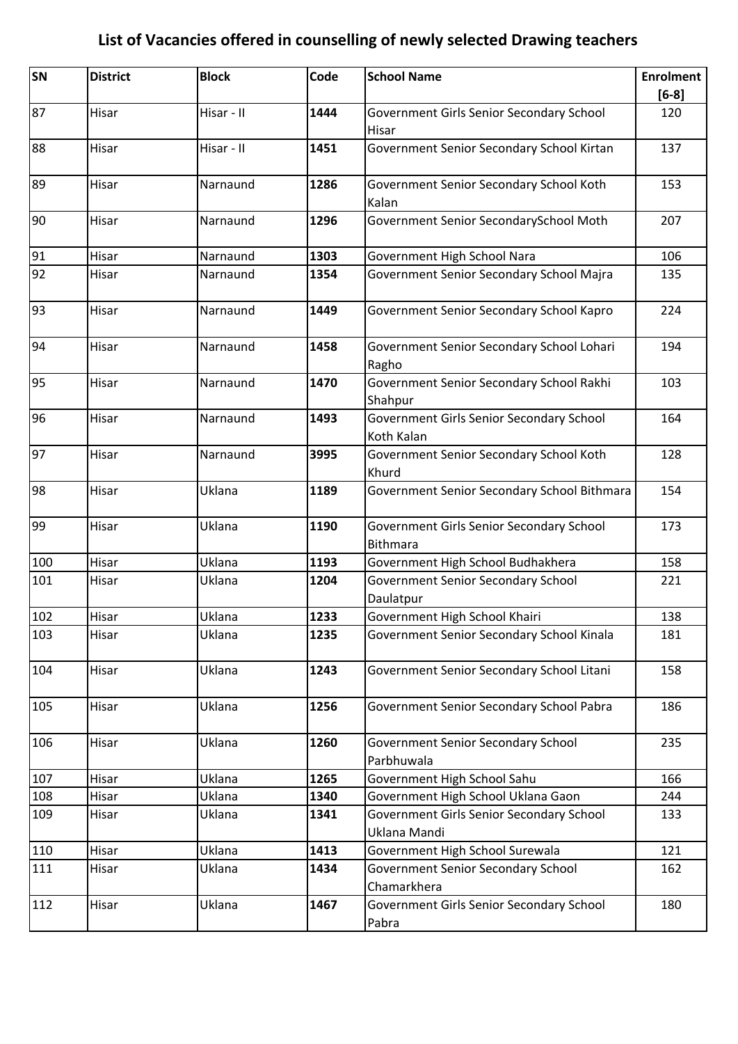# List of Vacancies offered in counselling of newly selected Drawing teachers

| SN | District | Block | Code | School Name | Enrolment [6-8] |
|---|---|---|---|---|---|
| 87 | Hisar | Hisar - II | **1444** | Government Girls Senior Secondary School Hisar | 120 |
| 88 | Hisar | Hisar - II | **1451** | Government Senior Secondary School Kirtan | 137 |
| 89 | Hisar | Narnaund | **1286** | Government Senior Secondary School Koth Kalan | 153 |
| 90 | Hisar | Narnaund | **1296** | Government Senior SecondarySchool Moth | 207 |
| 91 | Hisar | Narnaund | **1303** | Government High School Nara | 106 |
| 92 | Hisar | Narnaund | **1354** | Government Senior Secondary School Majra | 135 |
| 93 | Hisar | Narnaund | **1449** | Government Senior Secondary School Kapro | 224 |
| 94 | Hisar | Narnaund | **1458** | Government Senior Secondary School Lohari Ragho | 194 |
| 95 | Hisar | Narnaund | **1470** | Government Senior Secondary School Rakhi Shahpur | 103 |
| 96 | Hisar | Narnaund | **1493** | Government Girls Senior Secondary School Koth Kalan | 164 |
| 97 | Hisar | Narnaund | **3995** | Government Senior Secondary School Koth Khurd | 128 |
| 98 | Hisar | Uklana | **1189** | Government Senior Secondary School Bithmara | 154 |
| 99 | Hisar | Uklana | **1190** | Government Girls Senior Secondary School Bithmara | 173 |
| 100 | Hisar | Uklana | **1193** | Government High School Budhakhera | 158 |
| 101 | Hisar | Uklana | **1204** | Government Senior Secondary School Daulatpur | 221 |
| 102 | Hisar | Uklana | **1233** | Government High School Khairi | 138 |
| 103 | Hisar | Uklana | **1235** | Government Senior Secondary School Kinala | 181 |
| 104 | Hisar | Uklana | **1243** | Government Senior Secondary School Litani | 158 |
| 105 | Hisar | Uklana | **1256** | Government Senior Secondary School Pabra | 186 |
| 106 | Hisar | Uklana | **1260** | Government Senior Secondary School Parbhuwala | 235 |
| 107 | Hisar | Uklana | **1265** | Government High School Sahu | 166 |
| 108 | Hisar | Uklana | **1340** | Government High School Uklana Gaon | 244 |
| 109 | Hisar | Uklana | **1341** | Government Girls Senior Secondary School Uklana Mandi | 133 |
| 110 | Hisar | Uklana | **1413** | Government High School Surewala | 121 |
| 111 | Hisar | Uklana | **1434** | Government Senior Secondary School Chamarkhera | 162 |
| 112 | Hisar | Uklana | **1467** | Government Girls Senior Secondary School Pabra | 180 |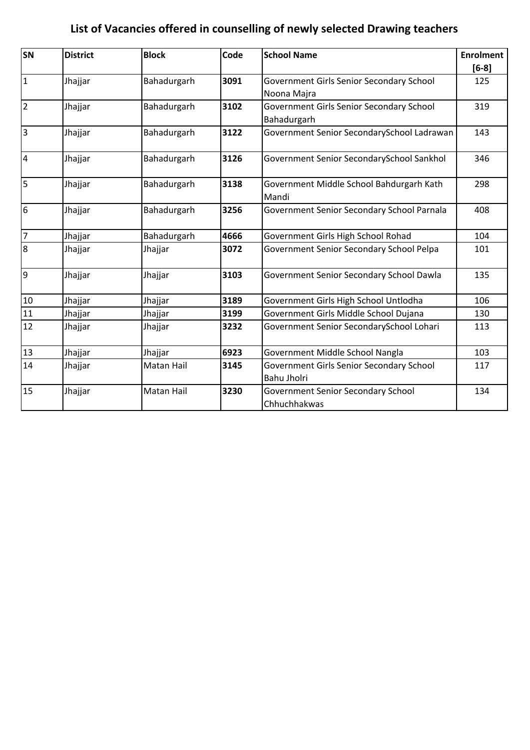# List of Vacancies offered in counselling of newly selected Drawing teachers

| SN | District | Block | Code | School Name | Enrolment [6-8] |
|---|---|---|---|---|---|
| 1 | Jhajjar | Bahadurgarh | **3091** | Government Girls Senior Secondary School Noona Majra | 125 |
| 2 | Jhajjar | Bahadurgarh | **3102** | Government Girls Senior Secondary School Bahadurgarh | 319 |
| 3 | Jhajjar | Bahadurgarh | **3122** | Government Senior SecondarySchool Ladrawan | 143 |
| 4 | Jhajjar | Bahadurgarh | **3126** | Government Senior SecondarySchool Sankhol | 346 |
| 5 | Jhajjar | Bahadurgarh | **3138** | Government Middle School Bahdurgarh Kath Mandi | 298 |
| 6 | Jhajjar | Bahadurgarh | **3256** | Government Senior Secondary School Parnala | 408 |
| 7 | Jhajjar | Bahadurgarh | **4666** | Government Girls High School Rohad | 104 |
| 8 | Jhajjar | Jhajjar | **3072** | Government Senior Secondary School Pelpa | 101 |
| 9 | Jhajjar | Jhajjar | **3103** | Government Senior Secondary School Dawla | 135 |
| 10 | Jhajjar | Jhajjar | **3189** | Government Girls High School Untlodha | 106 |
| 11 | Jhajjar | Jhajjar | **3199** | Government Girls Middle School Dujana | 130 |
| 12 | Jhajjar | Jhajjar | **3232** | Government Senior SecondarySchool Lohari | 113 |
| 13 | Jhajjar | Jhajjar | **6923** | Government Middle School Nangla | 103 |
| 14 | Jhajjar | Matan Hail | **3145** | Government Girls Senior Secondary School Bahu Jholri | 117 |
| 15 | Jhajjar | Matan Hail | **3230** | Government Senior Secondary School Chhuchhakwas | 134 |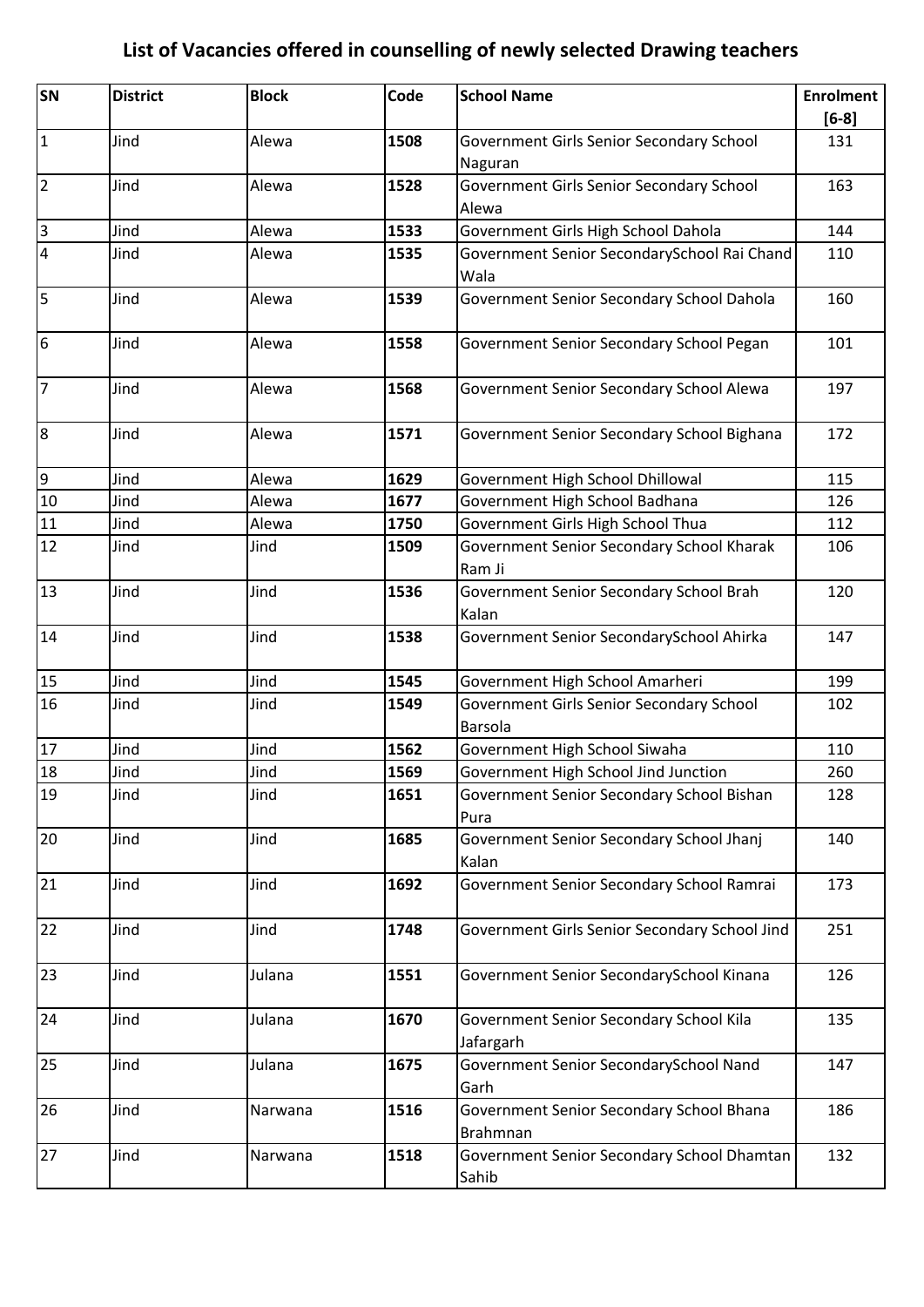# List of Vacancies offered in counselling of newly selected Drawing teachers

| SN | District | Block | Code | School Name | Enrolment [6-8] |
|---|---|---|---|---|---|
| 1 | Jind | Alewa | **1508** | Government Girls Senior Secondary School Naguran | 131 |
| 2 | Jind | Alewa | **1528** | Government Girls Senior Secondary School Alewa | 163 |
| 3 | Jind | Alewa | **1533** | Government Girls High School Dahola | 144 |
| 4 | Jind | Alewa | **1535** | Government Senior SecondarySchool Rai Chand Wala | 110 |
| 5 | Jind | Alewa | **1539** | Government Senior Secondary School Dahola | 160 |
| 6 | Jind | Alewa | **1558** | Government Senior Secondary School Pegan | 101 |
| 7 | Jind | Alewa | **1568** | Government Senior Secondary School Alewa | 197 |
| 8 | Jind | Alewa | **1571** | Government Senior Secondary School Bighana | 172 |
| 9 | Jind | Alewa | **1629** | Government High School Dhillowal | 115 |
| 10 | Jind | Alewa | **1677** | Government High School Badhana | 126 |
| 11 | Jind | Alewa | **1750** | Government Girls High School Thua | 112 |
| 12 | Jind | Jind | **1509** | Government Senior Secondary School Kharak Ram Ji | 106 |
| 13 | Jind | Jind | **1536** | Government Senior Secondary School Brah Kalan | 120 |
| 14 | Jind | Jind | **1538** | Government Senior SecondarySchool Ahirka | 147 |
| 15 | Jind | Jind | **1545** | Government High School Amarheri | 199 |
| 16 | Jind | Jind | **1549** | Government Girls Senior Secondary School Barsola | 102 |
| 17 | Jind | Jind | **1562** | Government High School Siwaha | 110 |
| 18 | Jind | Jind | **1569** | Government High School Jind Junction | 260 |
| 19 | Jind | Jind | **1651** | Government Senior Secondary School Bishan Pura | 128 |
| 20 | Jind | Jind | **1685** | Government Senior Secondary School Jhanj Kalan | 140 |
| 21 | Jind | Jind | **1692** | Government Senior Secondary School Ramrai | 173 |
| 22 | Jind | Jind | **1748** | Government Girls Senior Secondary School Jind | 251 |
| 23 | Jind | Julana | **1551** | Government Senior SecondarySchool Kinana | 126 |
| 24 | Jind | Julana | **1670** | Government Senior Secondary School Kila Jafargarh | 135 |
| 25 | Jind | Julana | **1675** | Government Senior SecondarySchool Nand Garh | 147 |
| 26 | Jind | Narwana | **1516** | Government Senior Secondary School Bhana Brahmnan | 186 |
| 27 | Jind | Narwana | **1518** | Government Senior Secondary School Dhamtan Sahib | 132 |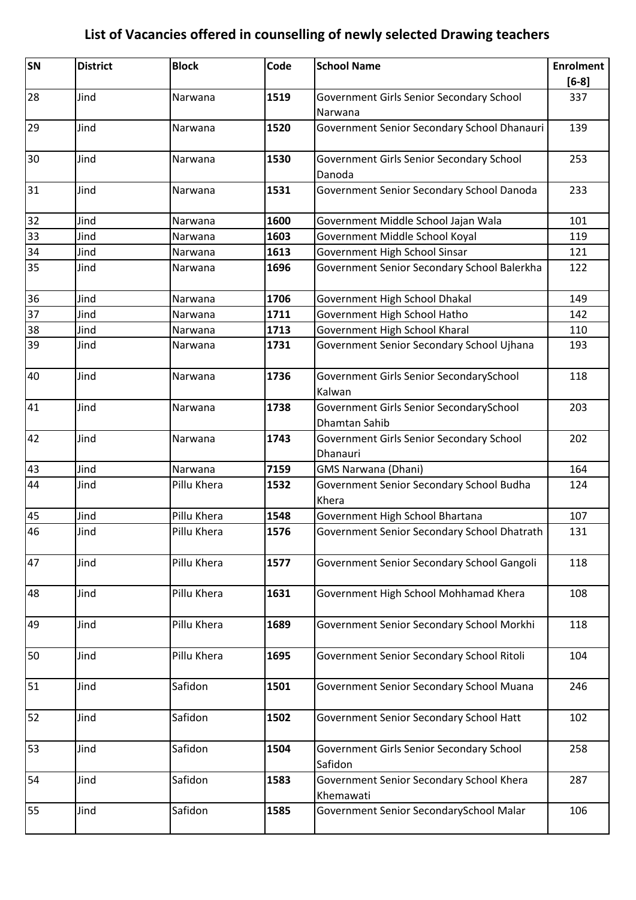# List of Vacancies offered in counselling of newly selected Drawing teachers

| SN | District | Block | Code | School Name | Enrolment [6-8] |
|---|---|---|---|---|---|
| 28 | Jind | Narwana | **1519** | Government Girls Senior Secondary School Narwana | 337 |
| 29 | Jind | Narwana | **1520** | Government Senior Secondary School Dhanauri | 139 |
| 30 | Jind | Narwana | **1530** | Government Girls Senior Secondary School Danoda | 253 |
| 31 | Jind | Narwana | **1531** | Government Senior Secondary School Danoda | 233 |
| 32 | Jind | Narwana | **1600** | Government Middle School Jajan Wala | 101 |
| 33 | Jind | Narwana | **1603** | Government Middle School Koyal | 119 |
| 34 | Jind | Narwana | **1613** | Government High School Sinsar | 121 |
| 35 | Jind | Narwana | **1696** | Government Senior Secondary School Balerkha | 122 |
| 36 | Jind | Narwana | **1706** | Government High School Dhakal | 149 |
| 37 | Jind | Narwana | **1711** | Government High School Hatho | 142 |
| 38 | Jind | Narwana | **1713** | Government High School Kharal | 110 |
| 39 | Jind | Narwana | **1731** | Government Senior Secondary School Ujhana | 193 |
| 40 | Jind | Narwana | **1736** | Government Girls Senior SecondarySchool Kalwan | 118 |
| 41 | Jind | Narwana | **1738** | Government Girls Senior SecondarySchool Dhamtan Sahib | 203 |
| 42 | Jind | Narwana | **1743** | Government Girls Senior Secondary School Dhanauri | 202 |
| 43 | Jind | Narwana | **7159** | GMS Narwana (Dhani) | 164 |
| 44 | Jind | Pillu Khera | **1532** | Government Senior Secondary School Budha Khera | 124 |
| 45 | Jind | Pillu Khera | **1548** | Government High School Bhartana | 107 |
| 46 | Jind | Pillu Khera | **1576** | Government Senior Secondary School Dhatrath | 131 |
| 47 | Jind | Pillu Khera | **1577** | Government Senior Secondary School Gangoli | 118 |
| 48 | Jind | Pillu Khera | **1631** | Government High School Mohhamad Khera | 108 |
| 49 | Jind | Pillu Khera | **1689** | Government Senior Secondary School Morkhi | 118 |
| 50 | Jind | Pillu Khera | **1695** | Government Senior Secondary School Ritoli | 104 |
| 51 | Jind | Safidon | **1501** | Government Senior Secondary School Muana | 246 |
| 52 | Jind | Safidon | **1502** | Government Senior Secondary School Hatt | 102 |
| 53 | Jind | Safidon | **1504** | Government Girls Senior Secondary School Safidon | 258 |
| 54 | Jind | Safidon | **1583** | Government Senior Secondary School Khera Khemawati | 287 |
| 55 | Jind | Safidon | **1585** | Government Senior SecondarySchool Malar | 106 |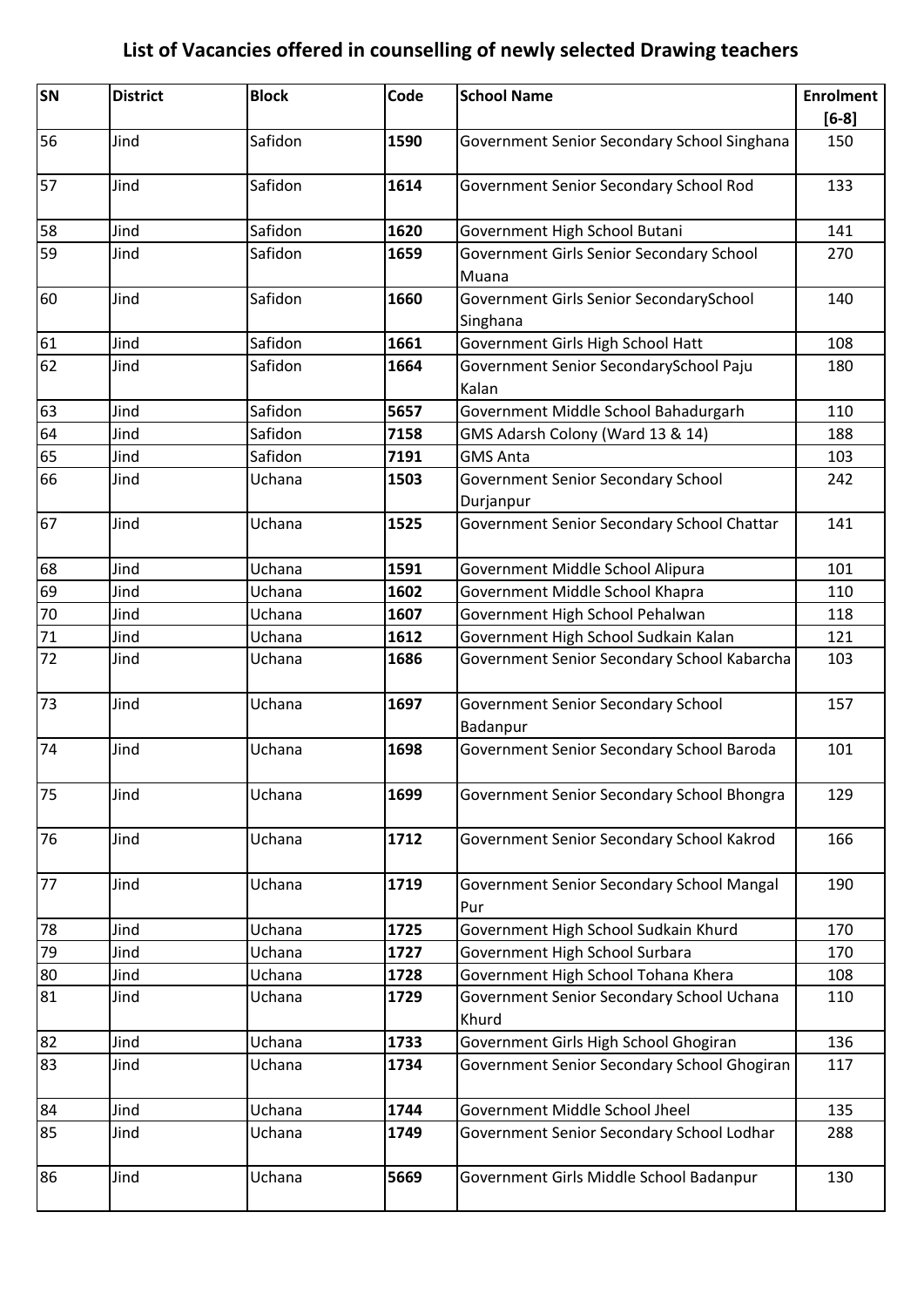# List of Vacancies offered in counselling of newly selected Drawing teachers

| SN | District | Block | Code | School Name | Enrolment [6-8] |
|---|---|---|---|---|---|
| 56 | Jind | Safidon | **1590** | Government Senior Secondary School Singhana | 150 |
| 57 | Jind | Safidon | **1614** | Government Senior Secondary School Rod | 133 |
| 58 | Jind | Safidon | **1620** | Government High School Butani | 141 |
| 59 | Jind | Safidon | **1659** | Government Girls Senior Secondary School Muana | 270 |
| 60 | Jind | Safidon | **1660** | Government Girls Senior SecondarySchool Singhana | 140 |
| 61 | Jind | Safidon | **1661** | Government Girls High School Hatt | 108 |
| 62 | Jind | Safidon | **1664** | Government Senior SecondarySchool Paju Kalan | 180 |
| 63 | Jind | Safidon | **5657** | Government Middle School Bahadurgarh | 110 |
| 64 | Jind | Safidon | **7158** | GMS Adarsh Colony (Ward 13 & 14) | 188 |
| 65 | Jind | Safidon | **7191** | GMS Anta | 103 |
| 66 | Jind | Uchana | **1503** | Government Senior Secondary School Durjanpur | 242 |
| 67 | Jind | Uchana | **1525** | Government Senior Secondary School Chattar | 141 |
| 68 | Jind | Uchana | **1591** | Government Middle School Alipura | 101 |
| 69 | Jind | Uchana | **1602** | Government Middle School Khapra | 110 |
| 70 | Jind | Uchana | **1607** | Government High School Pehalwan | 118 |
| 71 | Jind | Uchana | **1612** | Government High School Sudkain Kalan | 121 |
| 72 | Jind | Uchana | **1686** | Government Senior Secondary School Kabarcha | 103 |
| 73 | Jind | Uchana | **1697** | Government Senior Secondary School Badanpur | 157 |
| 74 | Jind | Uchana | **1698** | Government Senior Secondary School Baroda | 101 |
| 75 | Jind | Uchana | **1699** | Government Senior Secondary School Bhongra | 129 |
| 76 | Jind | Uchana | **1712** | Government Senior Secondary School Kakrod | 166 |
| 77 | Jind | Uchana | **1719** | Government Senior Secondary School Mangal Pur | 190 |
| 78 | Jind | Uchana | **1725** | Government High School Sudkain Khurd | 170 |
| 79 | Jind | Uchana | **1727** | Government High School Surbara | 170 |
| 80 | Jind | Uchana | **1728** | Government High School Tohana Khera | 108 |
| 81 | Jind | Uchana | **1729** | Government Senior Secondary School Uchana Khurd | 110 |
| 82 | Jind | Uchana | **1733** | Government Girls High School Ghogiran | 136 |
| 83 | Jind | Uchana | **1734** | Government Senior Secondary School Ghogiran | 117 |
| 84 | Jind | Uchana | **1744** | Government Middle School Jheel | 135 |
| 85 | Jind | Uchana | **1749** | Government Senior Secondary School Lodhar | 288 |
| 86 | Jind | Uchana | **5669** | Government Girls Middle School Badanpur | 130 |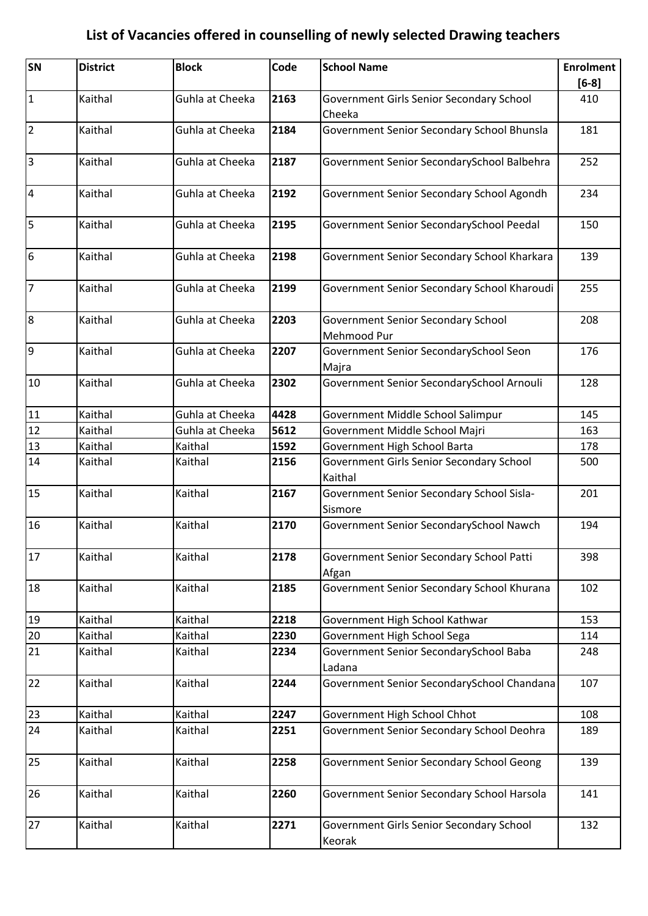## List of Vacancies offered in counselling of newly selected Drawing teachers

| SN | District | Block | Code | School Name | Enrolment [6-8] |
|---|---|---|---|---|---|
| 1 | Kaithal | Guhla at Cheeka | **2163** | Government Girls Senior Secondary School Cheeka | 410 |
| 2 | Kaithal | Guhla at Cheeka | **2184** | Government Senior Secondary School Bhunsla | 181 |
| 3 | Kaithal | Guhla at Cheeka | **2187** | Government Senior SecondarySchool Balbehra | 252 |
| 4 | Kaithal | Guhla at Cheeka | **2192** | Government Senior Secondary School Agondh | 234 |
| 5 | Kaithal | Guhla at Cheeka | **2195** | Government Senior SecondarySchool Peedal | 150 |
| 6 | Kaithal | Guhla at Cheeka | **2198** | Government Senior Secondary School Kharkara | 139 |
| 7 | Kaithal | Guhla at Cheeka | **2199** | Government Senior Secondary School Kharoudi | 255 |
| 8 | Kaithal | Guhla at Cheeka | **2203** | Government Senior Secondary School Mehmood Pur | 208 |
| 9 | Kaithal | Guhla at Cheeka | **2207** | Government Senior SecondarySchool Seon Majra | 176 |
| 10 | Kaithal | Guhla at Cheeka | **2302** | Government Senior SecondarySchool Arnouli | 128 |
| 11 | Kaithal | Guhla at Cheeka | **4428** | Government Middle School Salimpur | 145 |
| 12 | Kaithal | Guhla at Cheeka | **5612** | Government Middle School Majri | 163 |
| 13 | Kaithal | Kaithal | **1592** | Government High School Barta | 178 |
| 14 | Kaithal | Kaithal | **2156** | Government Girls Senior Secondary School Kaithal | 500 |
| 15 | Kaithal | Kaithal | **2167** | Government Senior Secondary School Sisla-Sismore | 201 |
| 16 | Kaithal | Kaithal | **2170** | Government Senior SecondarySchool Nawch | 194 |
| 17 | Kaithal | Kaithal | **2178** | Government Senior Secondary School Patti Afgan | 398 |
| 18 | Kaithal | Kaithal | **2185** | Government Senior Secondary School Khurana | 102 |
| 19 | Kaithal | Kaithal | **2218** | Government High School Kathwar | 153 |
| 20 | Kaithal | Kaithal | **2230** | Government High School Sega | 114 |
| 21 | Kaithal | Kaithal | **2234** | Government Senior SecondarySchool Baba Ladana | 248 |
| 22 | Kaithal | Kaithal | **2244** | Government Senior SecondarySchool Chandana | 107 |
| 23 | Kaithal | Kaithal | **2247** | Government High School Chhot | 108 |
| 24 | Kaithal | Kaithal | **2251** | Government Senior Secondary School Deohra | 189 |
| 25 | Kaithal | Kaithal | **2258** | Government Senior Secondary School Geong | 139 |
| 26 | Kaithal | Kaithal | **2260** | Government Senior Secondary School Harsola | 141 |
| 27 | Kaithal | Kaithal | **2271** | Government Girls Senior Secondary School Keorak | 132 |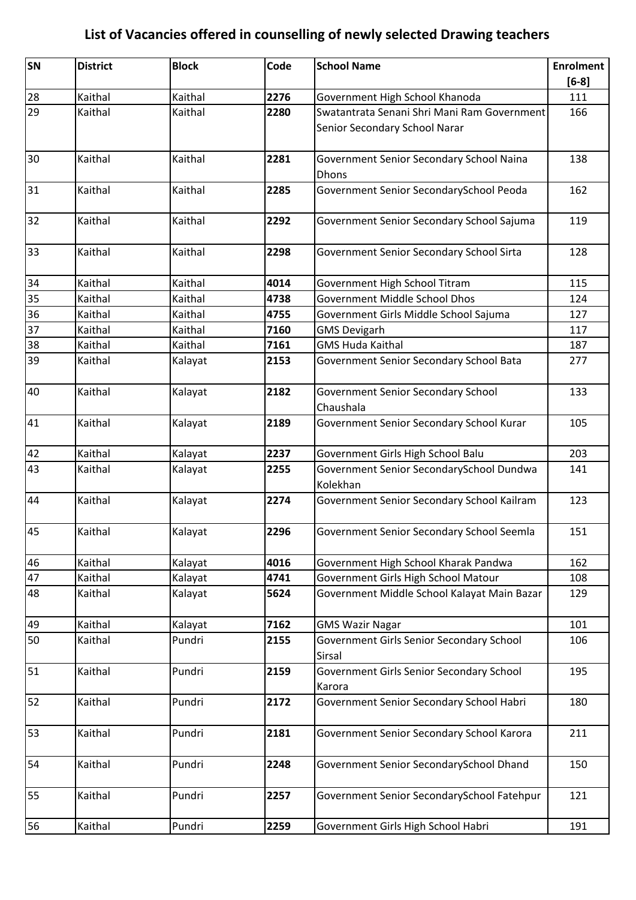# List of Vacancies offered in counselling of newly selected Drawing teachers

| SN | District | Block | Code | School Name | Enrolment [6-8] |
|---|---|---|---|---|---|
| 28 | Kaithal | Kaithal | **2276** | Government High School Khanoda | 111 |
| 29 | Kaithal | Kaithal | **2280** | Swatantrata Senani Shri Mani Ram Government Senior Secondary School Narar | 166 |
| 30 | Kaithal | Kaithal | **2281** | Government Senior Secondary School Naina Dhons | 138 |
| 31 | Kaithal | Kaithal | **2285** | Government Senior SecondarySchool Peoda | 162 |
| 32 | Kaithal | Kaithal | **2292** | Government Senior Secondary School Sajuma | 119 |
| 33 | Kaithal | Kaithal | **2298** | Government Senior Secondary School Sirta | 128 |
| 34 | Kaithal | Kaithal | **4014** | Government High School Titram | 115 |
| 35 | Kaithal | Kaithal | **4738** | Government Middle School Dhos | 124 |
| 36 | Kaithal | Kaithal | **4755** | Government Girls Middle School Sajuma | 127 |
| 37 | Kaithal | Kaithal | **7160** | GMS Devigarh | 117 |
| 38 | Kaithal | Kaithal | **7161** | GMS Huda Kaithal | 187 |
| 39 | Kaithal | Kalayat | **2153** | Government Senior Secondary School Bata | 277 |
| 40 | Kaithal | Kalayat | **2182** | Government Senior Secondary School Chaushala | 133 |
| 41 | Kaithal | Kalayat | **2189** | Government Senior Secondary School Kurar | 105 |
| 42 | Kaithal | Kalayat | **2237** | Government Girls High School Balu | 203 |
| 43 | Kaithal | Kalayat | **2255** | Government Senior SecondarySchool Dundwa Kolekhan | 141 |
| 44 | Kaithal | Kalayat | **2274** | Government Senior Secondary School Kailram | 123 |
| 45 | Kaithal | Kalayat | **2296** | Government Senior Secondary School Seemla | 151 |
| 46 | Kaithal | Kalayat | **4016** | Government High School Kharak Pandwa | 162 |
| 47 | Kaithal | Kalayat | **4741** | Government Girls High School Matour | 108 |
| 48 | Kaithal | Kalayat | **5624** | Government Middle School Kalayat Main Bazar | 129 |
| 49 | Kaithal | Kalayat | **7162** | GMS Wazir Nagar | 101 |
| 50 | Kaithal | Pundri | **2155** | Government Girls Senior Secondary School Sirsal | 106 |
| 51 | Kaithal | Pundri | **2159** | Government Girls Senior Secondary School Karora | 195 |
| 52 | Kaithal | Pundri | **2172** | Government Senior Secondary School Habri | 180 |
| 53 | Kaithal | Pundri | **2181** | Government Senior Secondary School Karora | 211 |
| 54 | Kaithal | Pundri | **2248** | Government Senior SecondarySchool Dhand | 150 |
| 55 | Kaithal | Pundri | **2257** | Government Senior SecondarySchool Fatehpur | 121 |
| 56 | Kaithal | Pundri | **2259** | Government Girls High School Habri | 191 |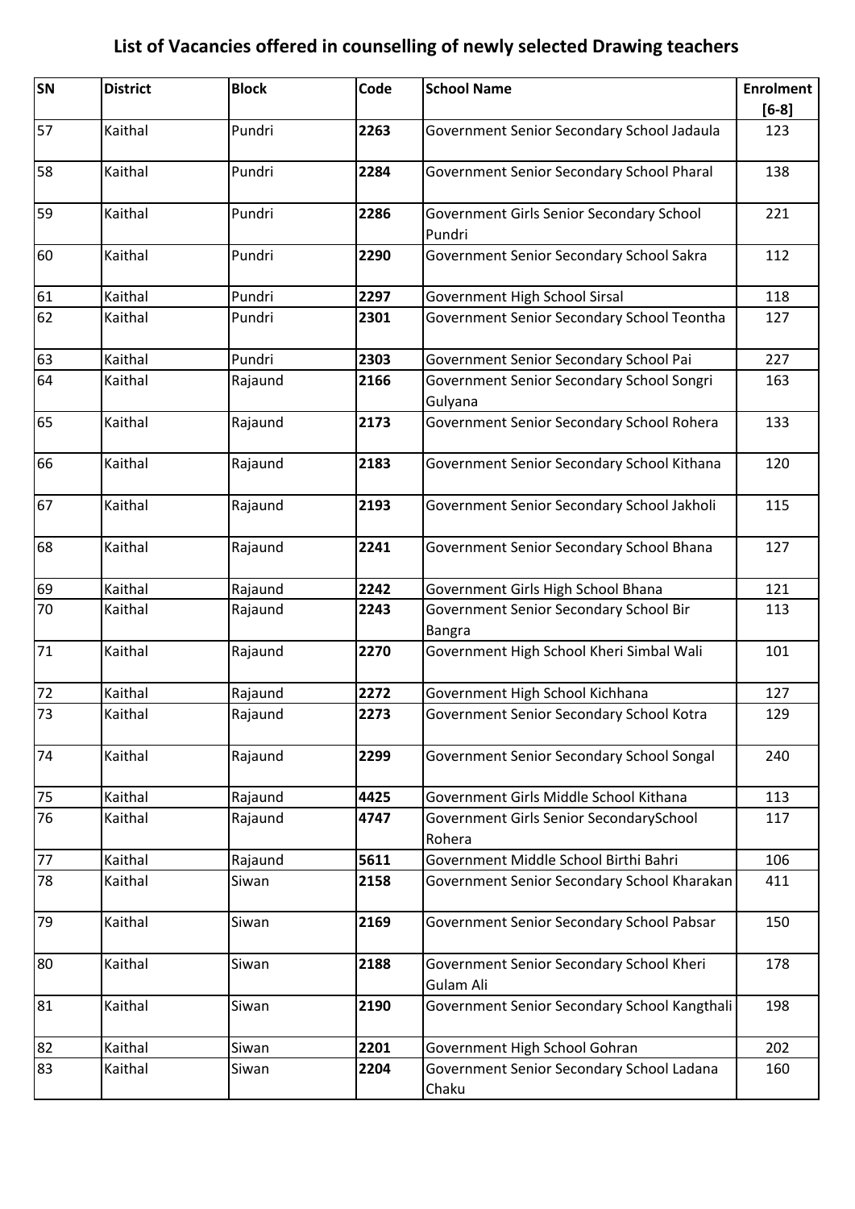# List of Vacancies offered in counselling of newly selected Drawing teachers

| SN | District | Block | Code | School Name | Enrolment [6-8] |
|---|---|---|---|---|---|
| 57 | Kaithal | Pundri | **2263** | Government Senior Secondary School Jadaula | 123 |
| 58 | Kaithal | Pundri | **2284** | Government Senior Secondary School Pharal | 138 |
| 59 | Kaithal | Pundri | **2286** | Government Girls Senior Secondary School Pundri | 221 |
| 60 | Kaithal | Pundri | **2290** | Government Senior Secondary School Sakra | 112 |
| 61 | Kaithal | Pundri | **2297** | Government High School Sirsal | 118 |
| 62 | Kaithal | Pundri | **2301** | Government Senior Secondary School Teontha | 127 |
| 63 | Kaithal | Pundri | **2303** | Government Senior Secondary School Pai | 227 |
| 64 | Kaithal | Rajaund | **2166** | Government Senior Secondary School Songri Gulyana | 163 |
| 65 | Kaithal | Rajaund | **2173** | Government Senior Secondary School Rohera | 133 |
| 66 | Kaithal | Rajaund | **2183** | Government Senior Secondary School Kithana | 120 |
| 67 | Kaithal | Rajaund | **2193** | Government Senior Secondary School Jakholi | 115 |
| 68 | Kaithal | Rajaund | **2241** | Government Senior Secondary School Bhana | 127 |
| 69 | Kaithal | Rajaund | **2242** | Government Girls High School Bhana | 121 |
| 70 | Kaithal | Rajaund | **2243** | Government Senior Secondary School Bir Bangra | 113 |
| 71 | Kaithal | Rajaund | **2270** | Government High School Kheri Simbal Wali | 101 |
| 72 | Kaithal | Rajaund | **2272** | Government High School Kichhana | 127 |
| 73 | Kaithal | Rajaund | **2273** | Government Senior Secondary School Kotra | 129 |
| 74 | Kaithal | Rajaund | **2299** | Government Senior Secondary School Songal | 240 |
| 75 | Kaithal | Rajaund | **4425** | Government Girls Middle School Kithana | 113 |
| 76 | Kaithal | Rajaund | **4747** | Government Girls Senior SecondarySchool Rohera | 117 |
| 77 | Kaithal | Rajaund | **5611** | Government Middle School Birthi Bahri | 106 |
| 78 | Kaithal | Siwan | **2158** | Government Senior Secondary School Kharakan | 411 |
| 79 | Kaithal | Siwan | **2169** | Government Senior Secondary School Pabsar | 150 |
| 80 | Kaithal | Siwan | **2188** | Government Senior Secondary School Kheri Gulam Ali | 178 |
| 81 | Kaithal | Siwan | **2190** | Government Senior Secondary School Kangthali | 198 |
| 82 | Kaithal | Siwan | **2201** | Government High School Gohran | 202 |
| 83 | Kaithal | Siwan | **2204** | Government Senior Secondary School Ladana Chaku | 160 |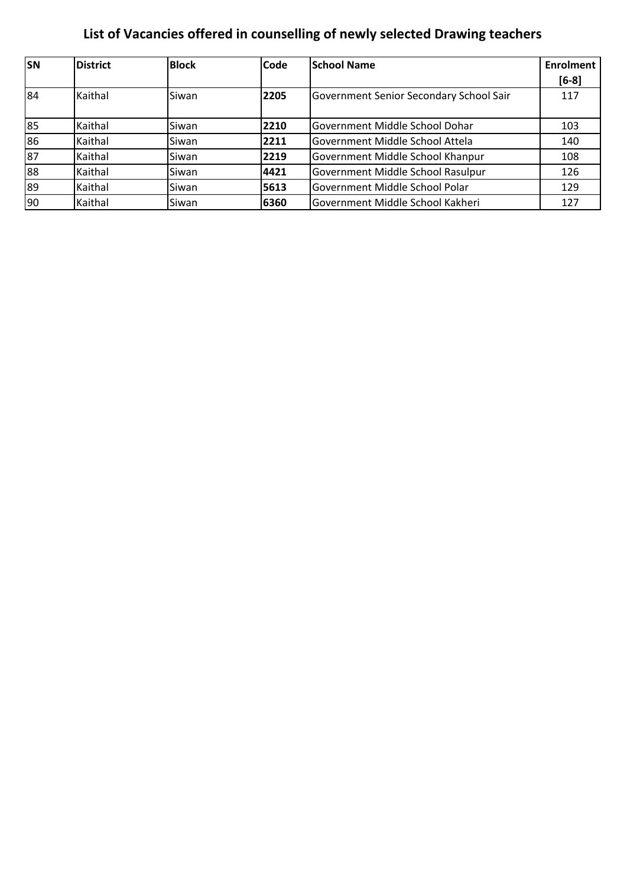# List of Vacancies offered in counselling of newly selected Drawing teachers

| SN | District | Block | Code | School Name | Enrolment [6-8] |
|---|---|---|---|---|---|
| 84 | Kaithal | Siwan | **2205** | Government Senior Secondary School Sair | 117 |
| 85 | Kaithal | Siwan | **2210** | Government Middle School Dohar | 103 |
| 86 | Kaithal | Siwan | **2211** | Government Middle School Attela | 140 |
| 87 | Kaithal | Siwan | **2219** | Government Middle School Khanpur | 108 |
| 88 | Kaithal | Siwan | **4421** | Government Middle School Rasulpur | 126 |
| 89 | Kaithal | Siwan | **5613** | Government Middle School Polar | 129 |
| 90 | Kaithal | Siwan | **6360** | Government Middle School Kakheri | 127 |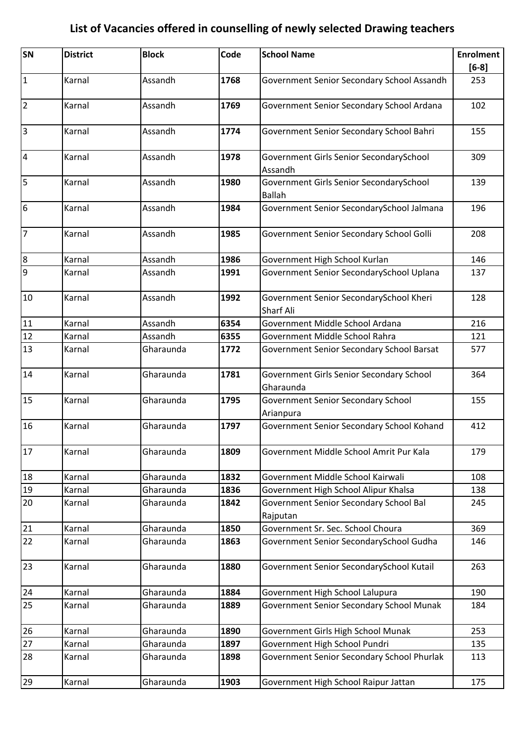# List of Vacancies offered in counselling of newly selected Drawing teachers

| SN | District | Block | Code | School Name | Enrolment [6-8] |
|---|---|---|---|---|---|
| 1 | Karnal | Assandh | **1768** | Government Senior Secondary School Assandh | 253 |
| 2 | Karnal | Assandh | **1769** | Government Senior Secondary School Ardana | 102 |
| 3 | Karnal | Assandh | **1774** | Government Senior Secondary School Bahri | 155 |
| 4 | Karnal | Assandh | **1978** | Government Girls Senior SecondarySchool Assandh | 309 |
| 5 | Karnal | Assandh | **1980** | Government Girls Senior SecondarySchool Ballah | 139 |
| 6 | Karnal | Assandh | **1984** | Government Senior SecondarySchool Jalmana | 196 |
| 7 | Karnal | Assandh | **1985** | Government Senior Secondary School Golli | 208 |
| 8 | Karnal | Assandh | **1986** | Government High School Kurlan | 146 |
| 9 | Karnal | Assandh | **1991** | Government Senior SecondarySchool Uplana | 137 |
| 10 | Karnal | Assandh | **1992** | Government Senior SecondarySchool Kheri Sharf Ali | 128 |
| 11 | Karnal | Assandh | **6354** | Government Middle School Ardana | 216 |
| 12 | Karnal | Assandh | **6355** | Government Middle School Rahra | 121 |
| 13 | Karnal | Gharaunda | **1772** | Government Senior Secondary School Barsat | 577 |
| 14 | Karnal | Gharaunda | **1781** | Government Girls Senior Secondary School Gharaunda | 364 |
| 15 | Karnal | Gharaunda | **1795** | Government Senior Secondary School Arianpura | 155 |
| 16 | Karnal | Gharaunda | **1797** | Government Senior Secondary School Kohand | 412 |
| 17 | Karnal | Gharaunda | **1809** | Government Middle School Amrit Pur Kala | 179 |
| 18 | Karnal | Gharaunda | **1832** | Government Middle School Kairwali | 108 |
| 19 | Karnal | Gharaunda | **1836** | Government High School Alipur Khalsa | 138 |
| 20 | Karnal | Gharaunda | **1842** | Government Senior Secondary School Bal Rajputan | 245 |
| 21 | Karnal | Gharaunda | **1850** | Government Sr. Sec. School Choura | 369 |
| 22 | Karnal | Gharaunda | **1863** | Government Senior SecondarySchool Gudha | 146 |
| 23 | Karnal | Gharaunda | **1880** | Government Senior SecondarySchool Kutail | 263 |
| 24 | Karnal | Gharaunda | **1884** | Government High School Lalupura | 190 |
| 25 | Karnal | Gharaunda | **1889** | Government Senior Secondary School Munak | 184 |
| 26 | Karnal | Gharaunda | **1890** | Government Girls High School Munak | 253 |
| 27 | Karnal | Gharaunda | **1897** | Government High School Pundri | 135 |
| 28 | Karnal | Gharaunda | **1898** | Government Senior Secondary School Phurlak | 113 |
| 29 | Karnal | Gharaunda | **1903** | Government High School Raipur Jattan | 175 |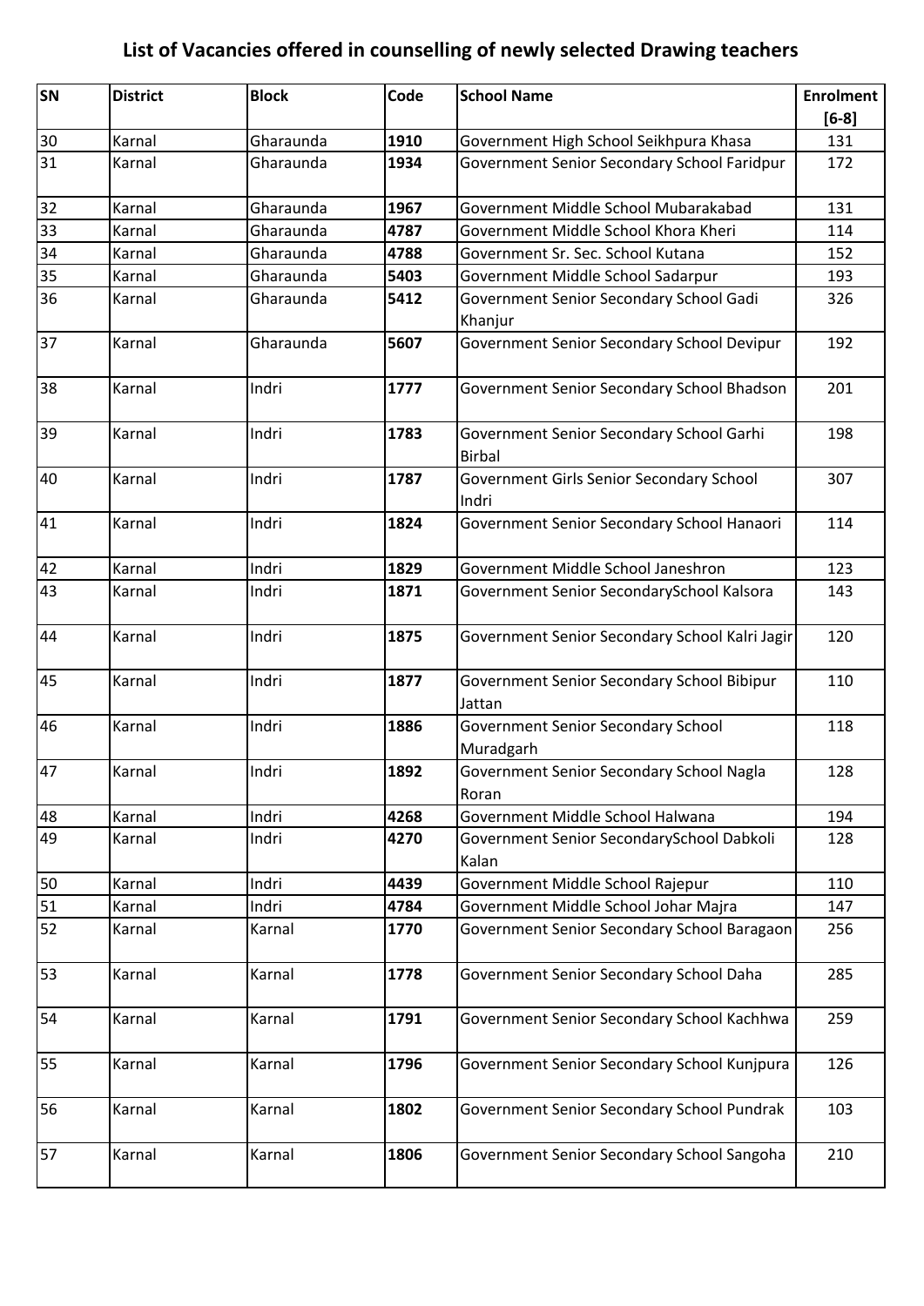# List of Vacancies offered in counselling of newly selected Drawing teachers

| SN | District | Block | Code | School Name | Enrolment [6-8] |
|---|---|---|---|---|---|
| 30 | Karnal | Gharaunda | **1910** | Government High School Seikhpura Khasa | 131 |
| 31 | Karnal | Gharaunda | **1934** | Government Senior Secondary School Faridpur | 172 |
| 32 | Karnal | Gharaunda | **1967** | Government Middle School Mubarakabad | 131 |
| 33 | Karnal | Gharaunda | **4787** | Government Middle School Khora Kheri | 114 |
| 34 | Karnal | Gharaunda | **4788** | Government Sr. Sec. School Kutana | 152 |
| 35 | Karnal | Gharaunda | **5403** | Government Middle School Sadarpur | 193 |
| 36 | Karnal | Gharaunda | **5412** | Government Senior Secondary School Gadi Khanjur | 326 |
| 37 | Karnal | Gharaunda | **5607** | Government Senior Secondary School Devipur | 192 |
| 38 | Karnal | Indri | **1777** | Government Senior Secondary School Bhadson | 201 |
| 39 | Karnal | Indri | **1783** | Government Senior Secondary School Garhi Birbal | 198 |
| 40 | Karnal | Indri | **1787** | Government Girls Senior Secondary School Indri | 307 |
| 41 | Karnal | Indri | **1824** | Government Senior Secondary School Hanaori | 114 |
| 42 | Karnal | Indri | **1829** | Government Middle School Janeshron | 123 |
| 43 | Karnal | Indri | **1871** | Government Senior SecondarySchool Kalsora | 143 |
| 44 | Karnal | Indri | **1875** | Government Senior Secondary School Kalri Jagir | 120 |
| 45 | Karnal | Indri | **1877** | Government Senior Secondary School Bibipur Jattan | 110 |
| 46 | Karnal | Indri | **1886** | Government Senior Secondary School Muradgarh | 118 |
| 47 | Karnal | Indri | **1892** | Government Senior Secondary School Nagla Roran | 128 |
| 48 | Karnal | Indri | **4268** | Government Middle School Halwana | 194 |
| 49 | Karnal | Indri | **4270** | Government Senior SecondarySchool Dabkoli Kalan | 128 |
| 50 | Karnal | Indri | **4439** | Government Middle School Rajepur | 110 |
| 51 | Karnal | Indri | **4784** | Government Middle School Johar Majra | 147 |
| 52 | Karnal | Karnal | **1770** | Government Senior Secondary School Baragaon | 256 |
| 53 | Karnal | Karnal | **1778** | Government Senior Secondary School Daha | 285 |
| 54 | Karnal | Karnal | **1791** | Government Senior Secondary School Kachhwa | 259 |
| 55 | Karnal | Karnal | **1796** | Government Senior Secondary School Kunjpura | 126 |
| 56 | Karnal | Karnal | **1802** | Government Senior Secondary School Pundrak | 103 |
| 57 | Karnal | Karnal | **1806** | Government Senior Secondary School Sangoha | 210 |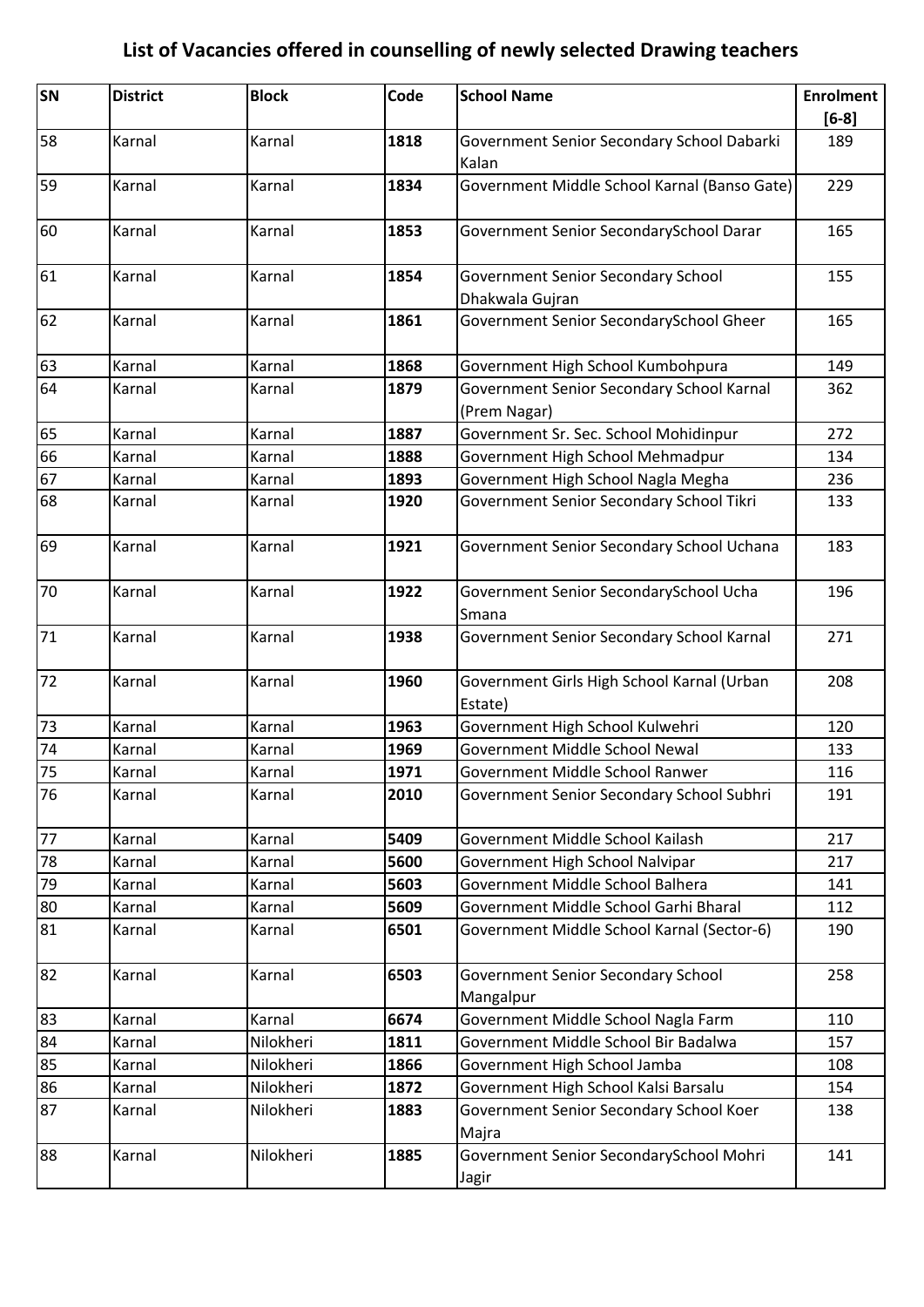# List of Vacancies offered in counselling of newly selected Drawing teachers

| SN | District | Block | Code | School Name | Enrolment [6-8] |
|---|---|---|---|---|---|
| 58 | Karnal | Karnal | **1818** | Government Senior Secondary School Dabarki Kalan | 189 |
| 59 | Karnal | Karnal | **1834** | Government Middle School Karnal (Banso Gate) | 229 |
| 60 | Karnal | Karnal | **1853** | Government Senior SecondarySchool Darar | 165 |
| 61 | Karnal | Karnal | **1854** | Government Senior Secondary School Dhakwala Gujran | 155 |
| 62 | Karnal | Karnal | **1861** | Government Senior SecondarySchool Gheer | 165 |
| 63 | Karnal | Karnal | **1868** | Government High School Kumbohpura | 149 |
| 64 | Karnal | Karnal | **1879** | Government Senior Secondary School Karnal (Prem Nagar) | 362 |
| 65 | Karnal | Karnal | **1887** | Government Sr. Sec. School Mohidinpur | 272 |
| 66 | Karnal | Karnal | **1888** | Government High School Mehmadpur | 134 |
| 67 | Karnal | Karnal | **1893** | Government High School Nagla Megha | 236 |
| 68 | Karnal | Karnal | **1920** | Government Senior Secondary School Tikri | 133 |
| 69 | Karnal | Karnal | **1921** | Government Senior Secondary School Uchana | 183 |
| 70 | Karnal | Karnal | **1922** | Government Senior SecondarySchool Ucha Smana | 196 |
| 71 | Karnal | Karnal | **1938** | Government Senior Secondary School Karnal | 271 |
| 72 | Karnal | Karnal | **1960** | Government Girls High School Karnal (Urban Estate) | 208 |
| 73 | Karnal | Karnal | **1963** | Government High School Kulwehri | 120 |
| 74 | Karnal | Karnal | **1969** | Government Middle School Newal | 133 |
| 75 | Karnal | Karnal | **1971** | Government Middle School Ranwer | 116 |
| 76 | Karnal | Karnal | **2010** | Government Senior Secondary School Subhri | 191 |
| 77 | Karnal | Karnal | **5409** | Government Middle School Kailash | 217 |
| 78 | Karnal | Karnal | **5600** | Government High School Nalvipar | 217 |
| 79 | Karnal | Karnal | **5603** | Government Middle School Balhera | 141 |
| 80 | Karnal | Karnal | **5609** | Government Middle School Garhi Bharal | 112 |
| 81 | Karnal | Karnal | **6501** | Government Middle School Karnal (Sector-6) | 190 |
| 82 | Karnal | Karnal | **6503** | Government Senior Secondary School Mangalpur | 258 |
| 83 | Karnal | Karnal | **6674** | Government Middle School Nagla Farm | 110 |
| 84 | Karnal | Nilokheri | **1811** | Government Middle School Bir Badalwa | 157 |
| 85 | Karnal | Nilokheri | **1866** | Government High School Jamba | 108 |
| 86 | Karnal | Nilokheri | **1872** | Government High School Kalsi Barsalu | 154 |
| 87 | Karnal | Nilokheri | **1883** | Government Senior Secondary School Koer Majra | 138 |
| 88 | Karnal | Nilokheri | **1885** | Government Senior SecondarySchool Mohri Jagir | 141 |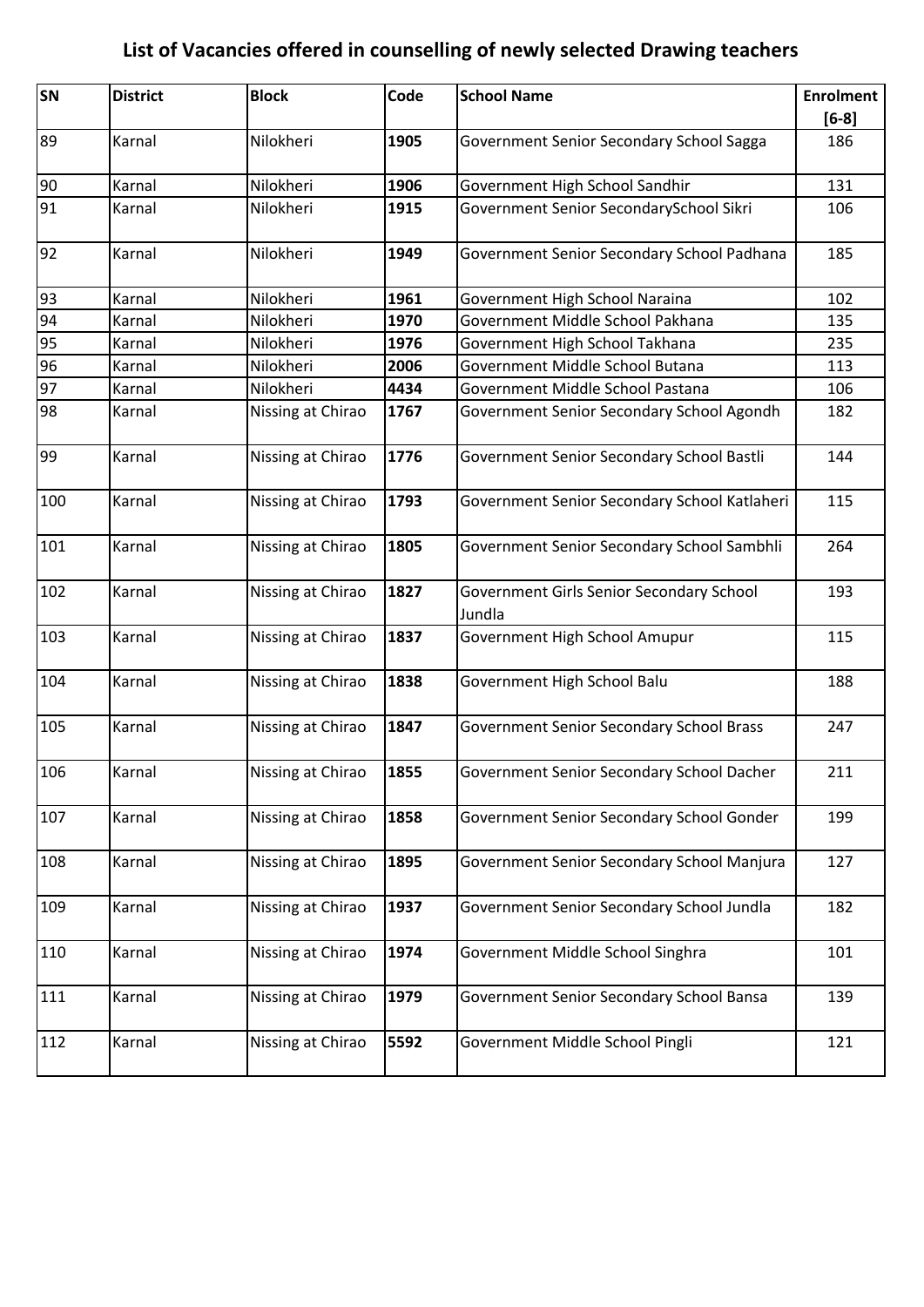# List of Vacancies offered in counselling of newly selected Drawing teachers

| SN | District | Block | Code | School Name | Enrolment [6-8] |
|---|---|---|---|---|---|
| 89 | Karnal | Nilokheri | **1905** | Government Senior Secondary School Sagga | 186 |
| 90 | Karnal | Nilokheri | **1906** | Government High School Sandhir | 131 |
| 91 | Karnal | Nilokheri | **1915** | Government Senior SecondarySchool Sikri | 106 |
| 92 | Karnal | Nilokheri | **1949** | Government Senior Secondary School Padhana | 185 |
| 93 | Karnal | Nilokheri | **1961** | Government High School Naraina | 102 |
| 94 | Karnal | Nilokheri | **1970** | Government Middle School Pakhana | 135 |
| 95 | Karnal | Nilokheri | **1976** | Government High School Takhana | 235 |
| 96 | Karnal | Nilokheri | **2006** | Government Middle School Butana | 113 |
| 97 | Karnal | Nilokheri | **4434** | Government Middle School Pastana | 106 |
| 98 | Karnal | Nissing at Chirao | **1767** | Government Senior Secondary School Agondh | 182 |
| 99 | Karnal | Nissing at Chirao | **1776** | Government Senior Secondary School Bastli | 144 |
| 100 | Karnal | Nissing at Chirao | **1793** | Government Senior Secondary School Katlaheri | 115 |
| 101 | Karnal | Nissing at Chirao | **1805** | Government Senior Secondary School Sambhli | 264 |
| 102 | Karnal | Nissing at Chirao | **1827** | Government Girls Senior Secondary School Jundla | 193 |
| 103 | Karnal | Nissing at Chirao | **1837** | Government High School Amupur | 115 |
| 104 | Karnal | Nissing at Chirao | **1838** | Government High School Balu | 188 |
| 105 | Karnal | Nissing at Chirao | **1847** | Government Senior Secondary School Brass | 247 |
| 106 | Karnal | Nissing at Chirao | **1855** | Government Senior Secondary School Dacher | 211 |
| 107 | Karnal | Nissing at Chirao | **1858** | Government Senior Secondary School Gonder | 199 |
| 108 | Karnal | Nissing at Chirao | **1895** | Government Senior Secondary School Manjura | 127 |
| 109 | Karnal | Nissing at Chirao | **1937** | Government Senior Secondary School Jundla | 182 |
| 110 | Karnal | Nissing at Chirao | **1974** | Government Middle School Singhra | 101 |
| 111 | Karnal | Nissing at Chirao | **1979** | Government Senior Secondary School Bansa | 139 |
| 112 | Karnal | Nissing at Chirao | **5592** | Government Middle School Pingli | 121 |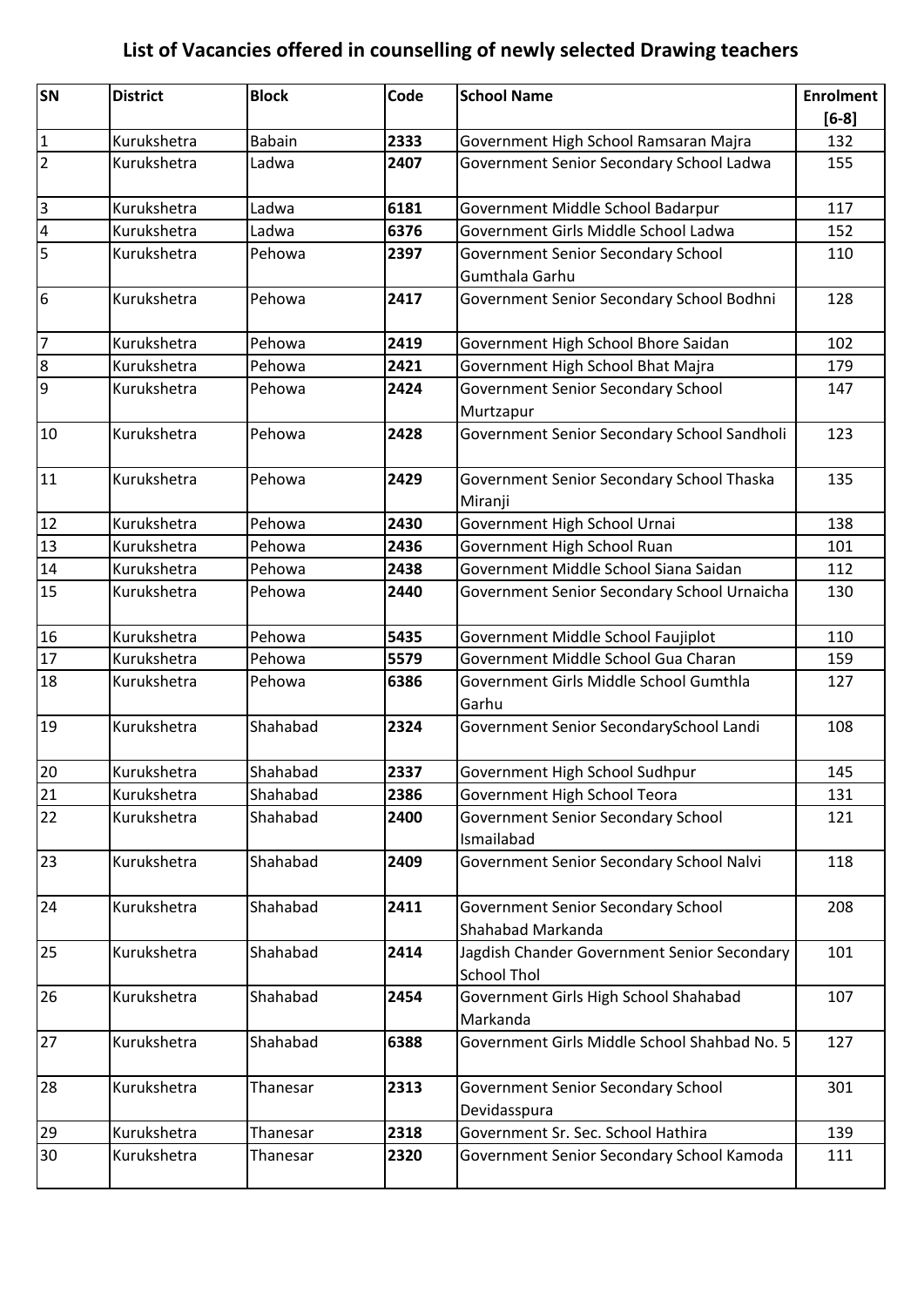# List of Vacancies offered in counselling of newly selected Drawing teachers

| SN | District | Block | Code | School Name | Enrolment [6-8] |
|---|---|---|---|---|---|
| 1 | Kurukshetra | Babain | 2333 | Government High School Ramsaran Majra | 132 |
| 2 | Kurukshetra | Ladwa | 2407 | Government Senior Secondary School Ladwa | 155 |
| 3 | Kurukshetra | Ladwa | 6181 | Government Middle School Badarpur | 117 |
| 4 | Kurukshetra | Ladwa | 6376 | Government Girls Middle School Ladwa | 152 |
| 5 | Kurukshetra | Pehowa | 2397 | Government Senior Secondary School Gumthala Garhu | 110 |
| 6 | Kurukshetra | Pehowa | 2417 | Government Senior Secondary School Bodhni | 128 |
| 7 | Kurukshetra | Pehowa | 2419 | Government High School Bhore Saidan | 102 |
| 8 | Kurukshetra | Pehowa | 2421 | Government High School Bhat Majra | 179 |
| 9 | Kurukshetra | Pehowa | 2424 | Government Senior Secondary School Murtzapur | 147 |
| 10 | Kurukshetra | Pehowa | 2428 | Government Senior Secondary School Sandholi | 123 |
| 11 | Kurukshetra | Pehowa | 2429 | Government Senior Secondary School Thaska Miranji | 135 |
| 12 | Kurukshetra | Pehowa | 2430 | Government High School Urnai | 138 |
| 13 | Kurukshetra | Pehowa | 2436 | Government High School Ruan | 101 |
| 14 | Kurukshetra | Pehowa | 2438 | Government Middle School Siana Saidan | 112 |
| 15 | Kurukshetra | Pehowa | 2440 | Government Senior Secondary School Urnaicha | 130 |
| 16 | Kurukshetra | Pehowa | 5435 | Government Middle School Faujiplot | 110 |
| 17 | Kurukshetra | Pehowa | 5579 | Government Middle School Gua Charan | 159 |
| 18 | Kurukshetra | Pehowa | 6386 | Government Girls Middle School Gumthla Garhu | 127 |
| 19 | Kurukshetra | Shahabad | 2324 | Government Senior SecondarySchool Landi | 108 |
| 20 | Kurukshetra | Shahabad | 2337 | Government High School Sudhpur | 145 |
| 21 | Kurukshetra | Shahabad | 2386 | Government High School Teora | 131 |
| 22 | Kurukshetra | Shahabad | 2400 | Government Senior Secondary School Ismailabad | 121 |
| 23 | Kurukshetra | Shahabad | 2409 | Government Senior Secondary School Nalvi | 118 |
| 24 | Kurukshetra | Shahabad | 2411 | Government Senior Secondary School Shahabad Markanda | 208 |
| 25 | Kurukshetra | Shahabad | 2414 | Jagdish Chander Government Senior Secondary School Thol | 101 |
| 26 | Kurukshetra | Shahabad | 2454 | Government Girls High School Shahabad Markanda | 107 |
| 27 | Kurukshetra | Shahabad | 6388 | Government Girls Middle School Shahbad No. 5 | 127 |
| 28 | Kurukshetra | Thanesar | 2313 | Government Senior Secondary School Devidasspura | 301 |
| 29 | Kurukshetra | Thanesar | 2318 | Government Sr. Sec. School Hathira | 139 |
| 30 | Kurukshetra | Thanesar | 2320 | Government Senior Secondary School Kamoda | 111 |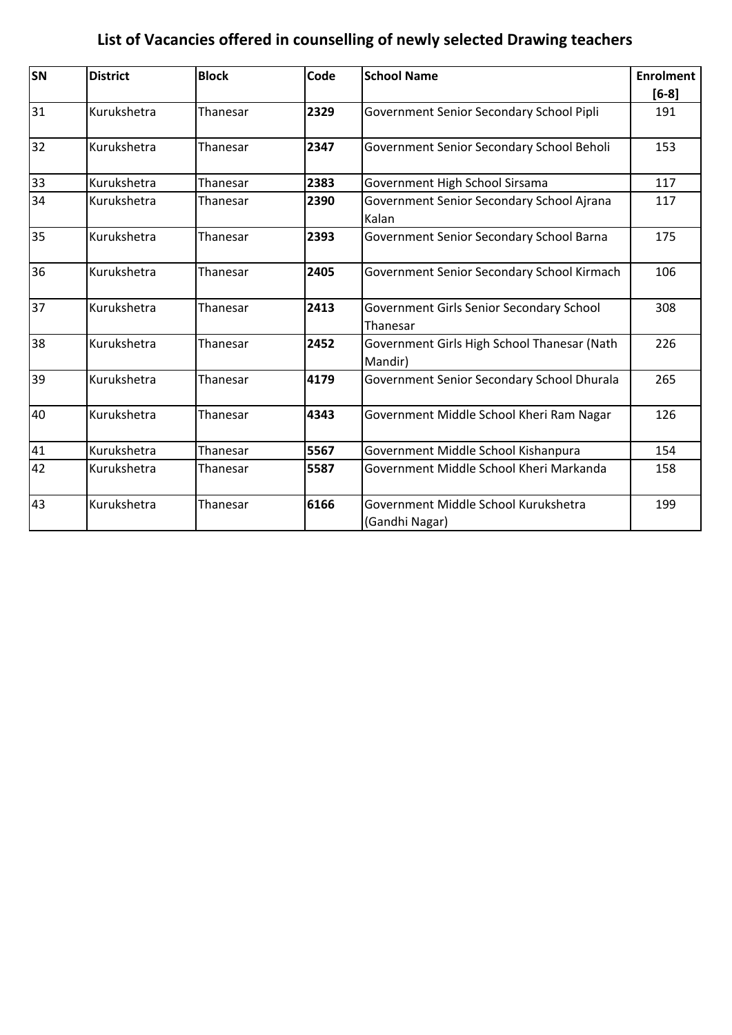# List of Vacancies offered in counselling of newly selected Drawing teachers

| SN | District | Block | Code | School Name | Enrolment [6-8] |
|---|---|---|---|---|---|
| 31 | Kurukshetra | Thanesar | **2329** | Government Senior Secondary School Pipli | 191 |
| 32 | Kurukshetra | Thanesar | **2347** | Government Senior Secondary School Beholi | 153 |
| 33 | Kurukshetra | Thanesar | **2383** | Government High School Sirsama | 117 |
| 34 | Kurukshetra | Thanesar | **2390** | Government Senior Secondary School Ajrana Kalan | 117 |
| 35 | Kurukshetra | Thanesar | **2393** | Government Senior Secondary School Barna | 175 |
| 36 | Kurukshetra | Thanesar | **2405** | Government Senior Secondary School Kirmach | 106 |
| 37 | Kurukshetra | Thanesar | **2413** | Government Girls Senior Secondary School Thanesar | 308 |
| 38 | Kurukshetra | Thanesar | **2452** | Government Girls High School Thanesar (Nath Mandir) | 226 |
| 39 | Kurukshetra | Thanesar | **4179** | Government Senior Secondary School Dhurala | 265 |
| 40 | Kurukshetra | Thanesar | **4343** | Government Middle School Kheri Ram Nagar | 126 |
| 41 | Kurukshetra | Thanesar | **5567** | Government Middle School Kishanpura | 154 |
| 42 | Kurukshetra | Thanesar | **5587** | Government Middle School Kheri Markanda | 158 |
| 43 | Kurukshetra | Thanesar | **6166** | Government Middle School Kurukshetra (Gandhi Nagar) | 199 |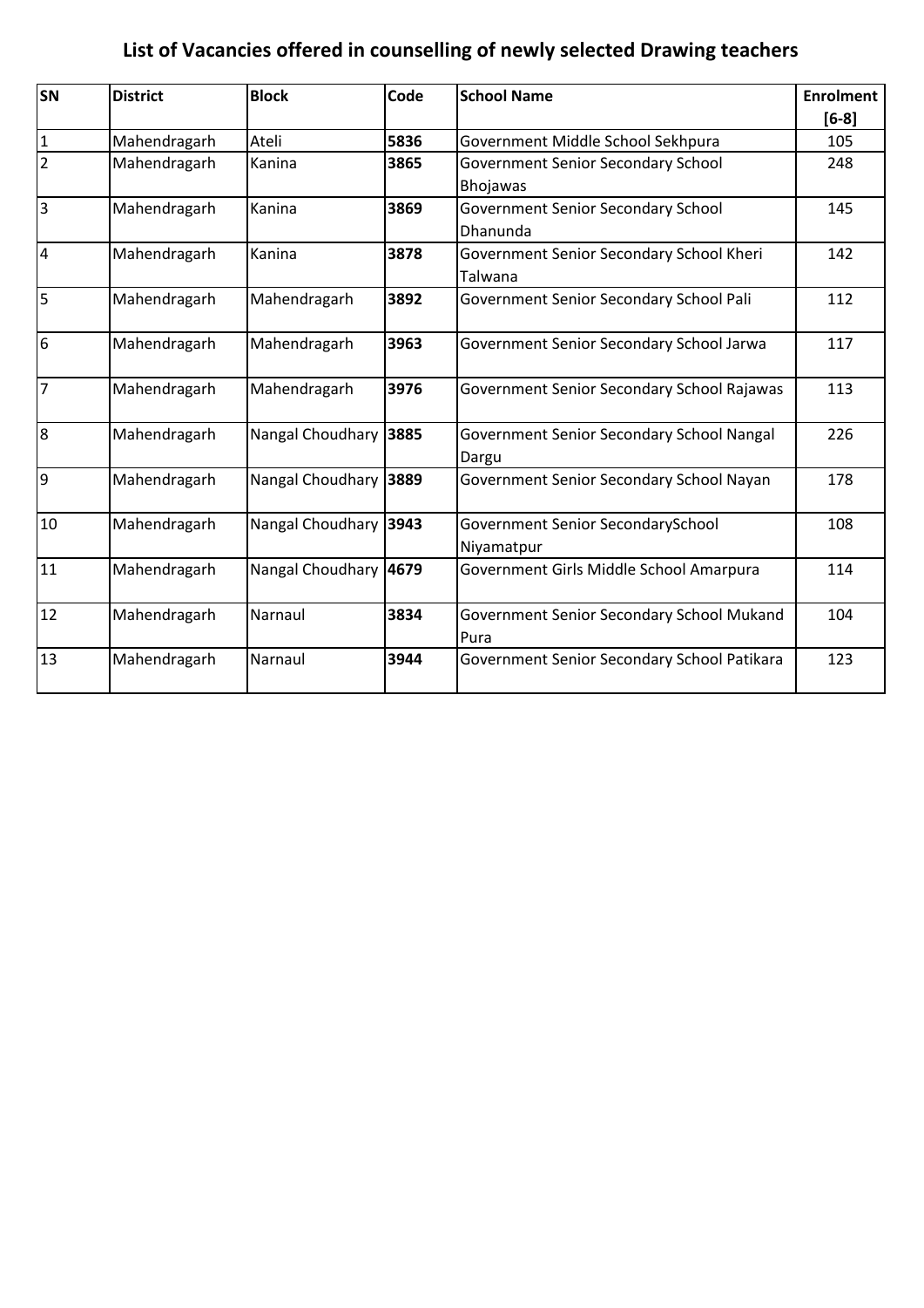# List of Vacancies offered in counselling of newly selected Drawing teachers

| SN | District | Block | Code | School Name | Enrolment [6-8] |
|---|---|---|---|---|---|
| 1 | Mahendragarh | Ateli | **5836** | Government Middle School Sekhpura | 105 |
| 2 | Mahendragarh | Kanina | **3865** | Government Senior Secondary School Bhojawas | 248 |
| 3 | Mahendragarh | Kanina | **3869** | Government Senior Secondary School Dhanunda | 145 |
| 4 | Mahendragarh | Kanina | **3878** | Government Senior Secondary School Kheri Talwana | 142 |
| 5 | Mahendragarh | Mahendragarh | **3892** | Government Senior Secondary School Pali | 112 |
| 6 | Mahendragarh | Mahendragarh | **3963** | Government Senior Secondary School Jarwa | 117 |
| 7 | Mahendragarh | Mahendragarh | **3976** | Government Senior Secondary School Rajawas | 113 |
| 8 | Mahendragarh | Nangal Choudhary | **3885** | Government Senior Secondary School Nangal Dargu | 226 |
| 9 | Mahendragarh | Nangal Choudhary | **3889** | Government Senior Secondary School Nayan | 178 |
| 10 | Mahendragarh | Nangal Choudhary | **3943** | Government Senior SecondarySchool Niyamatpur | 108 |
| 11 | Mahendragarh | Nangal Choudhary | **4679** | Government Girls Middle School Amarpura | 114 |
| 12 | Mahendragarh | Narnaul | **3834** | Government Senior Secondary School Mukand Pura | 104 |
| 13 | Mahendragarh | Narnaul | **3944** | Government Senior Secondary School Patikara | 123 |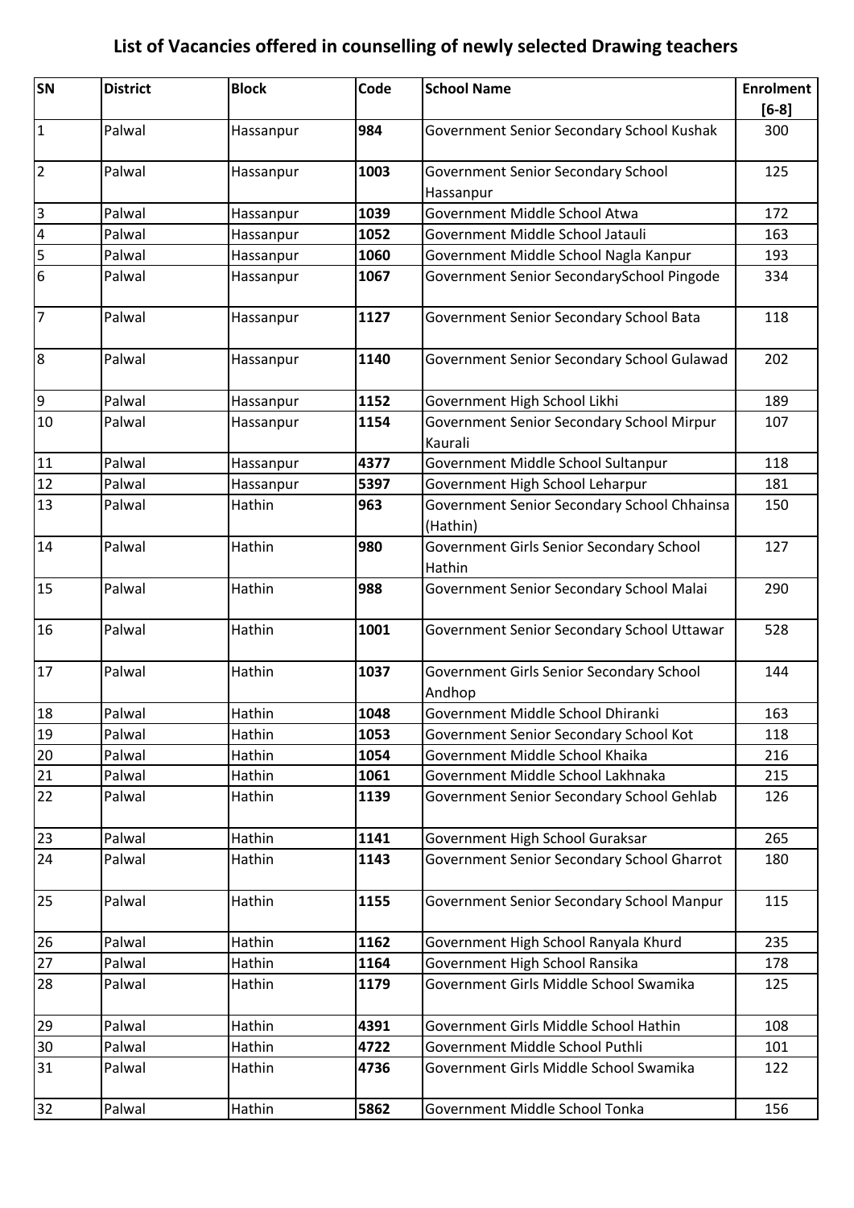# List of Vacancies offered in counselling of newly selected Drawing teachers

| SN | District | Block | Code | School Name | Enrolment [6-8] |
|---|---|---|---|---|---|
| 1 | Palwal | Hassanpur | **984** | Government Senior Secondary School Kushak | 300 |
| 2 | Palwal | Hassanpur | **1003** | Government Senior Secondary School Hassanpur | 125 |
| 3 | Palwal | Hassanpur | **1039** | Government Middle School Atwa | 172 |
| 4 | Palwal | Hassanpur | **1052** | Government Middle School Jatauli | 163 |
| 5 | Palwal | Hassanpur | **1060** | Government Middle School Nagla Kanpur | 193 |
| 6 | Palwal | Hassanpur | **1067** | Government Senior SecondarySchool Pingode | 334 |
| 7 | Palwal | Hassanpur | **1127** | Government Senior Secondary School Bata | 118 |
| 8 | Palwal | Hassanpur | **1140** | Government Senior Secondary School Gulawad | 202 |
| 9 | Palwal | Hassanpur | **1152** | Government High School Likhi | 189 |
| 10 | Palwal | Hassanpur | **1154** | Government Senior Secondary School Mirpur Kaurali | 107 |
| 11 | Palwal | Hassanpur | **4377** | Government Middle School Sultanpur | 118 |
| 12 | Palwal | Hassanpur | **5397** | Government High School Leharpur | 181 |
| 13 | Palwal | Hathin | **963** | Government Senior Secondary School Chhainsa (Hathin) | 150 |
| 14 | Palwal | Hathin | **980** | Government Girls Senior Secondary School Hathin | 127 |
| 15 | Palwal | Hathin | **988** | Government Senior Secondary School Malai | 290 |
| 16 | Palwal | Hathin | **1001** | Government Senior Secondary School Uttawar | 528 |
| 17 | Palwal | Hathin | **1037** | Government Girls Senior Secondary School Andhop | 144 |
| 18 | Palwal | Hathin | **1048** | Government Middle School Dhiranki | 163 |
| 19 | Palwal | Hathin | **1053** | Government Senior Secondary School Kot | 118 |
| 20 | Palwal | Hathin | **1054** | Government Middle School Khaika | 216 |
| 21 | Palwal | Hathin | **1061** | Government Middle School Lakhnaka | 215 |
| 22 | Palwal | Hathin | **1139** | Government Senior Secondary School Gehlab | 126 |
| 23 | Palwal | Hathin | **1141** | Government High School Guraksar | 265 |
| 24 | Palwal | Hathin | **1143** | Government Senior Secondary School Gharrot | 180 |
| 25 | Palwal | Hathin | **1155** | Government Senior Secondary School Manpur | 115 |
| 26 | Palwal | Hathin | **1162** | Government High School Ranyala Khurd | 235 |
| 27 | Palwal | Hathin | **1164** | Government High School Ransika | 178 |
| 28 | Palwal | Hathin | **1179** | Government Girls Middle School Swamika | 125 |
| 29 | Palwal | Hathin | **4391** | Government Girls Middle School Hathin | 108 |
| 30 | Palwal | Hathin | **4722** | Government Middle School Puthli | 101 |
| 31 | Palwal | Hathin | **4736** | Government Girls Middle School Swamika | 122 |
| 32 | Palwal | Hathin | **5862** | Government Middle School Tonka | 156 |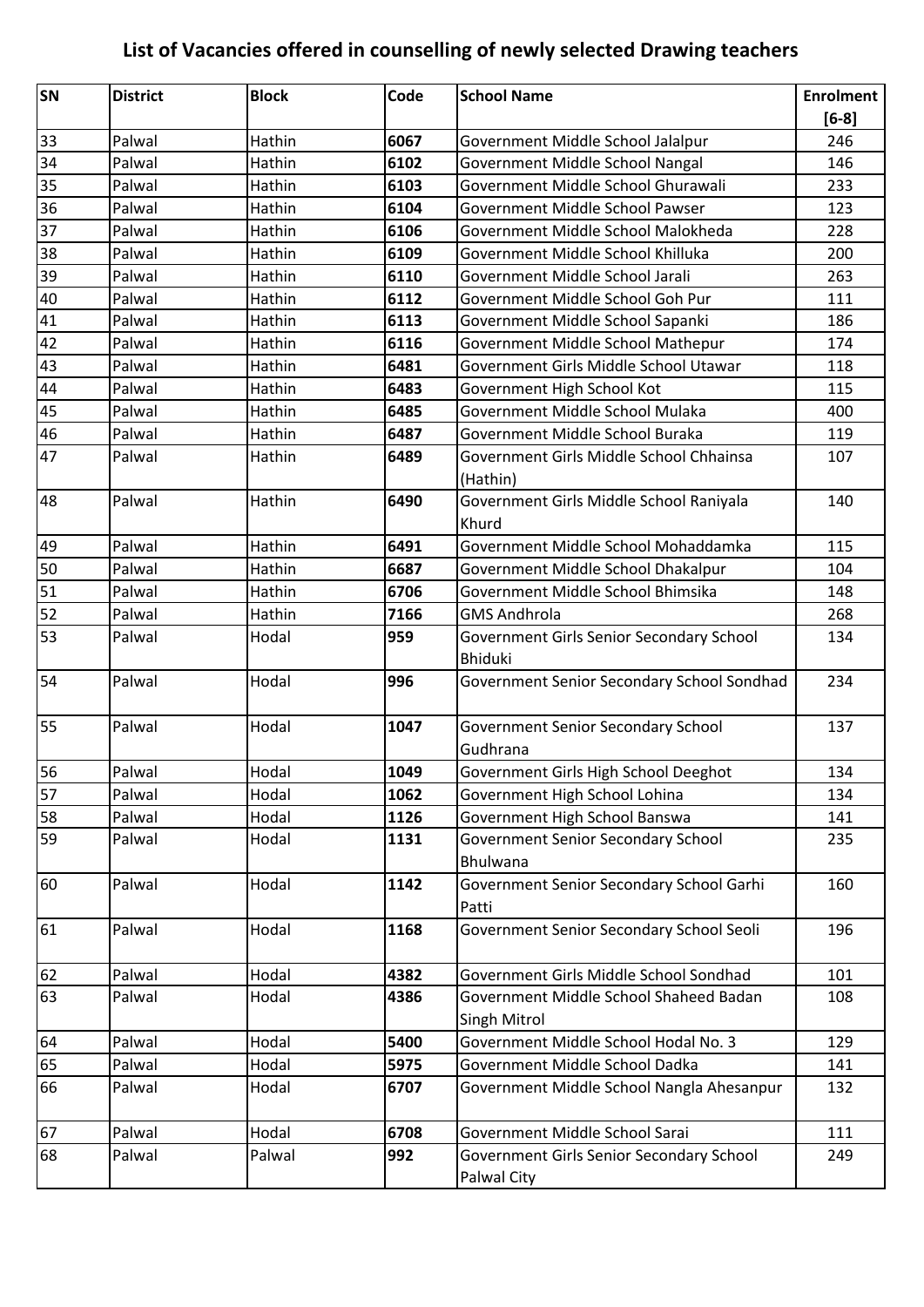# List of Vacancies offered in counselling of newly selected Drawing teachers

| SN | District | Block | Code | School Name | Enrolment [6-8] |
|---|---|---|---|---|---|
| 33 | Palwal | Hathin | **6067** | Government Middle School Jalalpur | 246 |
| 34 | Palwal | Hathin | **6102** | Government Middle School Nangal | 146 |
| 35 | Palwal | Hathin | **6103** | Government Middle School Ghurawali | 233 |
| 36 | Palwal | Hathin | **6104** | Government Middle School Pawser | 123 |
| 37 | Palwal | Hathin | **6106** | Government Middle School Malokheda | 228 |
| 38 | Palwal | Hathin | **6109** | Government Middle School Khilluka | 200 |
| 39 | Palwal | Hathin | **6110** | Government Middle School Jarali | 263 |
| 40 | Palwal | Hathin | **6112** | Government Middle School Goh Pur | 111 |
| 41 | Palwal | Hathin | **6113** | Government Middle School Sapanki | 186 |
| 42 | Palwal | Hathin | **6116** | Government Middle School Mathepur | 174 |
| 43 | Palwal | Hathin | **6481** | Government Girls Middle School Utawar | 118 |
| 44 | Palwal | Hathin | **6483** | Government High School Kot | 115 |
| 45 | Palwal | Hathin | **6485** | Government Middle School Mulaka | 400 |
| 46 | Palwal | Hathin | **6487** | Government Middle School Buraka | 119 |
| 47 | Palwal | Hathin | **6489** | Government Girls Middle School Chhainsa (Hathin) | 107 |
| 48 | Palwal | Hathin | **6490** | Government Girls Middle School Raniyala Khurd | 140 |
| 49 | Palwal | Hathin | **6491** | Government Middle School Mohaddamka | 115 |
| 50 | Palwal | Hathin | **6687** | Government Middle School Dhakalpur | 104 |
| 51 | Palwal | Hathin | **6706** | Government Middle School Bhimsika | 148 |
| 52 | Palwal | Hathin | **7166** | GMS Andhrola | 268 |
| 53 | Palwal | Hodal | **959** | Government Girls Senior Secondary School Bhiduki | 134 |
| 54 | Palwal | Hodal | **996** | Government Senior Secondary School Sondhad | 234 |
| 55 | Palwal | Hodal | **1047** | Government Senior Secondary School Gudhrana | 137 |
| 56 | Palwal | Hodal | **1049** | Government Girls High School Deeghot | 134 |
| 57 | Palwal | Hodal | **1062** | Government High School Lohina | 134 |
| 58 | Palwal | Hodal | **1126** | Government High School Banswa | 141 |
| 59 | Palwal | Hodal | **1131** | Government Senior Secondary School Bhulwana | 235 |
| 60 | Palwal | Hodal | **1142** | Government Senior Secondary School Garhi Patti | 160 |
| 61 | Palwal | Hodal | **1168** | Government Senior Secondary School Seoli | 196 |
| 62 | Palwal | Hodal | **4382** | Government Girls Middle School Sondhad | 101 |
| 63 | Palwal | Hodal | **4386** | Government Middle School Shaheed Badan Singh Mitrol | 108 |
| 64 | Palwal | Hodal | **5400** | Government Middle School Hodal No. 3 | 129 |
| 65 | Palwal | Hodal | **5975** | Government Middle School Dadka | 141 |
| 66 | Palwal | Hodal | **6707** | Government Middle School Nangla Ahesanpur | 132 |
| 67 | Palwal | Hodal | **6708** | Government Middle School Sarai | 111 |
| 68 | Palwal | Palwal | **992** | Government Girls Senior Secondary School Palwal City | 249 |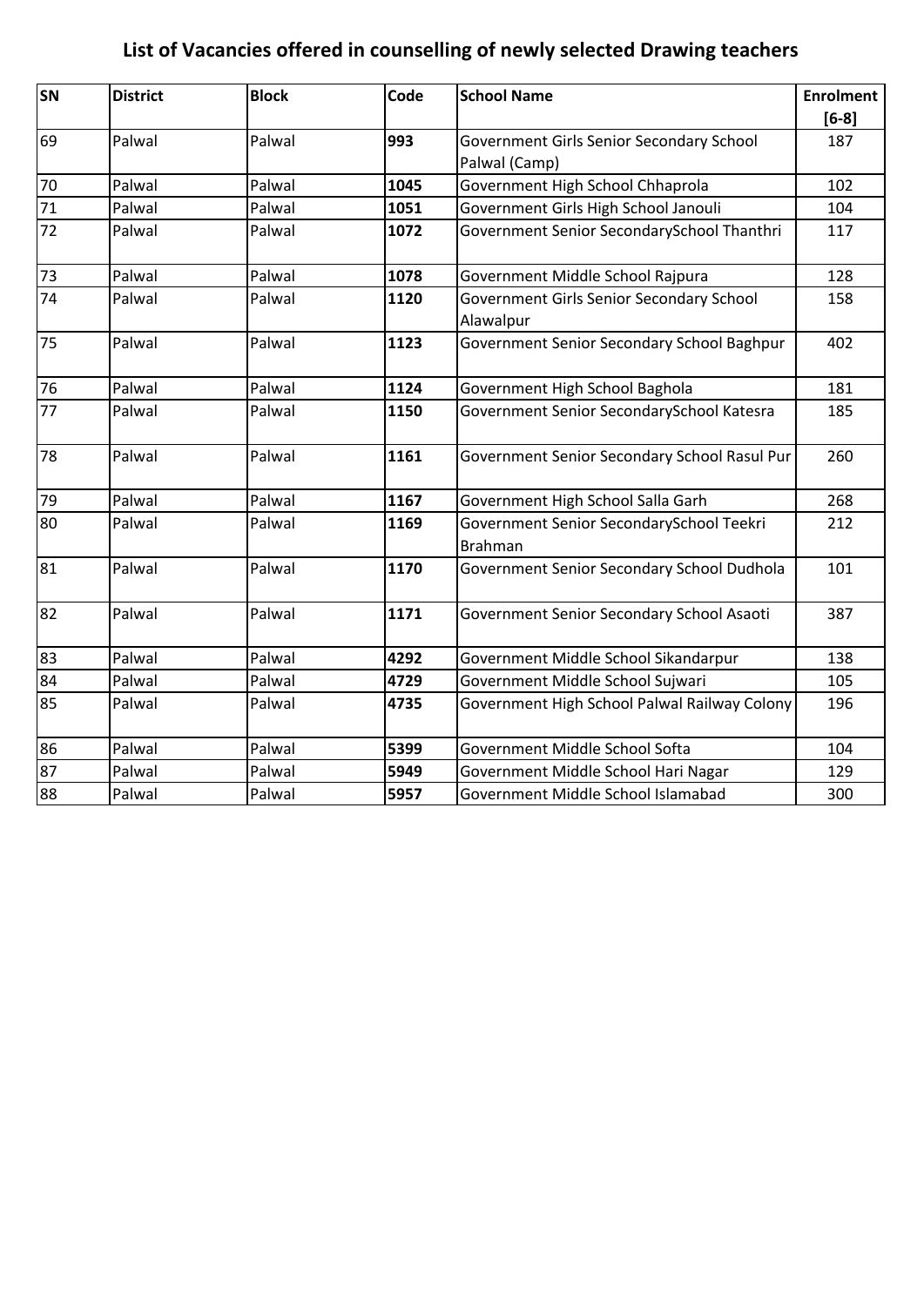## List of Vacancies offered in counselling of newly selected Drawing teachers

| SN | District | Block | Code | School Name | Enrolment [6-8] |
|---|---|---|---|---|---|
| 69 | Palwal | Palwal | **993** | Government Girls Senior Secondary School Palwal (Camp) | 187 |
| 70 | Palwal | Palwal | **1045** | Government High School Chhaprola | 102 |
| 71 | Palwal | Palwal | **1051** | Government Girls High School Janouli | 104 |
| 72 | Palwal | Palwal | **1072** | Government Senior SecondarySchool Thanthri | 117 |
| 73 | Palwal | Palwal | **1078** | Government Middle School Rajpura | 128 |
| 74 | Palwal | Palwal | **1120** | Government Girls Senior Secondary School Alawalpur | 158 |
| 75 | Palwal | Palwal | **1123** | Government Senior Secondary School Baghpur | 402 |
| 76 | Palwal | Palwal | **1124** | Government High School Baghola | 181 |
| 77 | Palwal | Palwal | **1150** | Government Senior SecondarySchool Katesra | 185 |
| 78 | Palwal | Palwal | **1161** | Government Senior Secondary School Rasul Pur | 260 |
| 79 | Palwal | Palwal | **1167** | Government High School Salla Garh | 268 |
| 80 | Palwal | Palwal | **1169** | Government Senior SecondarySchool Teekri Brahman | 212 |
| 81 | Palwal | Palwal | **1170** | Government Senior Secondary School Dudhola | 101 |
| 82 | Palwal | Palwal | **1171** | Government Senior Secondary School Asaoti | 387 |
| 83 | Palwal | Palwal | **4292** | Government Middle School Sikandarpur | 138 |
| 84 | Palwal | Palwal | **4729** | Government Middle School Sujwari | 105 |
| 85 | Palwal | Palwal | **4735** | Government High School Palwal Railway Colony | 196 |
| 86 | Palwal | Palwal | **5399** | Government Middle School Softa | 104 |
| 87 | Palwal | Palwal | **5949** | Government Middle School Hari Nagar | 129 |
| 88 | Palwal | Palwal | **5957** | Government Middle School Islamabad | 300 |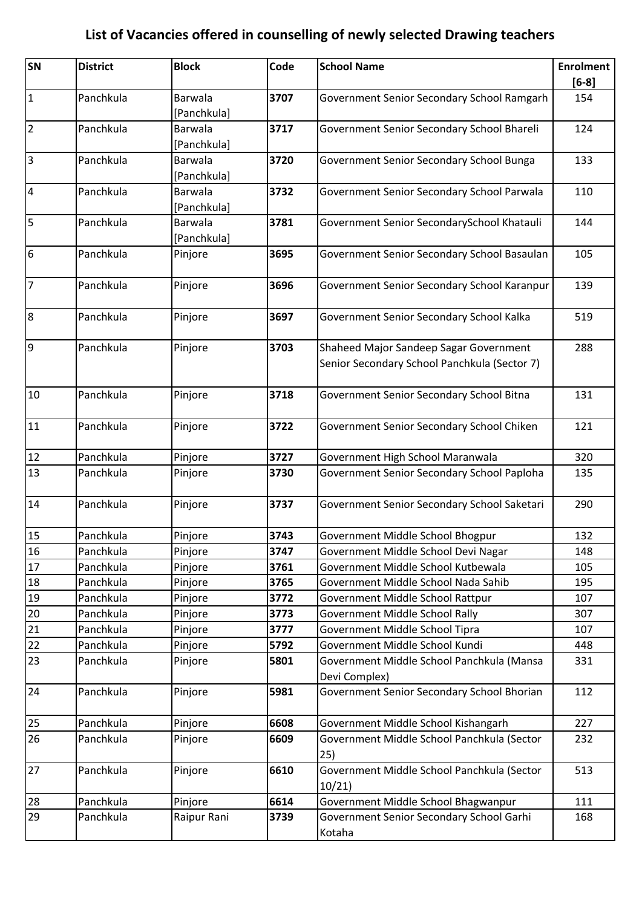# List of Vacancies offered in counselling of newly selected Drawing teachers

| SN | District | Block | Code | School Name | Enrolment [6-8] |
|---|---|---|---|---|---|
| 1 | Panchkula | Barwala [Panchkula] | **3707** | Government Senior Secondary School Ramgarh | 154 |
| 2 | Panchkula | Barwala [Panchkula] | **3717** | Government Senior Secondary School Bhareli | 124 |
| 3 | Panchkula | Barwala [Panchkula] | **3720** | Government Senior Secondary School Bunga | 133 |
| 4 | Panchkula | Barwala [Panchkula] | **3732** | Government Senior Secondary School Parwala | 110 |
| 5 | Panchkula | Barwala [Panchkula] | **3781** | Government Senior SecondarySchool Khatauli | 144 |
| 6 | Panchkula | Pinjore | **3695** | Government Senior Secondary School Basaulan | 105 |
| 7 | Panchkula | Pinjore | **3696** | Government Senior Secondary School Karanpur | 139 |
| 8 | Panchkula | Pinjore | **3697** | Government Senior Secondary School Kalka | 519 |
| 9 | Panchkula | Pinjore | **3703** | Shaheed Major Sandeep Sagar Government Senior Secondary School Panchkula (Sector 7) | 288 |
| 10 | Panchkula | Pinjore | **3718** | Government Senior Secondary School Bitna | 131 |
| 11 | Panchkula | Pinjore | **3722** | Government Senior Secondary School Chiken | 121 |
| 12 | Panchkula | Pinjore | **3727** | Government High School Maranwala | 320 |
| 13 | Panchkula | Pinjore | **3730** | Government Senior Secondary School Paploha | 135 |
| 14 | Panchkula | Pinjore | **3737** | Government Senior Secondary School Saketari | 290 |
| 15 | Panchkula | Pinjore | **3743** | Government Middle School Bhogpur | 132 |
| 16 | Panchkula | Pinjore | **3747** | Government Middle School Devi Nagar | 148 |
| 17 | Panchkula | Pinjore | **3761** | Government Middle School Kutbewala | 105 |
| 18 | Panchkula | Pinjore | **3765** | Government Middle School Nada Sahib | 195 |
| 19 | Panchkula | Pinjore | **3772** | Government Middle School Rattpur | 107 |
| 20 | Panchkula | Pinjore | **3773** | Government Middle School Rally | 307 |
| 21 | Panchkula | Pinjore | **3777** | Government Middle School Tipra | 107 |
| 22 | Panchkula | Pinjore | **5792** | Government Middle School Kundi | 448 |
| 23 | Panchkula | Pinjore | **5801** | Government Middle School Panchkula (Mansa Devi Complex) | 331 |
| 24 | Panchkula | Pinjore | **5981** | Government Senior Secondary School Bhorian | 112 |
| 25 | Panchkula | Pinjore | **6608** | Government Middle School Kishangarh | 227 |
| 26 | Panchkula | Pinjore | **6609** | Government Middle School Panchkula (Sector 25) | 232 |
| 27 | Panchkula | Pinjore | **6610** | Government Middle School Panchkula (Sector 10/21) | 513 |
| 28 | Panchkula | Pinjore | **6614** | Government Middle School Bhagwanpur | 111 |
| 29 | Panchkula | Raipur Rani | **3739** | Government Senior Secondary School Garhi Kotaha | 168 |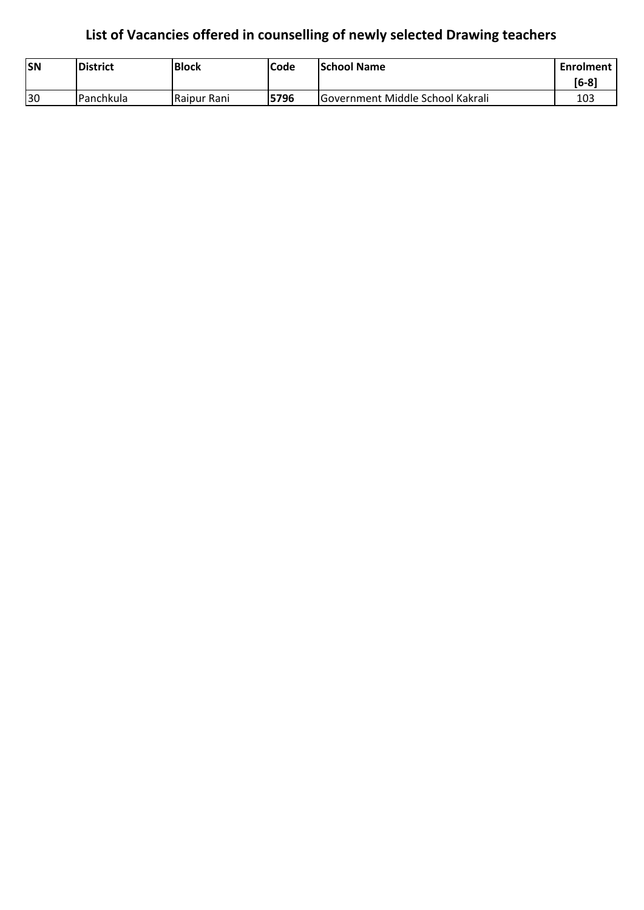# List of Vacancies offered in counselling of newly selected Drawing teachers

| SN | District | Block | Code | School Name | Enrolment [6-8] |
|---|---|---|---|---|---|
| 30 | Panchkula | Raipur Rani | 5796 | Government Middle School Kakrali | 103 |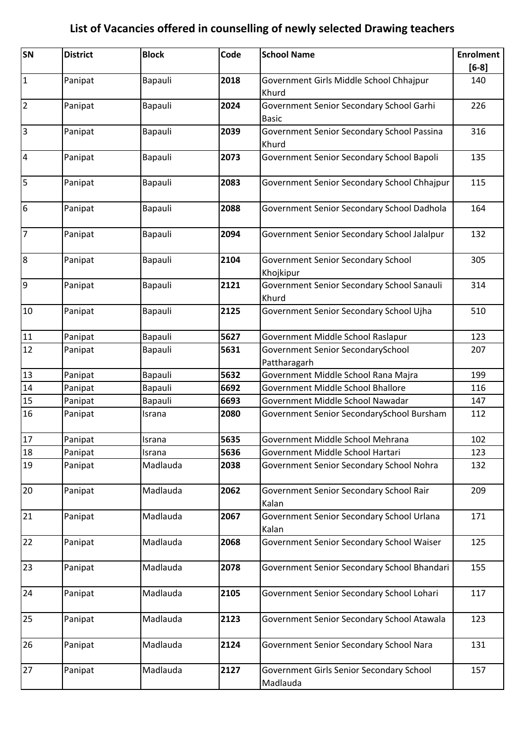# List of Vacancies offered in counselling of newly selected Drawing teachers

| SN | District | Block | Code | School Name | Enrolment [6-8] |
|---|---|---|---|---|---|
| 1 | Panipat | Bapauli | **2018** | Government Girls Middle School Chhajpur Khurd | 140 |
| 2 | Panipat | Bapauli | **2024** | Government Senior Secondary School Garhi Basic | 226 |
| 3 | Panipat | Bapauli | **2039** | Government Senior Secondary School Passina Khurd | 316 |
| 4 | Panipat | Bapauli | **2073** | Government Senior Secondary School Bapoli | 135 |
| 5 | Panipat | Bapauli | **2083** | Government Senior Secondary School Chhajpur | 115 |
| 6 | Panipat | Bapauli | **2088** | Government Senior Secondary School Dadhola | 164 |
| 7 | Panipat | Bapauli | **2094** | Government Senior Secondary School Jalalpur | 132 |
| 8 | Panipat | Bapauli | **2104** | Government Senior Secondary School Khojkipur | 305 |
| 9 | Panipat | Bapauli | **2121** | Government Senior Secondary School Sanauli Khurd | 314 |
| 10 | Panipat | Bapauli | **2125** | Government Senior Secondary School Ujha | 510 |
| 11 | Panipat | Bapauli | **5627** | Government Middle School Raslapur | 123 |
| 12 | Panipat | Bapauli | **5631** | Government Senior SecondarySchool Pattharagarh | 207 |
| 13 | Panipat | Bapauli | **5632** | Government Middle School Rana Majra | 199 |
| 14 | Panipat | Bapauli | **6692** | Government Middle School Bhallore | 116 |
| 15 | Panipat | Bapauli | **6693** | Government Middle School Nawadar | 147 |
| 16 | Panipat | Israna | **2080** | Government Senior SecondarySchool Bursham | 112 |
| 17 | Panipat | Israna | **5635** | Government Middle School Mehrana | 102 |
| 18 | Panipat | Israna | **5636** | Government Middle School Hartari | 123 |
| 19 | Panipat | Madlauda | **2038** | Government Senior Secondary School Nohra | 132 |
| 20 | Panipat | Madlauda | **2062** | Government Senior Secondary School Rair Kalan | 209 |
| 21 | Panipat | Madlauda | **2067** | Government Senior Secondary School Urlana Kalan | 171 |
| 22 | Panipat | Madlauda | **2068** | Government Senior Secondary School Waiser | 125 |
| 23 | Panipat | Madlauda | **2078** | Government Senior Secondary School Bhandari | 155 |
| 24 | Panipat | Madlauda | **2105** | Government Senior Secondary School Lohari | 117 |
| 25 | Panipat | Madlauda | **2123** | Government Senior Secondary School Atawala | 123 |
| 26 | Panipat | Madlauda | **2124** | Government Senior Secondary School Nara | 131 |
| 27 | Panipat | Madlauda | **2127** | Government Girls Senior Secondary School Madlauda | 157 |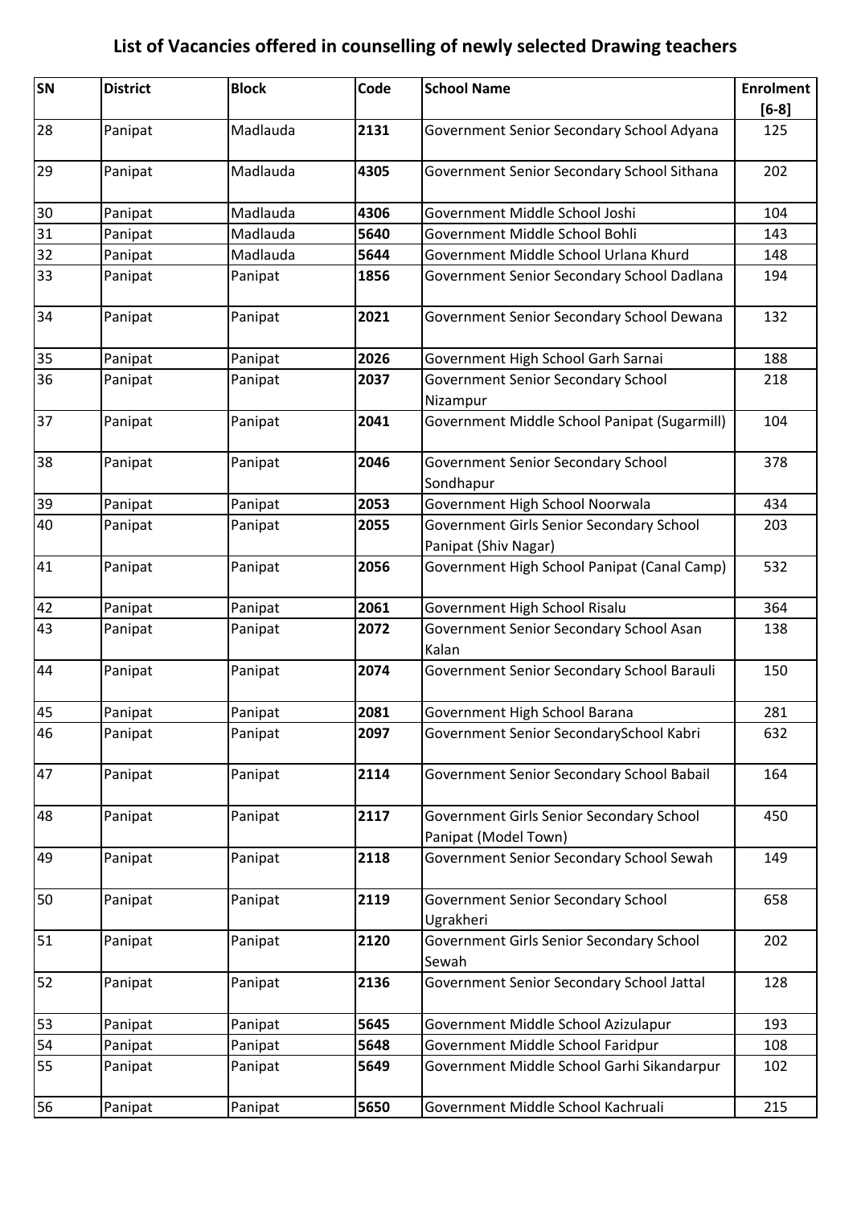# List of Vacancies offered in counselling of newly selected Drawing teachers

| SN | District | Block | Code | School Name | Enrolment [6-8] |
|---|---|---|---|---|---|
| 28 | Panipat | Madlauda | **2131** | Government Senior Secondary School Adyana | 125 |
| 29 | Panipat | Madlauda | **4305** | Government Senior Secondary School Sithana | 202 |
| 30 | Panipat | Madlauda | **4306** | Government Middle School Joshi | 104 |
| 31 | Panipat | Madlauda | **5640** | Government Middle School Bohli | 143 |
| 32 | Panipat | Madlauda | **5644** | Government Middle School Urlana Khurd | 148 |
| 33 | Panipat | Panipat | **1856** | Government Senior Secondary School Dadlana | 194 |
| 34 | Panipat | Panipat | **2021** | Government Senior Secondary School Dewana | 132 |
| 35 | Panipat | Panipat | **2026** | Government High School Garh Sarnai | 188 |
| 36 | Panipat | Panipat | **2037** | Government Senior Secondary School Nizampur | 218 |
| 37 | Panipat | Panipat | **2041** | Government Middle School Panipat (Sugarmill) | 104 |
| 38 | Panipat | Panipat | **2046** | Government Senior Secondary School Sondhapur | 378 |
| 39 | Panipat | Panipat | **2053** | Government High School Noorwala | 434 |
| 40 | Panipat | Panipat | **2055** | Government Girls Senior Secondary School Panipat (Shiv Nagar) | 203 |
| 41 | Panipat | Panipat | **2056** | Government High School Panipat (Canal Camp) | 532 |
| 42 | Panipat | Panipat | **2061** | Government High School Risalu | 364 |
| 43 | Panipat | Panipat | **2072** | Government Senior Secondary School Asan Kalan | 138 |
| 44 | Panipat | Panipat | **2074** | Government Senior Secondary School Barauli | 150 |
| 45 | Panipat | Panipat | **2081** | Government High School Barana | 281 |
| 46 | Panipat | Panipat | **2097** | Government Senior SecondarySchool Kabri | 632 |
| 47 | Panipat | Panipat | **2114** | Government Senior Secondary School Babail | 164 |
| 48 | Panipat | Panipat | **2117** | Government Girls Senior Secondary School Panipat (Model Town) | 450 |
| 49 | Panipat | Panipat | **2118** | Government Senior Secondary School Sewah | 149 |
| 50 | Panipat | Panipat | **2119** | Government Senior Secondary School Ugrakheri | 658 |
| 51 | Panipat | Panipat | **2120** | Government Girls Senior Secondary School Sewah | 202 |
| 52 | Panipat | Panipat | **2136** | Government Senior Secondary School Jattal | 128 |
| 53 | Panipat | Panipat | **5645** | Government Middle School Azizulapur | 193 |
| 54 | Panipat | Panipat | **5648** | Government Middle School Faridpur | 108 |
| 55 | Panipat | Panipat | **5649** | Government Middle School Garhi Sikandarpur | 102 |
| 56 | Panipat | Panipat | **5650** | Government Middle School Kachruali | 215 |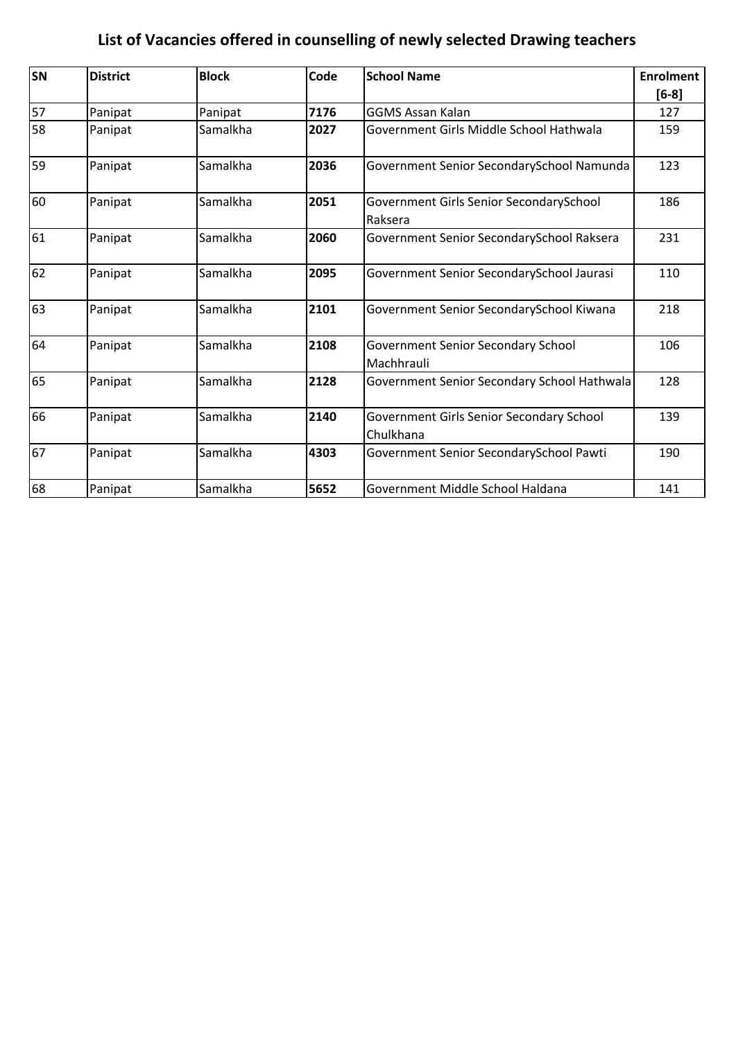# List of Vacancies offered in counselling of newly selected Drawing teachers

| SN | District | Block | Code | School Name | Enrolment [6-8] |
|---|---|---|---|---|---|
| 57 | Panipat | Panipat | **7176** | GGMS Assan Kalan | 127 |
| 58 | Panipat | Samalkha | **2027** | Government Girls Middle School Hathwala | 159 |
| 59 | Panipat | Samalkha | **2036** | Government Senior SecondarySchool Namunda | 123 |
| 60 | Panipat | Samalkha | **2051** | Government Girls Senior SecondarySchool Raksera | 186 |
| 61 | Panipat | Samalkha | **2060** | Government Senior SecondarySchool Raksera | 231 |
| 62 | Panipat | Samalkha | **2095** | Government Senior SecondarySchool Jaurasi | 110 |
| 63 | Panipat | Samalkha | **2101** | Government Senior SecondarySchool Kiwana | 218 |
| 64 | Panipat | Samalkha | **2108** | Government Senior Secondary School Machhrauli | 106 |
| 65 | Panipat | Samalkha | **2128** | Government Senior Secondary School Hathwala | 128 |
| 66 | Panipat | Samalkha | **2140** | Government Girls Senior Secondary School Chulkhana | 139 |
| 67 | Panipat | Samalkha | **4303** | Government Senior SecondarySchool Pawti | 190 |
| 68 | Panipat | Samalkha | **5652** | Government Middle School Haldana | 141 |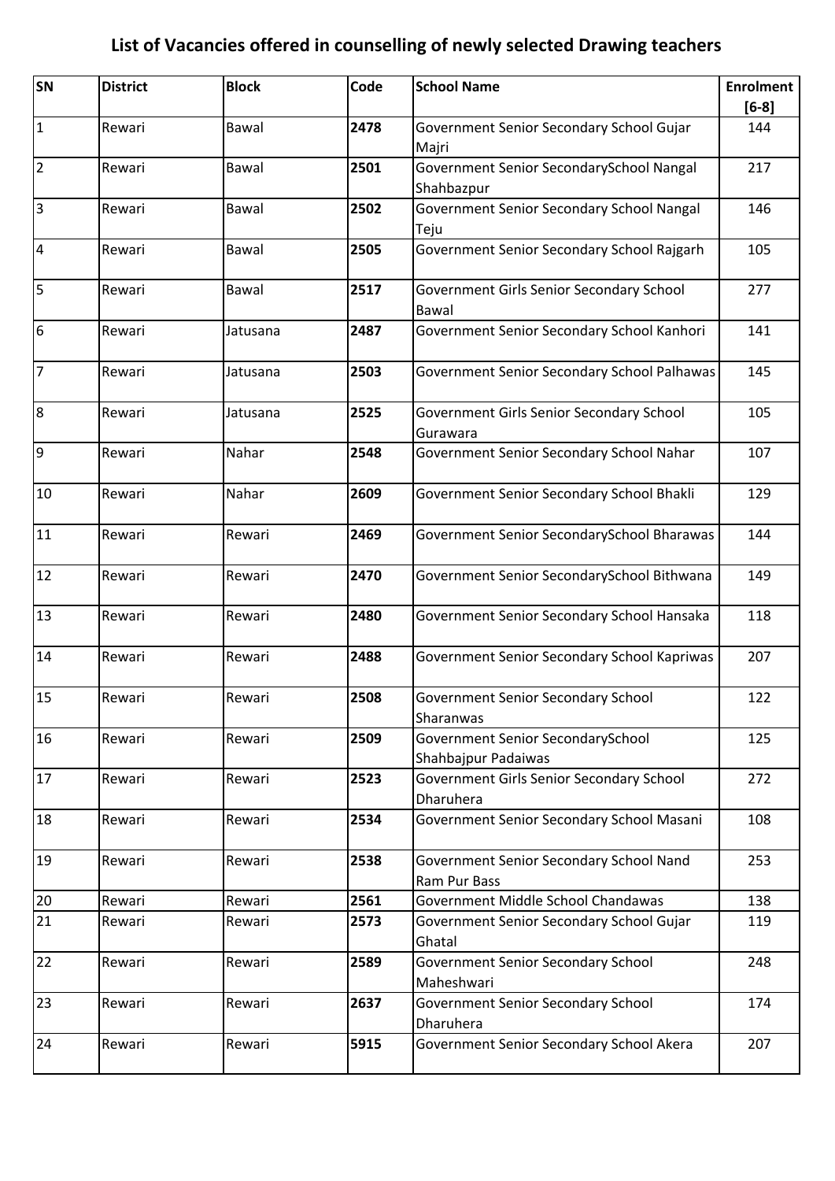# List of Vacancies offered in counselling of newly selected Drawing teachers

| SN | District | Block | Code | School Name | Enrolment [6-8] |
|---|---|---|---|---|---|
| 1 | Rewari | Bawal | **2478** | Government Senior Secondary School Gujar Majri | 144 |
| 2 | Rewari | Bawal | **2501** | Government Senior SecondarySchool Nangal Shahbazpur | 217 |
| 3 | Rewari | Bawal | **2502** | Government Senior Secondary School Nangal Teju | 146 |
| 4 | Rewari | Bawal | **2505** | Government Senior Secondary School Rajgarh | 105 |
| 5 | Rewari | Bawal | **2517** | Government Girls Senior Secondary School Bawal | 277 |
| 6 | Rewari | Jatusana | **2487** | Government Senior Secondary School Kanhori | 141 |
| 7 | Rewari | Jatusana | **2503** | Government Senior Secondary School Palhawas | 145 |
| 8 | Rewari | Jatusana | **2525** | Government Girls Senior Secondary School Gurawara | 105 |
| 9 | Rewari | Nahar | **2548** | Government Senior Secondary School Nahar | 107 |
| 10 | Rewari | Nahar | **2609** | Government Senior Secondary School Bhakli | 129 |
| 11 | Rewari | Rewari | **2469** | Government Senior SecondarySchool Bharawas | 144 |
| 12 | Rewari | Rewari | **2470** | Government Senior SecondarySchool Bithwana | 149 |
| 13 | Rewari | Rewari | **2480** | Government Senior Secondary School Hansaka | 118 |
| 14 | Rewari | Rewari | **2488** | Government Senior Secondary School Kapriwas | 207 |
| 15 | Rewari | Rewari | **2508** | Government Senior Secondary School Sharanwas | 122 |
| 16 | Rewari | Rewari | **2509** | Government Senior SecondarySchool Shahbajpur Padaiwas | 125 |
| 17 | Rewari | Rewari | **2523** | Government Girls Senior Secondary School Dharuhera | 272 |
| 18 | Rewari | Rewari | **2534** | Government Senior Secondary School Masani | 108 |
| 19 | Rewari | Rewari | **2538** | Government Senior Secondary School Nand Ram Pur Bass | 253 |
| 20 | Rewari | Rewari | **2561** | Government Middle School Chandawas | 138 |
| 21 | Rewari | Rewari | **2573** | Government Senior Secondary School Gujar Ghatal | 119 |
| 22 | Rewari | Rewari | **2589** | Government Senior Secondary School Maheshwari | 248 |
| 23 | Rewari | Rewari | **2637** | Government Senior Secondary School Dharuhera | 174 |
| 24 | Rewari | Rewari | **5915** | Government Senior Secondary School Akera | 207 |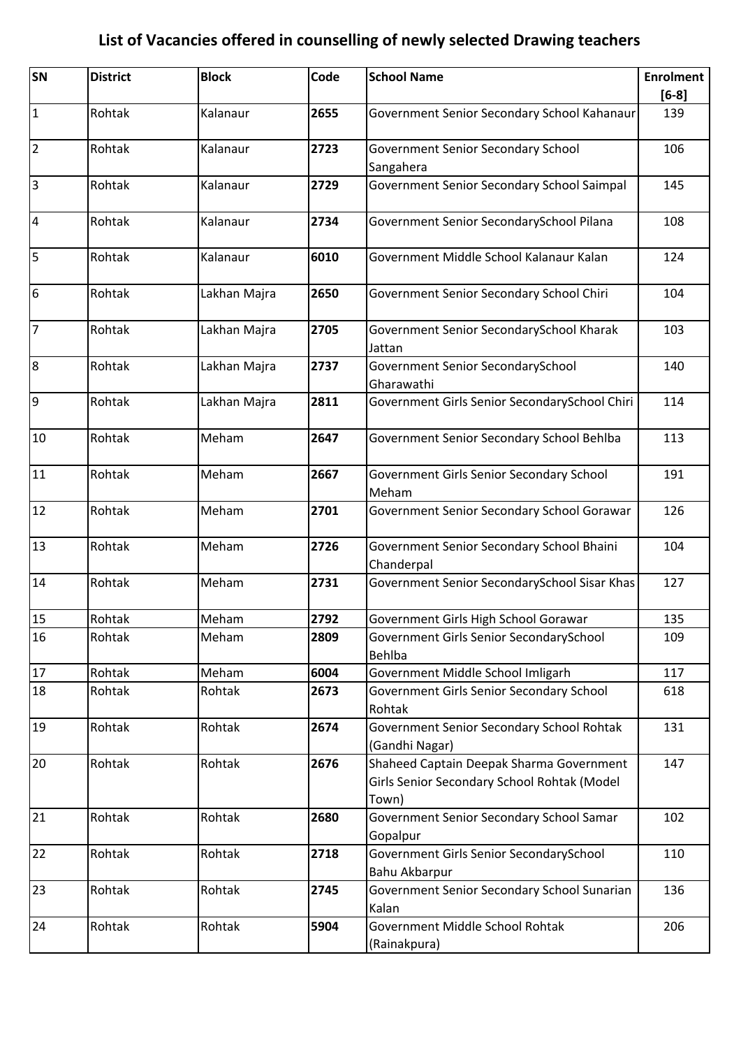# List of Vacancies offered in counselling of newly selected Drawing teachers

| SN | District | Block | Code | School Name | Enrolment [6-8] |
|---|---|---|---|---|---|
| 1 | Rohtak | Kalanaur | **2655** | Government Senior Secondary School Kahanaur | 139 |
| 2 | Rohtak | Kalanaur | **2723** | Government Senior Secondary School Sangahera | 106 |
| 3 | Rohtak | Kalanaur | **2729** | Government Senior Secondary School Saimpal | 145 |
| 4 | Rohtak | Kalanaur | **2734** | Government Senior SecondarySchool Pilana | 108 |
| 5 | Rohtak | Kalanaur | **6010** | Government Middle School Kalanaur Kalan | 124 |
| 6 | Rohtak | Lakhan Majra | **2650** | Government Senior Secondary School Chiri | 104 |
| 7 | Rohtak | Lakhan Majra | **2705** | Government Senior SecondarySchool Kharak Jattan | 103 |
| 8 | Rohtak | Lakhan Majra | **2737** | Government Senior SecondarySchool Gharawathi | 140 |
| 9 | Rohtak | Lakhan Majra | **2811** | Government Girls Senior SecondarySchool Chiri | 114 |
| 10 | Rohtak | Meham | **2647** | Government Senior Secondary School Behlba | 113 |
| 11 | Rohtak | Meham | **2667** | Government Girls Senior Secondary School Meham | 191 |
| 12 | Rohtak | Meham | **2701** | Government Senior Secondary School Gorawar | 126 |
| 13 | Rohtak | Meham | **2726** | Government Senior Secondary School Bhaini Chanderpal | 104 |
| 14 | Rohtak | Meham | **2731** | Government Senior SecondarySchool Sisar Khas | 127 |
| 15 | Rohtak | Meham | **2792** | Government Girls High School Gorawar | 135 |
| 16 | Rohtak | Meham | **2809** | Government Girls Senior SecondarySchool Behlba | 109 |
| 17 | Rohtak | Meham | **6004** | Government Middle School Imligarh | 117 |
| 18 | Rohtak | Rohtak | **2673** | Government Girls Senior Secondary School Rohtak | 618 |
| 19 | Rohtak | Rohtak | **2674** | Government Senior Secondary School Rohtak (Gandhi Nagar) | 131 |
| 20 | Rohtak | Rohtak | **2676** | Shaheed Captain Deepak Sharma Government Girls Senior Secondary School Rohtak (Model Town) | 147 |
| 21 | Rohtak | Rohtak | **2680** | Government Senior Secondary School Samar Gopalpur | 102 |
| 22 | Rohtak | Rohtak | **2718** | Government Girls Senior SecondarySchool Bahu Akbarpur | 110 |
| 23 | Rohtak | Rohtak | **2745** | Government Senior Secondary School Sunarian Kalan | 136 |
| 24 | Rohtak | Rohtak | **5904** | Government Middle School Rohtak (Rainakpura) | 206 |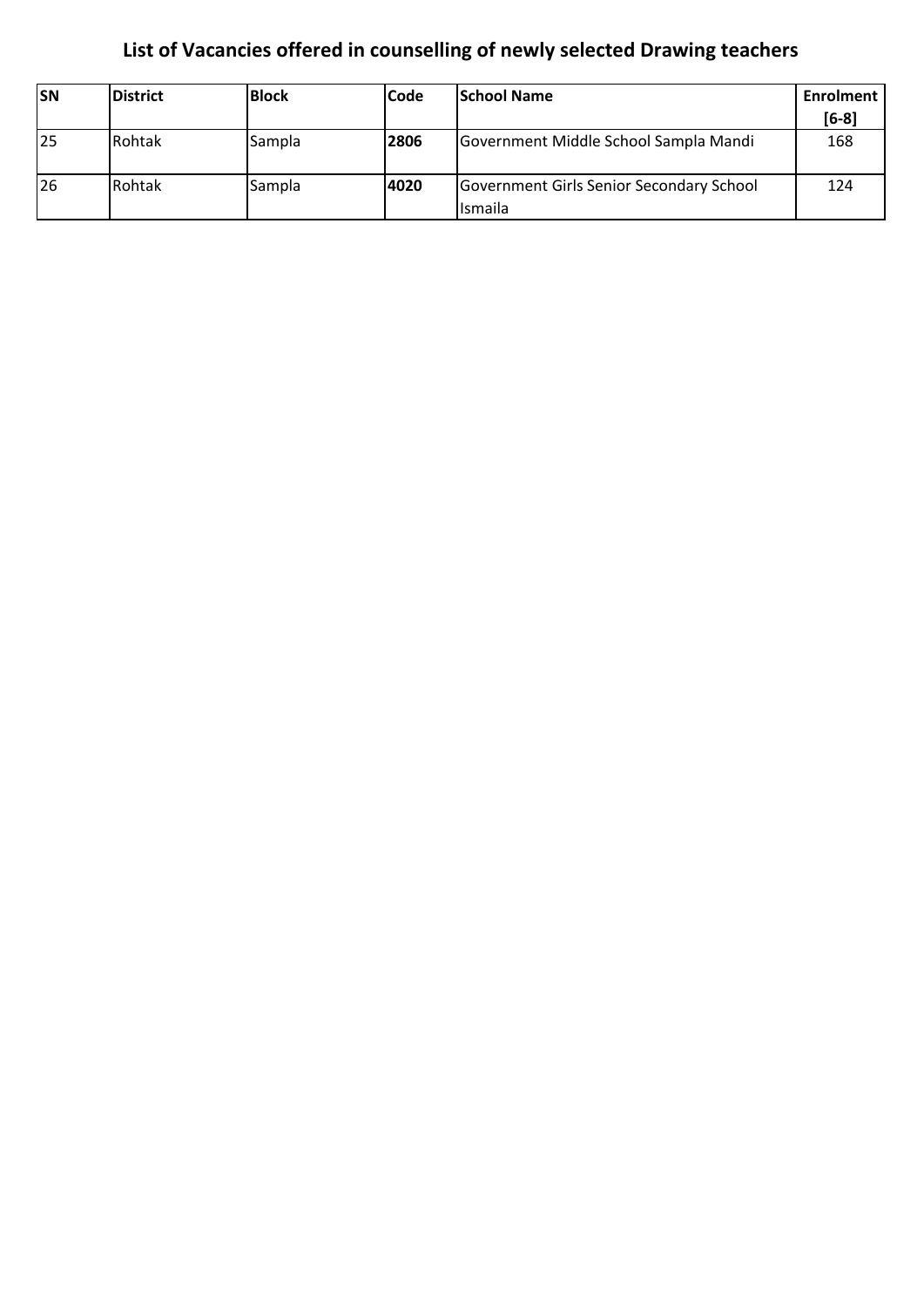# List of Vacancies offered in counselling of newly selected Drawing teachers

| SN | District | Block | Code | School Name | Enrolment [6-8] |
|---|---|---|---|---|---|
| 25 | Rohtak | Sampla | **2806** | Government Middle School Sampla Mandi | 168 |
| 26 | Rohtak | Sampla | **4020** | Government Girls Senior Secondary School Ismaila | 124 |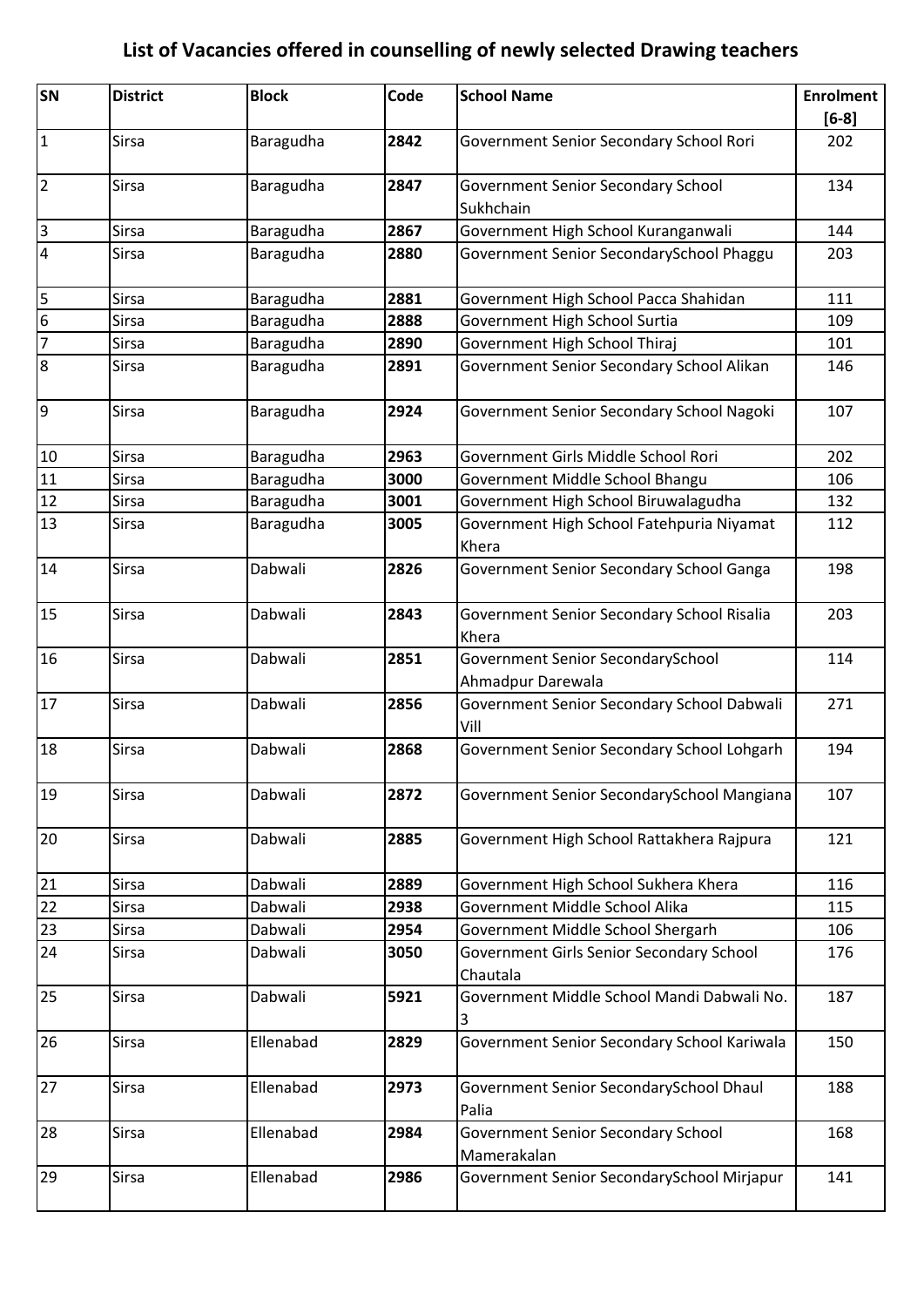# List of Vacancies offered in counselling of newly selected Drawing teachers

| SN | District | Block | Code | School Name | Enrolment [6-8] |
|---|---|---|---|---|---|
| 1 | Sirsa | Baragudha | **2842** | Government Senior Secondary School Rori | 202 |
| 2 | Sirsa | Baragudha | **2847** | Government Senior Secondary School Sukhchain | 134 |
| 3 | Sirsa | Baragudha | **2867** | Government High School Kuranganwali | 144 |
| 4 | Sirsa | Baragudha | **2880** | Government Senior SecondarySchool Phaggu | 203 |
| 5 | Sirsa | Baragudha | **2881** | Government High School Pacca Shahidan | 111 |
| 6 | Sirsa | Baragudha | **2888** | Government High School Surtia | 109 |
| 7 | Sirsa | Baragudha | **2890** | Government High School Thiraj | 101 |
| 8 | Sirsa | Baragudha | **2891** | Government Senior Secondary School Alikan | 146 |
| 9 | Sirsa | Baragudha | **2924** | Government Senior Secondary School Nagoki | 107 |
| 10 | Sirsa | Baragudha | **2963** | Government Girls Middle School Rori | 202 |
| 11 | Sirsa | Baragudha | **3000** | Government Middle School Bhangu | 106 |
| 12 | Sirsa | Baragudha | **3001** | Government High School Biruwalagudha | 132 |
| 13 | Sirsa | Baragudha | **3005** | Government High School Fatehpuria Niyamat Khera | 112 |
| 14 | Sirsa | Dabwali | **2826** | Government Senior Secondary School Ganga | 198 |
| 15 | Sirsa | Dabwali | **2843** | Government Senior Secondary School Risalia Khera | 203 |
| 16 | Sirsa | Dabwali | **2851** | Government Senior SecondarySchool Ahmadpur Darewala | 114 |
| 17 | Sirsa | Dabwali | **2856** | Government Senior Secondary School Dabwali Vill | 271 |
| 18 | Sirsa | Dabwali | **2868** | Government Senior Secondary School Lohgarh | 194 |
| 19 | Sirsa | Dabwali | **2872** | Government Senior SecondarySchool Mangiana | 107 |
| 20 | Sirsa | Dabwali | **2885** | Government High School Rattakhera Rajpura | 121 |
| 21 | Sirsa | Dabwali | **2889** | Government High School Sukhera Khera | 116 |
| 22 | Sirsa | Dabwali | **2938** | Government Middle School Alika | 115 |
| 23 | Sirsa | Dabwali | **2954** | Government Middle School Shergarh | 106 |
| 24 | Sirsa | Dabwali | **3050** | Government Girls Senior Secondary School Chautala | 176 |
| 25 | Sirsa | Dabwali | **5921** | Government Middle School Mandi Dabwali No. 3 | 187 |
| 26 | Sirsa | Ellenabad | **2829** | Government Senior Secondary School Kariwala | 150 |
| 27 | Sirsa | Ellenabad | **2973** | Government Senior SecondarySchool Dhaul Palia | 188 |
| 28 | Sirsa | Ellenabad | **2984** | Government Senior Secondary School Mamerakalan | 168 |
| 29 | Sirsa | Ellenabad | **2986** | Government Senior SecondarySchool Mirjapur | 141 |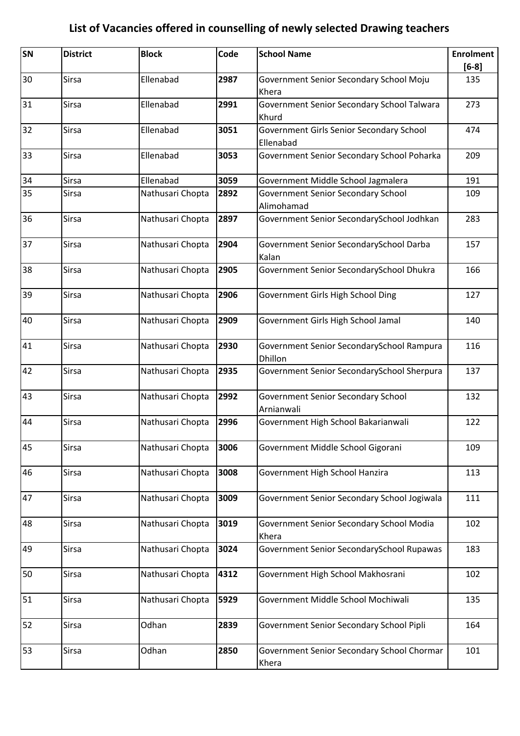# List of Vacancies offered in counselling of newly selected Drawing teachers

| SN | District | Block | Code | School Name | Enrolment [6-8] |
|---|---|---|---|---|---|
| 30 | Sirsa | Ellenabad | **2987** | Government Senior Secondary School Moju Khera | 135 |
| 31 | Sirsa | Ellenabad | **2991** | Government Senior Secondary School Talwara Khurd | 273 |
| 32 | Sirsa | Ellenabad | **3051** | Government Girls Senior Secondary School Ellenabad | 474 |
| 33 | Sirsa | Ellenabad | **3053** | Government Senior Secondary School Poharka | 209 |
| 34 | Sirsa | Ellenabad | **3059** | Government Middle School Jagmalera | 191 |
| 35 | Sirsa | Nathusari Chopta | **2892** | Government Senior Secondary School Alimohamad | 109 |
| 36 | Sirsa | Nathusari Chopta | **2897** | Government Senior SecondarySchool Jodhkan | 283 |
| 37 | Sirsa | Nathusari Chopta | **2904** | Government Senior SecondarySchool Darba Kalan | 157 |
| 38 | Sirsa | Nathusari Chopta | **2905** | Government Senior SecondarySchool Dhukra | 166 |
| 39 | Sirsa | Nathusari Chopta | **2906** | Government Girls High School Ding | 127 |
| 40 | Sirsa | Nathusari Chopta | **2909** | Government Girls High School Jamal | 140 |
| 41 | Sirsa | Nathusari Chopta | **2930** | Government Senior SecondarySchool Rampura Dhillon | 116 |
| 42 | Sirsa | Nathusari Chopta | **2935** | Government Senior SecondarySchool Sherpura | 137 |
| 43 | Sirsa | Nathusari Chopta | **2992** | Government Senior Secondary School Arnianwali | 132 |
| 44 | Sirsa | Nathusari Chopta | **2996** | Government High School Bakarianwali | 122 |
| 45 | Sirsa | Nathusari Chopta | **3006** | Government Middle School Gigorani | 109 |
| 46 | Sirsa | Nathusari Chopta | **3008** | Government High School Hanzira | 113 |
| 47 | Sirsa | Nathusari Chopta | **3009** | Government Senior Secondary School Jogiwala | 111 |
| 48 | Sirsa | Nathusari Chopta | **3019** | Government Senior Secondary School Modia Khera | 102 |
| 49 | Sirsa | Nathusari Chopta | **3024** | Government Senior SecondarySchool Rupawas | 183 |
| 50 | Sirsa | Nathusari Chopta | **4312** | Government High School Makhosrani | 102 |
| 51 | Sirsa | Nathusari Chopta | **5929** | Government Middle School Mochiwali | 135 |
| 52 | Sirsa | Odhan | **2839** | Government Senior Secondary School Pipli | 164 |
| 53 | Sirsa | Odhan | **2850** | Government Senior Secondary School Chormar Khera | 101 |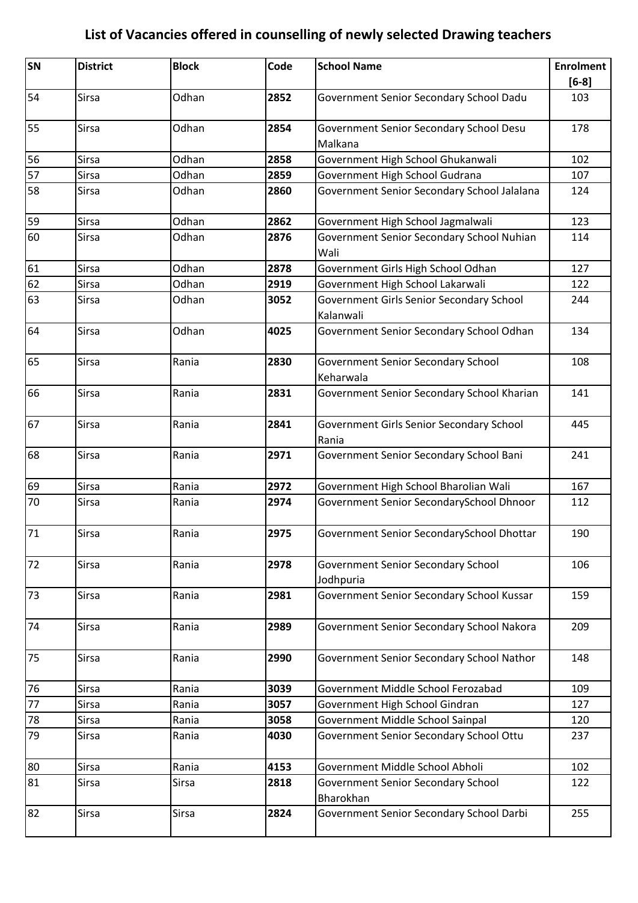# List of Vacancies offered in counselling of newly selected Drawing teachers

| SN | District | Block | Code | School Name | Enrolment [6-8] |
|---|---|---|---|---|---|
| 54 | Sirsa | Odhan | **2852** | Government Senior Secondary School Dadu | 103 |
| 55 | Sirsa | Odhan | **2854** | Government Senior Secondary School Desu Malkana | 178 |
| 56 | Sirsa | Odhan | **2858** | Government High School Ghukanwali | 102 |
| 57 | Sirsa | Odhan | **2859** | Government High School Gudrana | 107 |
| 58 | Sirsa | Odhan | **2860** | Government Senior Secondary School Jalalana | 124 |
| 59 | Sirsa | Odhan | **2862** | Government High School Jagmalwali | 123 |
| 60 | Sirsa | Odhan | **2876** | Government Senior Secondary School Nuhian Wali | 114 |
| 61 | Sirsa | Odhan | **2878** | Government Girls High School Odhan | 127 |
| 62 | Sirsa | Odhan | **2919** | Government High School Lakarwali | 122 |
| 63 | Sirsa | Odhan | **3052** | Government Girls Senior Secondary School Kalanwali | 244 |
| 64 | Sirsa | Odhan | **4025** | Government Senior Secondary School Odhan | 134 |
| 65 | Sirsa | Rania | **2830** | Government Senior Secondary School Keharwala | 108 |
| 66 | Sirsa | Rania | **2831** | Government Senior Secondary School Kharian | 141 |
| 67 | Sirsa | Rania | **2841** | Government Girls Senior Secondary School Rania | 445 |
| 68 | Sirsa | Rania | **2971** | Government Senior Secondary School Bani | 241 |
| 69 | Sirsa | Rania | **2972** | Government High School Bharolian Wali | 167 |
| 70 | Sirsa | Rania | **2974** | Government Senior SecondarySchool Dhnoor | 112 |
| 71 | Sirsa | Rania | **2975** | Government Senior SecondarySchool Dhottar | 190 |
| 72 | Sirsa | Rania | **2978** | Government Senior Secondary School Jodhpuria | 106 |
| 73 | Sirsa | Rania | **2981** | Government Senior Secondary School Kussar | 159 |
| 74 | Sirsa | Rania | **2989** | Government Senior Secondary School Nakora | 209 |
| 75 | Sirsa | Rania | **2990** | Government Senior Secondary School Nathor | 148 |
| 76 | Sirsa | Rania | **3039** | Government Middle School Ferozabad | 109 |
| 77 | Sirsa | Rania | **3057** | Government High School Gindran | 127 |
| 78 | Sirsa | Rania | **3058** | Government Middle School Sainpal | 120 |
| 79 | Sirsa | Rania | **4030** | Government Senior Secondary School Ottu | 237 |
| 80 | Sirsa | Rania | **4153** | Government Middle School Abholi | 102 |
| 81 | Sirsa | Sirsa | **2818** | Government Senior Secondary School Bharokhan | 122 |
| 82 | Sirsa | Sirsa | **2824** | Government Senior Secondary School Darbi | 255 |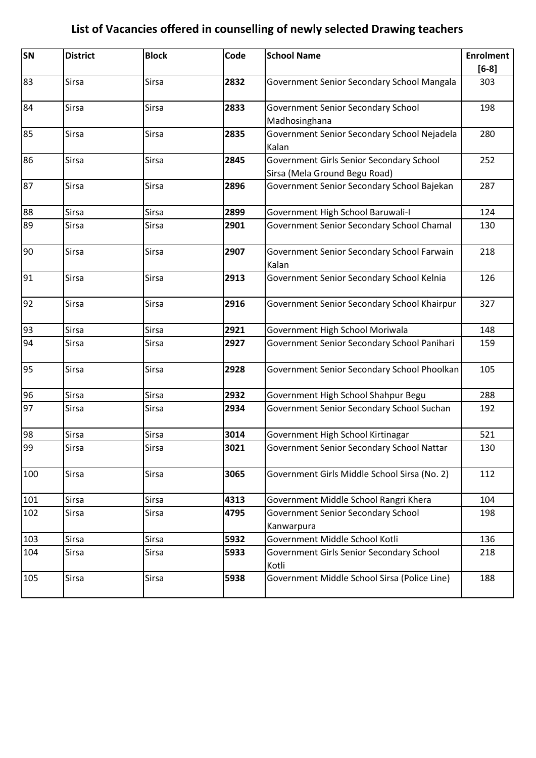# List of Vacancies offered in counselling of newly selected Drawing teachers

| SN | District | Block | Code | School Name | Enrolment [6-8] |
|---|---|---|---|---|---|
| 83 | Sirsa | Sirsa | **2832** | Government Senior Secondary School Mangala | 303 |
| 84 | Sirsa | Sirsa | **2833** | Government Senior Secondary School Madhosinghana | 198 |
| 85 | Sirsa | Sirsa | **2835** | Government Senior Secondary School Nejadela Kalan | 280 |
| 86 | Sirsa | Sirsa | **2845** | Government Girls Senior Secondary School Sirsa (Mela Ground Begu Road) | 252 |
| 87 | Sirsa | Sirsa | **2896** | Government Senior Secondary School Bajekan | 287 |
| 88 | Sirsa | Sirsa | **2899** | Government High School Baruwali-I | 124 |
| 89 | Sirsa | Sirsa | **2901** | Government Senior Secondary School Chamal | 130 |
| 90 | Sirsa | Sirsa | **2907** | Government Senior Secondary School Farwain Kalan | 218 |
| 91 | Sirsa | Sirsa | **2913** | Government Senior Secondary School Kelnia | 126 |
| 92 | Sirsa | Sirsa | **2916** | Government Senior Secondary School Khairpur | 327 |
| 93 | Sirsa | Sirsa | **2921** | Government High School Moriwala | 148 |
| 94 | Sirsa | Sirsa | **2927** | Government Senior Secondary School Panihari | 159 |
| 95 | Sirsa | Sirsa | **2928** | Government Senior Secondary School Phoolkan | 105 |
| 96 | Sirsa | Sirsa | **2932** | Government High School Shahpur Begu | 288 |
| 97 | Sirsa | Sirsa | **2934** | Government Senior Secondary School Suchan | 192 |
| 98 | Sirsa | Sirsa | **3014** | Government High School Kirtinagar | 521 |
| 99 | Sirsa | Sirsa | **3021** | Government Senior Secondary School Nattar | 130 |
| 100 | Sirsa | Sirsa | **3065** | Government Girls Middle School Sirsa (No. 2) | 112 |
| 101 | Sirsa | Sirsa | **4313** | Government Middle School Rangri Khera | 104 |
| 102 | Sirsa | Sirsa | **4795** | Government Senior Secondary School Kanwarpura | 198 |
| 103 | Sirsa | Sirsa | **5932** | Government Middle School Kotli | 136 |
| 104 | Sirsa | Sirsa | **5933** | Government Girls Senior Secondary School Kotli | 218 |
| 105 | Sirsa | Sirsa | **5938** | Government Middle School Sirsa (Police Line) | 188 |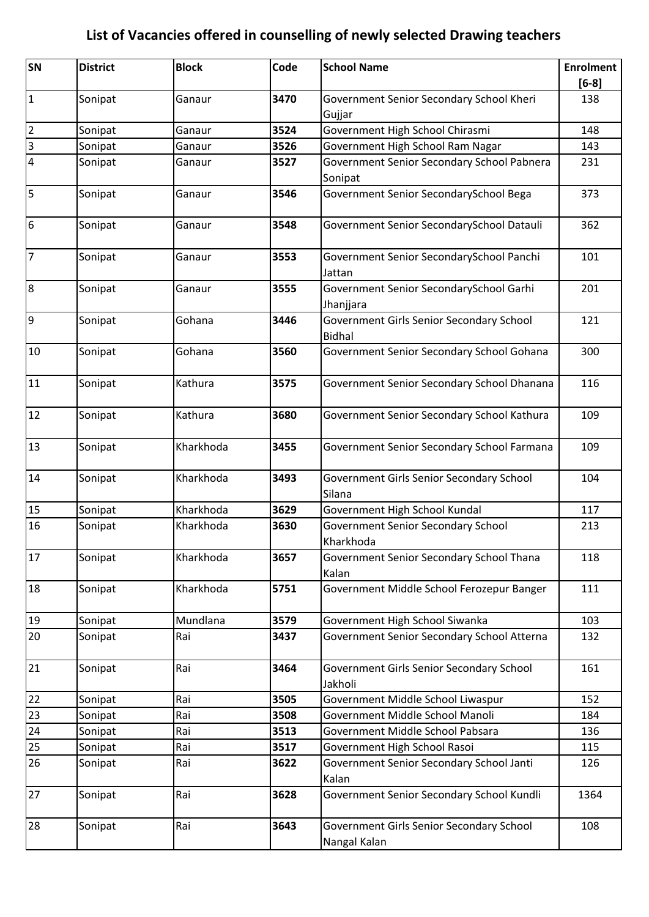# List of Vacancies offered in counselling of newly selected Drawing teachers

| SN | District | Block | Code | School Name | Enrolment [6-8] |
|---|---|---|---|---|---|
| 1 | Sonipat | Ganaur | **3470** | Government Senior Secondary School Kheri Gujjar | 138 |
| 2 | Sonipat | Ganaur | **3524** | Government High School Chirasmi | 148 |
| 3 | Sonipat | Ganaur | **3526** | Government High School Ram Nagar | 143 |
| 4 | Sonipat | Ganaur | **3527** | Government Senior Secondary School Pabnera Sonipat | 231 |
| 5 | Sonipat | Ganaur | **3546** | Government Senior SecondarySchool Bega | 373 |
| 6 | Sonipat | Ganaur | **3548** | Government Senior SecondarySchool Datauli | 362 |
| 7 | Sonipat | Ganaur | **3553** | Government Senior SecondarySchool Panchi Jattan | 101 |
| 8 | Sonipat | Ganaur | **3555** | Government Senior SecondarySchool Garhi Jhanjjara | 201 |
| 9 | Sonipat | Gohana | **3446** | Government Girls Senior Secondary School Bidhal | 121 |
| 10 | Sonipat | Gohana | **3560** | Government Senior Secondary School Gohana | 300 |
| 11 | Sonipat | Kathura | **3575** | Government Senior Secondary School Dhanana | 116 |
| 12 | Sonipat | Kathura | **3680** | Government Senior Secondary School Kathura | 109 |
| 13 | Sonipat | Kharkhoda | **3455** | Government Senior Secondary School Farmana | 109 |
| 14 | Sonipat | Kharkhoda | **3493** | Government Girls Senior Secondary School Silana | 104 |
| 15 | Sonipat | Kharkhoda | **3629** | Government High School Kundal | 117 |
| 16 | Sonipat | Kharkhoda | **3630** | Government Senior Secondary School Kharkhoda | 213 |
| 17 | Sonipat | Kharkhoda | **3657** | Government Senior Secondary School Thana Kalan | 118 |
| 18 | Sonipat | Kharkhoda | **5751** | Government Middle School Ferozepur Banger | 111 |
| 19 | Sonipat | Mundlana | **3579** | Government High School Siwanka | 103 |
| 20 | Sonipat | Rai | **3437** | Government Senior Secondary School Atterna | 132 |
| 21 | Sonipat | Rai | **3464** | Government Girls Senior Secondary School Jakholi | 161 |
| 22 | Sonipat | Rai | **3505** | Government Middle School Liwaspur | 152 |
| 23 | Sonipat | Rai | **3508** | Government Middle School Manoli | 184 |
| 24 | Sonipat | Rai | **3513** | Government Middle School Pabsara | 136 |
| 25 | Sonipat | Rai | **3517** | Government High School Rasoi | 115 |
| 26 | Sonipat | Rai | **3622** | Government Senior Secondary School Janti Kalan | 126 |
| 27 | Sonipat | Rai | **3628** | Government Senior Secondary School Kundli | 1364 |
| 28 | Sonipat | Rai | **3643** | Government Girls Senior Secondary School Nangal Kalan | 108 |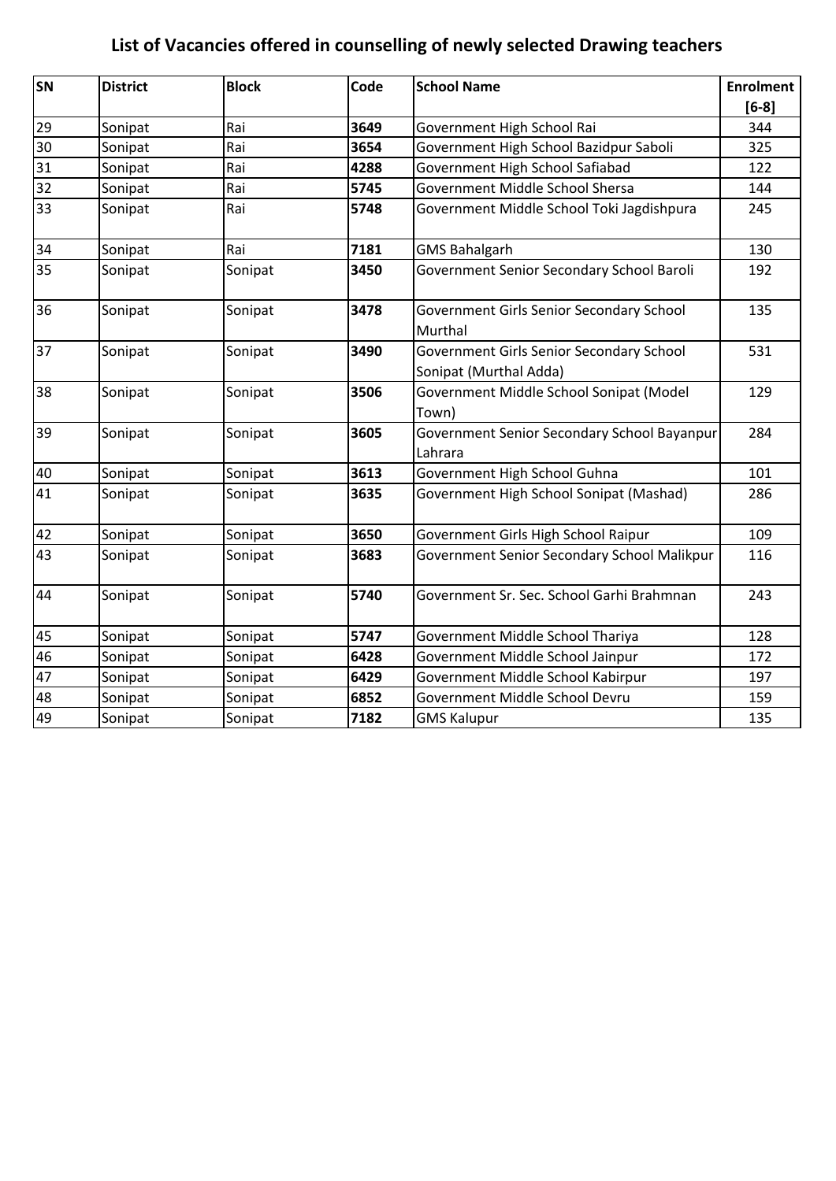## List of Vacancies offered in counselling of newly selected Drawing teachers

| SN | District | Block | Code | School Name | Enrolment [6-8] |
|---|---|---|---|---|---|
| 29 | Sonipat | Rai | **3649** | Government High School Rai | 344 |
| 30 | Sonipat | Rai | **3654** | Government High School Bazidpur Saboli | 325 |
| 31 | Sonipat | Rai | **4288** | Government High School Safiabad | 122 |
| 32 | Sonipat | Rai | **5745** | Government Middle School Shersa | 144 |
| 33 | Sonipat | Rai | **5748** | Government Middle School Toki Jagdishpura | 245 |
| 34 | Sonipat | Rai | **7181** | GMS Bahalgarh | 130 |
| 35 | Sonipat | Sonipat | **3450** | Government Senior Secondary School Baroli | 192 |
| 36 | Sonipat | Sonipat | **3478** | Government Girls Senior Secondary School Murthal | 135 |
| 37 | Sonipat | Sonipat | **3490** | Government Girls Senior Secondary School Sonipat (Murthal Adda) | 531 |
| 38 | Sonipat | Sonipat | **3506** | Government Middle School Sonipat (Model Town) | 129 |
| 39 | Sonipat | Sonipat | **3605** | Government Senior Secondary School Bayanpur Lahrara | 284 |
| 40 | Sonipat | Sonipat | **3613** | Government High School Guhna | 101 |
| 41 | Sonipat | Sonipat | **3635** | Government High School Sonipat (Mashad) | 286 |
| 42 | Sonipat | Sonipat | **3650** | Government Girls High School Raipur | 109 |
| 43 | Sonipat | Sonipat | **3683** | Government Senior Secondary School Malikpur | 116 |
| 44 | Sonipat | Sonipat | **5740** | Government Sr. Sec. School Garhi Brahmnan | 243 |
| 45 | Sonipat | Sonipat | **5747** | Government Middle School Thariya | 128 |
| 46 | Sonipat | Sonipat | **6428** | Government Middle School Jainpur | 172 |
| 47 | Sonipat | Sonipat | **6429** | Government Middle School Kabirpur | 197 |
| 48 | Sonipat | Sonipat | **6852** | Government Middle School Devru | 159 |
| 49 | Sonipat | Sonipat | **7182** | GMS Kalupur | 135 |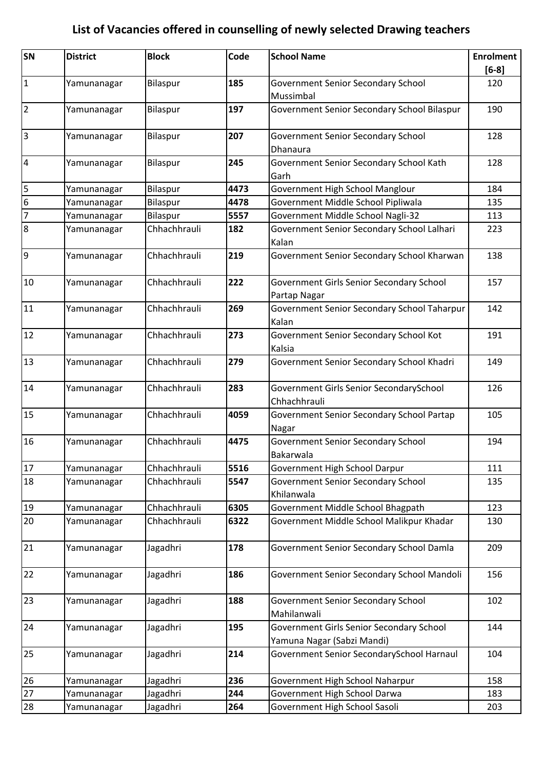# List of Vacancies offered in counselling of newly selected Drawing teachers

| SN | District | Block | Code | School Name | Enrolment [6-8] |
|---|---|---|---|---|---|
| 1 | Yamunanagar | Bilaspur | **185** | Government Senior Secondary School Mussimbal | 120 |
| 2 | Yamunanagar | Bilaspur | **197** | Government Senior Secondary School Bilaspur | 190 |
| 3 | Yamunanagar | Bilaspur | **207** | Government Senior Secondary School Dhanaura | 128 |
| 4 | Yamunanagar | Bilaspur | **245** | Government Senior Secondary School Kath Garh | 128 |
| 5 | Yamunanagar | Bilaspur | **4473** | Government High School Manglour | 184 |
| 6 | Yamunanagar | Bilaspur | **4478** | Government Middle School Pipliwala | 135 |
| 7 | Yamunanagar | Bilaspur | **5557** | Government Middle School Nagli-32 | 113 |
| 8 | Yamunanagar | Chhachhrauli | **182** | Government Senior Secondary School Lalhari Kalan | 223 |
| 9 | Yamunanagar | Chhachhrauli | **219** | Government Senior Secondary School Kharwan | 138 |
| 10 | Yamunanagar | Chhachhrauli | **222** | Government Girls Senior Secondary School Partap Nagar | 157 |
| 11 | Yamunanagar | Chhachhrauli | **269** | Government Senior Secondary School Taharpur Kalan | 142 |
| 12 | Yamunanagar | Chhachhrauli | **273** | Government Senior Secondary School Kot Kalsia | 191 |
| 13 | Yamunanagar | Chhachhrauli | **279** | Government Senior Secondary School Khadri | 149 |
| 14 | Yamunanagar | Chhachhrauli | **283** | Government Girls Senior SecondarySchool Chhachhrauli | 126 |
| 15 | Yamunanagar | Chhachhrauli | **4059** | Government Senior Secondary School Partap Nagar | 105 |
| 16 | Yamunanagar | Chhachhrauli | **4475** | Government Senior Secondary School Bakarwala | 194 |
| 17 | Yamunanagar | Chhachhrauli | **5516** | Government High School Darpur | 111 |
| 18 | Yamunanagar | Chhachhrauli | **5547** | Government Senior Secondary School Khilanwala | 135 |
| 19 | Yamunanagar | Chhachhrauli | **6305** | Government Middle School Bhagpath | 123 |
| 20 | Yamunanagar | Chhachhrauli | **6322** | Government Middle School Malikpur Khadar | 130 |
| 21 | Yamunanagar | Jagadhri | **178** | Government Senior Secondary School Damla | 209 |
| 22 | Yamunanagar | Jagadhri | **186** | Government Senior Secondary School Mandoli | 156 |
| 23 | Yamunanagar | Jagadhri | **188** | Government Senior Secondary School Mahilanwali | 102 |
| 24 | Yamunanagar | Jagadhri | **195** | Government Girls Senior Secondary School Yamuna Nagar (Sabzi Mandi) | 144 |
| 25 | Yamunanagar | Jagadhri | **214** | Government Senior SecondarySchool Harnaul | 104 |
| 26 | Yamunanagar | Jagadhri | **236** | Government High School Naharpur | 158 |
| 27 | Yamunanagar | Jagadhri | **244** | Government High School Darwa | 183 |
| 28 | Yamunanagar | Jagadhri | **264** | Government High School Sasoli | 203 |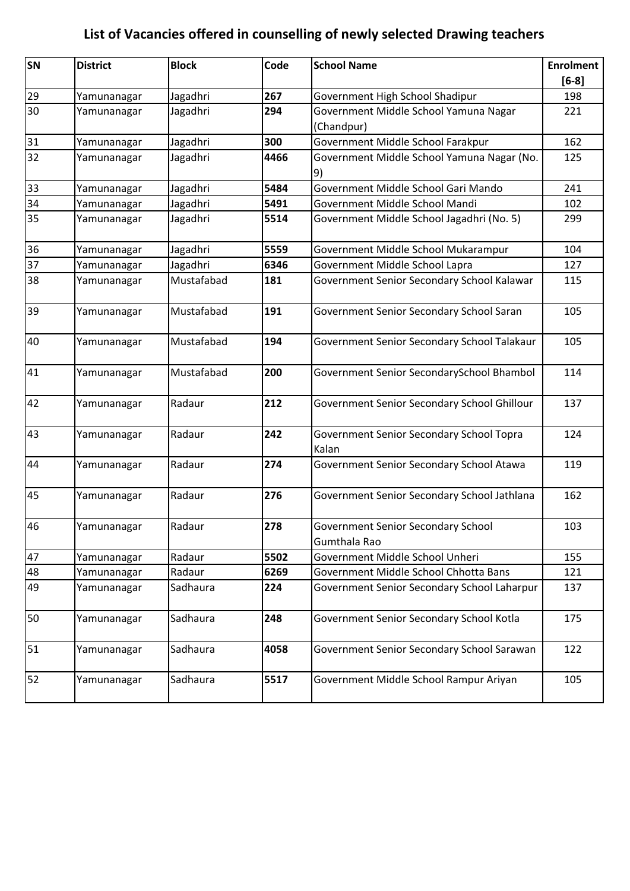# List of Vacancies offered in counselling of newly selected Drawing teachers

| SN | District | Block | Code | School Name | Enrolment [6-8] |
|---|---|---|---|---|---|
| 29 | Yamunanagar | Jagadhri | **267** | Government High School Shadipur | 198 |
| 30 | Yamunanagar | Jagadhri | **294** | Government Middle School Yamuna Nagar (Chandpur) | 221 |
| 31 | Yamunanagar | Jagadhri | **300** | Government Middle School Farakpur | 162 |
| 32 | Yamunanagar | Jagadhri | **4466** | Government Middle School Yamuna Nagar (No. 9) | 125 |
| 33 | Yamunanagar | Jagadhri | **5484** | Government Middle School Gari Mando | 241 |
| 34 | Yamunanagar | Jagadhri | **5491** | Government Middle School Mandi | 102 |
| 35 | Yamunanagar | Jagadhri | **5514** | Government Middle School Jagadhri (No. 5) | 299 |
| 36 | Yamunanagar | Jagadhri | **5559** | Government Middle School Mukarampur | 104 |
| 37 | Yamunanagar | Jagadhri | **6346** | Government Middle School Lapra | 127 |
| 38 | Yamunanagar | Mustafabad | **181** | Government Senior Secondary School Kalawar | 115 |
| 39 | Yamunanagar | Mustafabad | **191** | Government Senior Secondary School Saran | 105 |
| 40 | Yamunanagar | Mustafabad | **194** | Government Senior Secondary School Talakaur | 105 |
| 41 | Yamunanagar | Mustafabad | **200** | Government Senior SecondarySchool Bhambol | 114 |
| 42 | Yamunanagar | Radaur | **212** | Government Senior Secondary School Ghillour | 137 |
| 43 | Yamunanagar | Radaur | **242** | Government Senior Secondary School Topra Kalan | 124 |
| 44 | Yamunanagar | Radaur | **274** | Government Senior Secondary School Atawa | 119 |
| 45 | Yamunanagar | Radaur | **276** | Government Senior Secondary School Jathlana | 162 |
| 46 | Yamunanagar | Radaur | **278** | Government Senior Secondary School Gumthala Rao | 103 |
| 47 | Yamunanagar | Radaur | **5502** | Government Middle School Unheri | 155 |
| 48 | Yamunanagar | Radaur | **6269** | Government Middle School Chhotta Bans | 121 |
| 49 | Yamunanagar | Sadhaura | **224** | Government Senior Secondary School Laharpur | 137 |
| 50 | Yamunanagar | Sadhaura | **248** | Government Senior Secondary School Kotla | 175 |
| 51 | Yamunanagar | Sadhaura | **4058** | Government Senior Secondary School Sarawan | 122 |
| 52 | Yamunanagar | Sadhaura | **5517** | Government Middle School Rampur Ariyan | 105 |